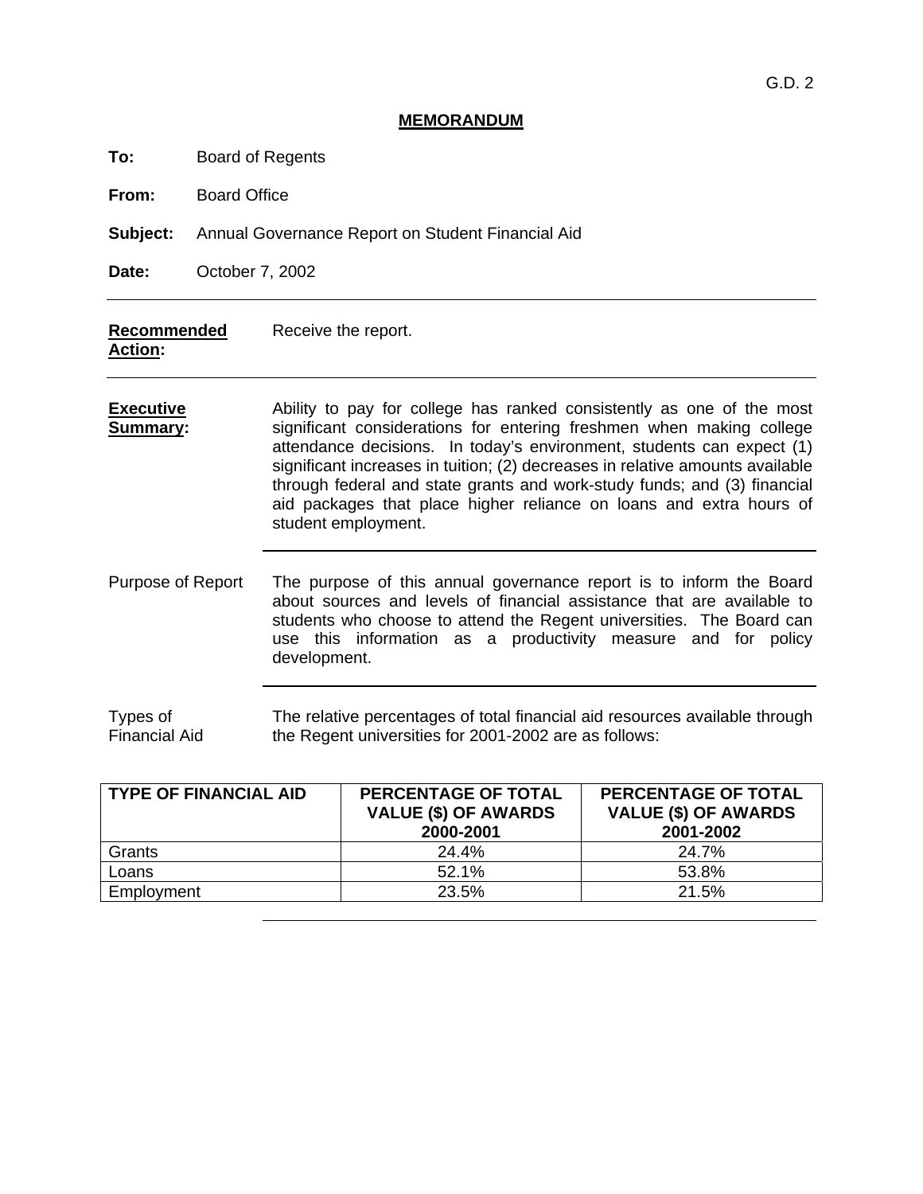G.D. 2

# MEMORANDUM

**To:** Board of Regents

**From:** Board Office

**Subject:** Annual Governance Report on Student Financial Aid

**Date:** October 7, 2002

---

**Recommended Action:** Receive the report.

---

**Executive Summary:** Ability to pay for college has ranked consistently as one of the most significant considerations for entering freshmen when making college attendance decisions. In today's environment, students can expect (1) significant increases in tuition; (2) decreases in relative amounts available through federal and state grants and work-study funds; and (3) financial aid packages that place higher reliance on loans and extra hours of student employment.

---

Purpose of Report: The purpose of this annual governance report is to inform the Board about sources and levels of financial assistance that are available to students who choose to attend the Regent universities. The Board can use this information as a productivity measure and for policy development.

---

Types of Financial Aid: The relative percentages of total financial aid resources available through the Regent universities for 2001-2002 are as follows:

| TYPE OF FINANCIAL AID | PERCENTAGE OF TOTAL VALUE ($) OF AWARDS 2000-2001 | PERCENTAGE OF TOTAL VALUE ($) OF AWARDS 2001-2002 |
|---|---|---|
| Grants | 24.4% | 24.7% |
| Loans | 52.1% | 53.8% |
| Employment | 23.5% | 21.5% |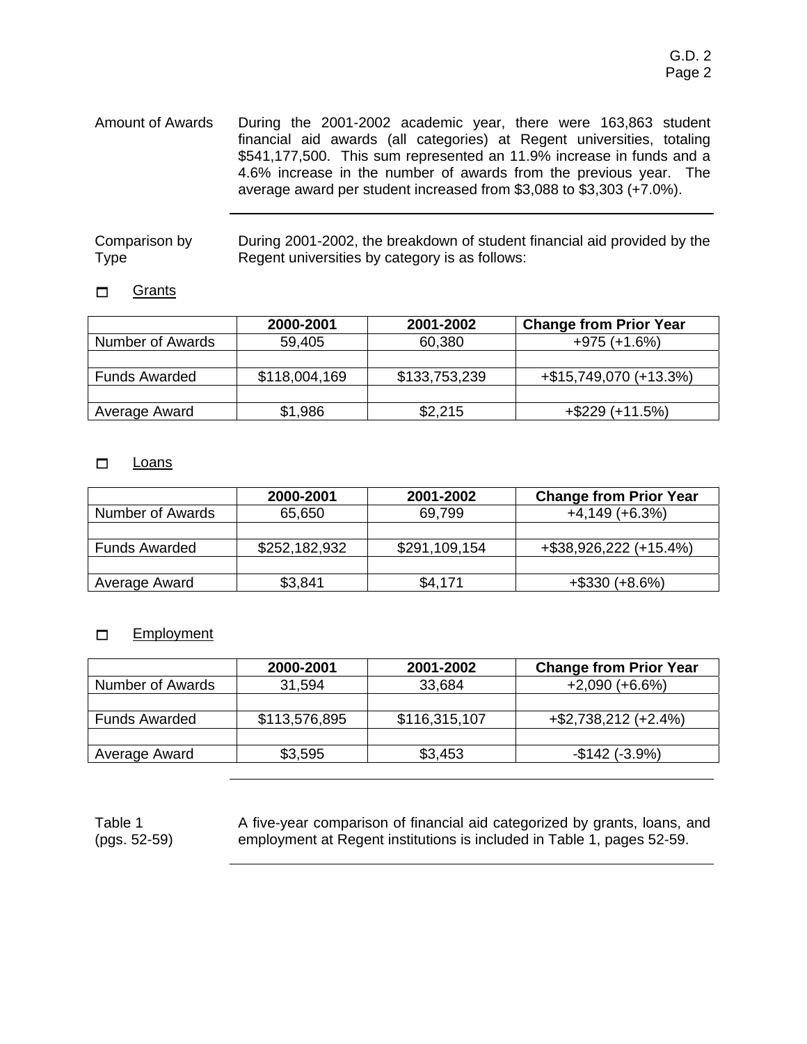Amount of Awards

During the 2001-2002 academic year, there were 163,863 student financial aid awards (all categories) at Regent universities, totaling $541,177,500. This sum represented an 11.9% increase in funds and a 4.6% increase in the number of awards from the previous year. The average award per student increased from $3,088 to $3,303 (+7.0%).

---

Comparison by Type

During 2001-2002, the breakdown of student financial aid provided by the Regent universities by category is as follows:

- Grants

| | 2000-2001 | 2001-2002 | Change from Prior Year |
|---|---|---|---|
| Number of Awards | 59,405 | 60,380 | +975 (+1.6%) |
| | | | |
| Funds Awarded | $118,004,169 | $133,753,239 | +$15,749,070 (+13.3%) |
| | | | |
| Average Award | $1,986 | $2,215 | +$229 (+11.5%) |

- Loans

| | 2000-2001 | 2001-2002 | Change from Prior Year |
|---|---|---|---|
| Number of Awards | 65,650 | 69,799 | +4,149 (+6.3%) |
| | | | |
| Funds Awarded | $252,182,932 | $291,109,154 | +$38,926,222 (+15.4%) |
| | | | |
| Average Award | $3,841 | $4,171 | +$330 (+8.6%) |

- Employment

| | 2000-2001 | 2001-2002 | Change from Prior Year |
|---|---|---|---|
| Number of Awards | 31,594 | 33,684 | +2,090 (+6.6%) |
| | | | |
| Funds Awarded | $113,576,895 | $116,315,107 | +$2,738,212 (+2.4%) |
| | | | |
| Average Award | $3,595 | $3,453 | -$142 (-3.9%) |

---

Table 1 (pgs. 52-59)

A five-year comparison of financial aid categorized by grants, loans, and employment at Regent institutions is included in Table 1, pages 52-59.

---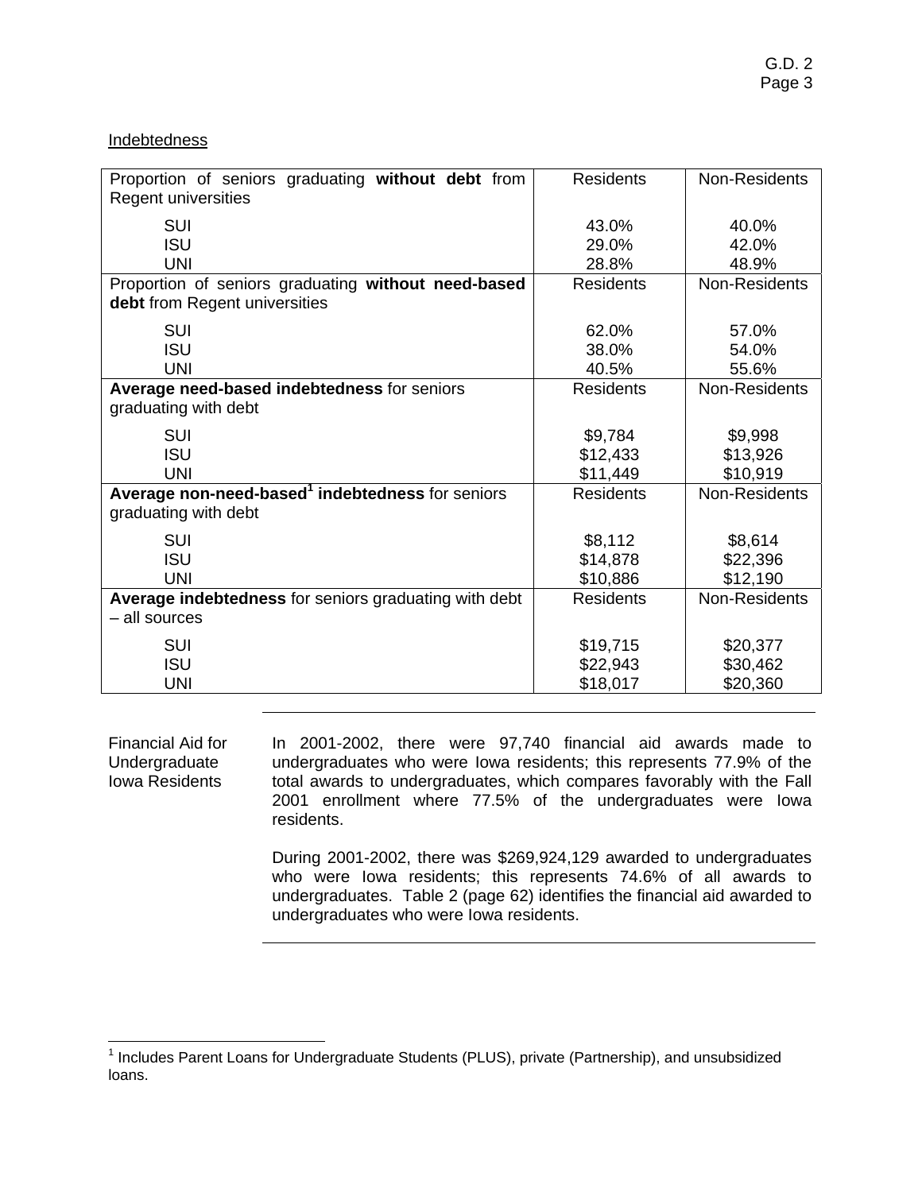Indebtedness

| Proportion of seniors graduating **without debt** from Regent universities | Residents | Non-Residents |
|---|---|---|
| SUI | 43.0% | 40.0% |
| ISU | 29.0% | 42.0% |
| UNI | 28.8% | 48.9% |
| Proportion of seniors graduating **without need-based debt** from Regent universities | Residents | Non-Residents |
| SUI | 62.0% | 57.0% |
| ISU | 38.0% | 54.0% |
| UNI | 40.5% | 55.6% |
| **Average need-based indebtedness** for seniors graduating with debt | Residents | Non-Residents |
| SUI | $9,784 | $9,998 |
| ISU | $12,433 | $13,926 |
| UNI | $11,449 | $10,919 |
| **Average non-need-based[1] indebtedness** for seniors graduating with debt | Residents | Non-Residents |
| SUI | $8,112 | $8,614 |
| ISU | $14,878 | $22,396 |
| UNI | $10,886 | $12,190 |
| **Average indebtedness** for seniors graduating with debt – all sources | Residents | Non-Residents |
| SUI | $19,715 | $20,377 |
| ISU | $22,943 | $30,462 |
| UNI | $18,017 | $20,360 |

Financial Aid for Undergraduate Iowa Residents

In 2001-2002, there were 97,740 financial aid awards made to undergraduates who were Iowa residents; this represents 77.9% of the total awards to undergraduates, which compares favorably with the Fall 2001 enrollment where 77.5% of the undergraduates were Iowa residents.

During 2001-2002, there was $269,924,129 awarded to undergraduates who were Iowa residents; this represents 74.6% of all awards to undergraduates. Table 2 (page 62) identifies the financial aid awarded to undergraduates who were Iowa residents.

[1] Includes Parent Loans for Undergraduate Students (PLUS), private (Partnership), and unsubsidized loans.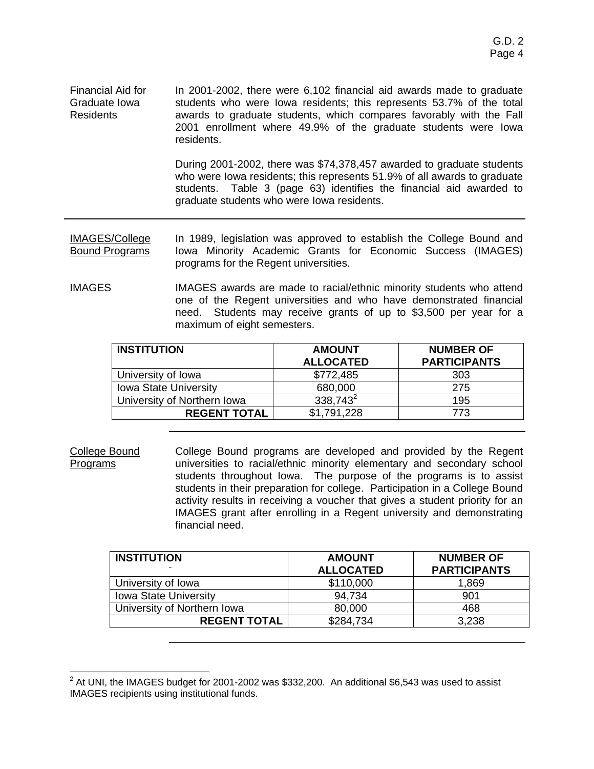**Financial Aid for Graduate Iowa Residents**

In 2001-2002, there were 6,102 financial aid awards made to graduate students who were Iowa residents; this represents 53.7% of the total awards to graduate students, which compares favorably with the Fall 2001 enrollment where 49.9% of the graduate students were Iowa residents.

During 2001-2002, there was $74,378,457 awarded to graduate students who were Iowa residents; this represents 51.9% of all awards to graduate students. Table 3 (page 63) identifies the financial aid awarded to graduate students who were Iowa residents.

---

**IMAGES/College Bound Programs**

In 1989, legislation was approved to establish the College Bound and Iowa Minority Academic Grants for Economic Success (IMAGES) programs for the Regent universities.

**IMAGES**

IMAGES awards are made to racial/ethnic minority students who attend one of the Regent universities and who have demonstrated financial need. Students may receive grants of up to $3,500 per year for a maximum of eight semesters.

| INSTITUTION | AMOUNT ALLOCATED | NUMBER OF PARTICIPANTS |
|---|---|---|
| University of Iowa | $772,485 | 303 |
| Iowa State University | 680,000 | 275 |
| University of Northern Iowa | 338,743[2] | 195 |
| **REGENT TOTAL** | $1,791,228 | 773 |

---

**College Bound Programs**

College Bound programs are developed and provided by the Regent universities to racial/ethnic minority elementary and secondary school students throughout Iowa. The purpose of the programs is to assist students in their preparation for college. Participation in a College Bound activity results in receiving a voucher that gives a student priority for an IMAGES grant after enrolling in a Regent university and demonstrating financial need.

| INSTITUTION | AMOUNT ALLOCATED | NUMBER OF PARTICIPANTS |
|---|---|---|
| University of Iowa | $110,000 | 1,869 |
| Iowa State University | 94,734 | 901 |
| University of Northern Iowa | 80,000 | 468 |
| **REGENT TOTAL** | $284,734 | 3,238 |

---

[2] At UNI, the IMAGES budget for 2001-2002 was $332,200. An additional $6,543 was used to assist IMAGES recipients using institutional funds.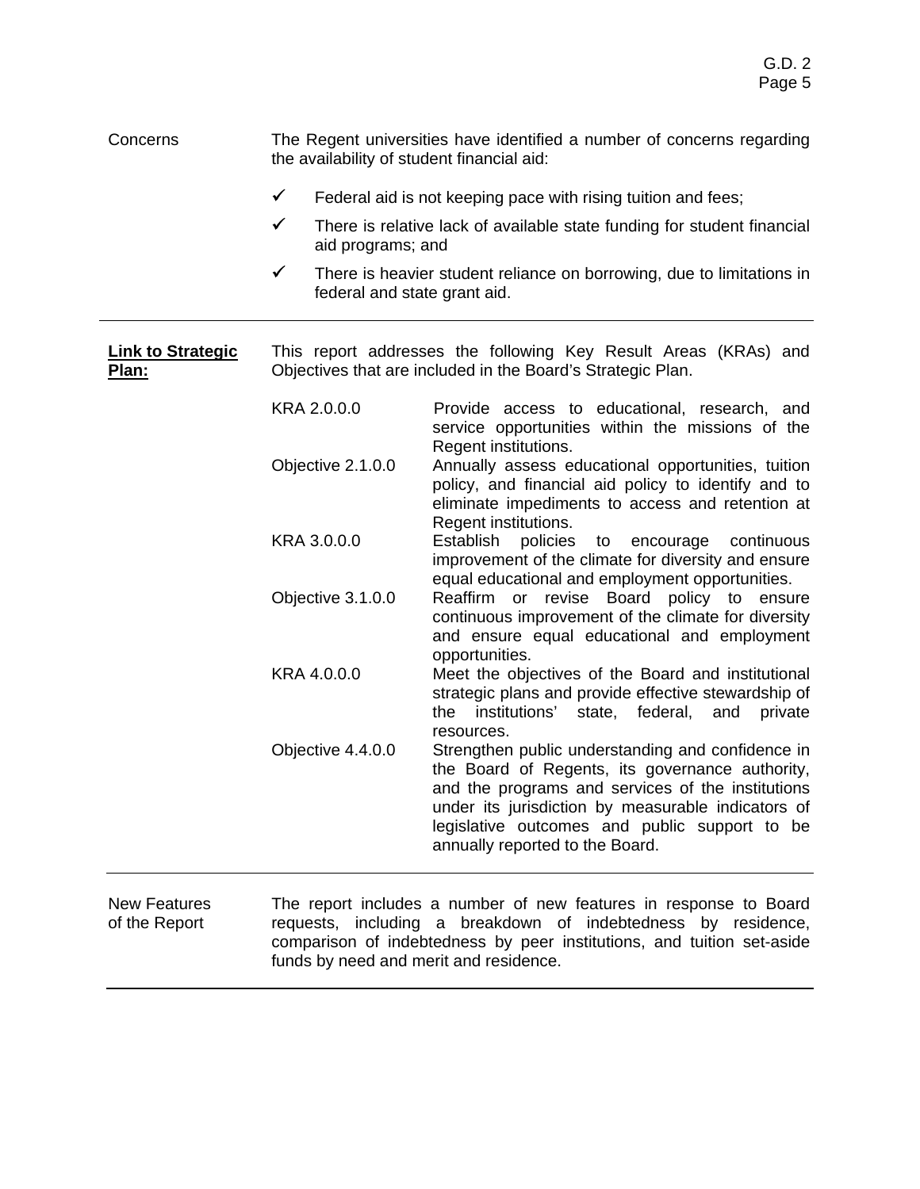Concerns

The Regent universities have identified a number of concerns regarding the availability of student financial aid:

- ✓ Federal aid is not keeping pace with rising tuition and fees;
- ✓ There is relative lack of available state funding for student financial aid programs; and
- ✓ There is heavier student reliance on borrowing, due to limitations in federal and state grant aid.

---

**Link to Strategic Plan:**

This report addresses the following Key Result Areas (KRAs) and Objectives that are included in the Board's Strategic Plan.

| | |
|---|---|
| KRA 2.0.0.0 | Provide access to educational, research, and service opportunities within the missions of the Regent institutions. |
| Objective 2.1.0.0 | Annually assess educational opportunities, tuition policy, and financial aid policy to identify and to eliminate impediments to access and retention at Regent institutions. |
| KRA 3.0.0.0 | Establish policies to encourage continuous improvement of the climate for diversity and ensure equal educational and employment opportunities. |
| Objective 3.1.0.0 | Reaffirm or revise Board policy to ensure continuous improvement of the climate for diversity and ensure equal educational and employment opportunities. |
| KRA 4.0.0.0 | Meet the objectives of the Board and institutional strategic plans and provide effective stewardship of the institutions' state, federal, and private resources. |
| Objective 4.4.0.0 | Strengthen public understanding and confidence in the Board of Regents, its governance authority, and the programs and services of the institutions under its jurisdiction by measurable indicators of legislative outcomes and public support to be annually reported to the Board. |

---

New Features of the Report

The report includes a number of new features in response to Board requests, including a breakdown of indebtedness by residence, comparison of indebtedness by peer institutions, and tuition set-aside funds by need and merit and residence.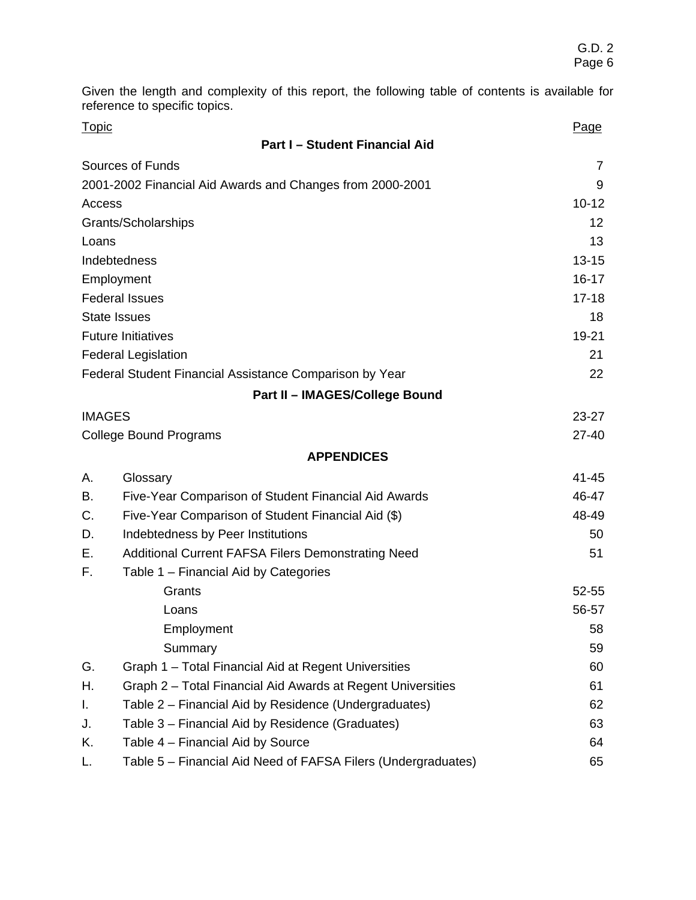Given the length and complexity of this report, the following table of contents is available for reference to specific topics.

| Topic | | Page |
|---|---|---|
| **Part I – Student Financial Aid** | | |
| Sources of Funds | | 7 |
| 2001-2002 Financial Aid Awards and Changes from 2000-2001 | | 9 |
| Access | | 10-12 |
| Grants/Scholarships | | 12 |
| Loans | | 13 |
| Indebtedness | | 13-15 |
| Employment | | 16-17 |
| Federal Issues | | 17-18 |
| State Issues | | 18 |
| Future Initiatives | | 19-21 |
| Federal Legislation | | 21 |
| Federal Student Financial Assistance Comparison by Year | | 22 |
| **Part II – IMAGES/College Bound** | | |
| IMAGES | | 23-27 |
| College Bound Programs | | 27-40 |
| **APPENDICES** | | |
| A. | Glossary | 41-45 |
| B. | Five-Year Comparison of Student Financial Aid Awards | 46-47 |
| C. | Five-Year Comparison of Student Financial Aid ($) | 48-49 |
| D. | Indebtedness by Peer Institutions | 50 |
| E. | Additional Current FAFSA Filers Demonstrating Need | 51 |
| F. | Table 1 – Financial Aid by Categories | |
| | Grants | 52-55 |
| | Loans | 56-57 |
| | Employment | 58 |
| | Summary | 59 |
| G. | Graph 1 – Total Financial Aid at Regent Universities | 60 |
| H. | Graph 2 – Total Financial Aid Awards at Regent Universities | 61 |
| I. | Table 2 – Financial Aid by Residence (Undergraduates) | 62 |
| J. | Table 3 – Financial Aid by Residence (Graduates) | 63 |
| K. | Table 4 – Financial Aid by Source | 64 |
| L. | Table 5 – Financial Aid Need of FAFSA Filers (Undergraduates) | 65 |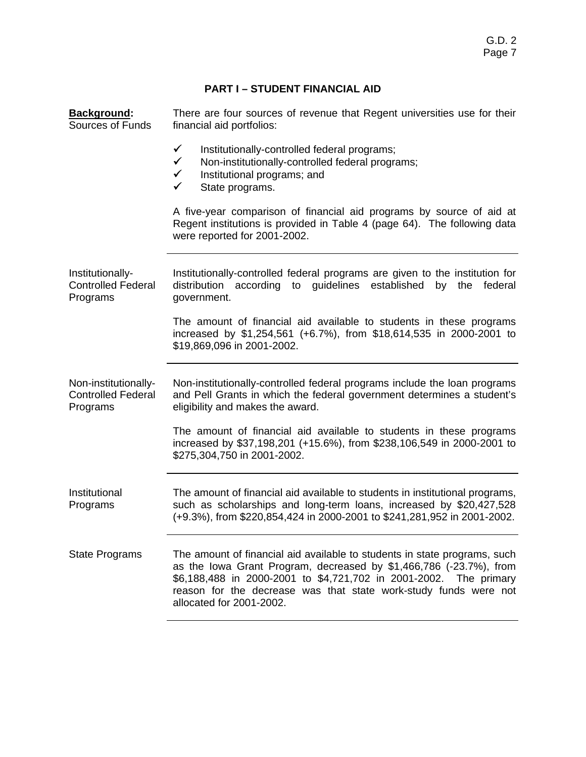## PART I – STUDENT FINANCIAL AID

**Background:**
Sources of Funds

There are four sources of revenue that Regent universities use for their financial aid portfolios:

- ✓ Institutionally-controlled federal programs;
- ✓ Non-institutionally-controlled federal programs;
- ✓ Institutional programs; and
- ✓ State programs.

A five-year comparison of financial aid programs by source of aid at Regent institutions is provided in Table 4 (page 64). The following data were reported for 2001-2002.

---

Institutionally-Controlled Federal Programs

Institutionally-controlled federal programs are given to the institution for distribution according to guidelines established by the federal government.

The amount of financial aid available to students in these programs increased by $1,254,561 (+6.7%), from $18,614,535 in 2000-2001 to $19,869,096 in 2001-2002.

---

Non-institutionally-Controlled Federal Programs

Non-institutionally-controlled federal programs include the loan programs and Pell Grants in which the federal government determines a student's eligibility and makes the award.

The amount of financial aid available to students in these programs increased by $37,198,201 (+15.6%), from $238,106,549 in 2000-2001 to $275,304,750 in 2001-2002.

---

Institutional Programs

The amount of financial aid available to students in institutional programs, such as scholarships and long-term loans, increased by $20,427,528 (+9.3%), from $220,854,424 in 2000-2001 to $241,281,952 in 2001-2002.

---

State Programs

The amount of financial aid available to students in state programs, such as the Iowa Grant Program, decreased by $1,466,786 (-23.7%), from $6,188,488 in 2000-2001 to $4,721,702 in 2001-2002. The primary reason for the decrease was that state work-study funds were not allocated for 2001-2002.

---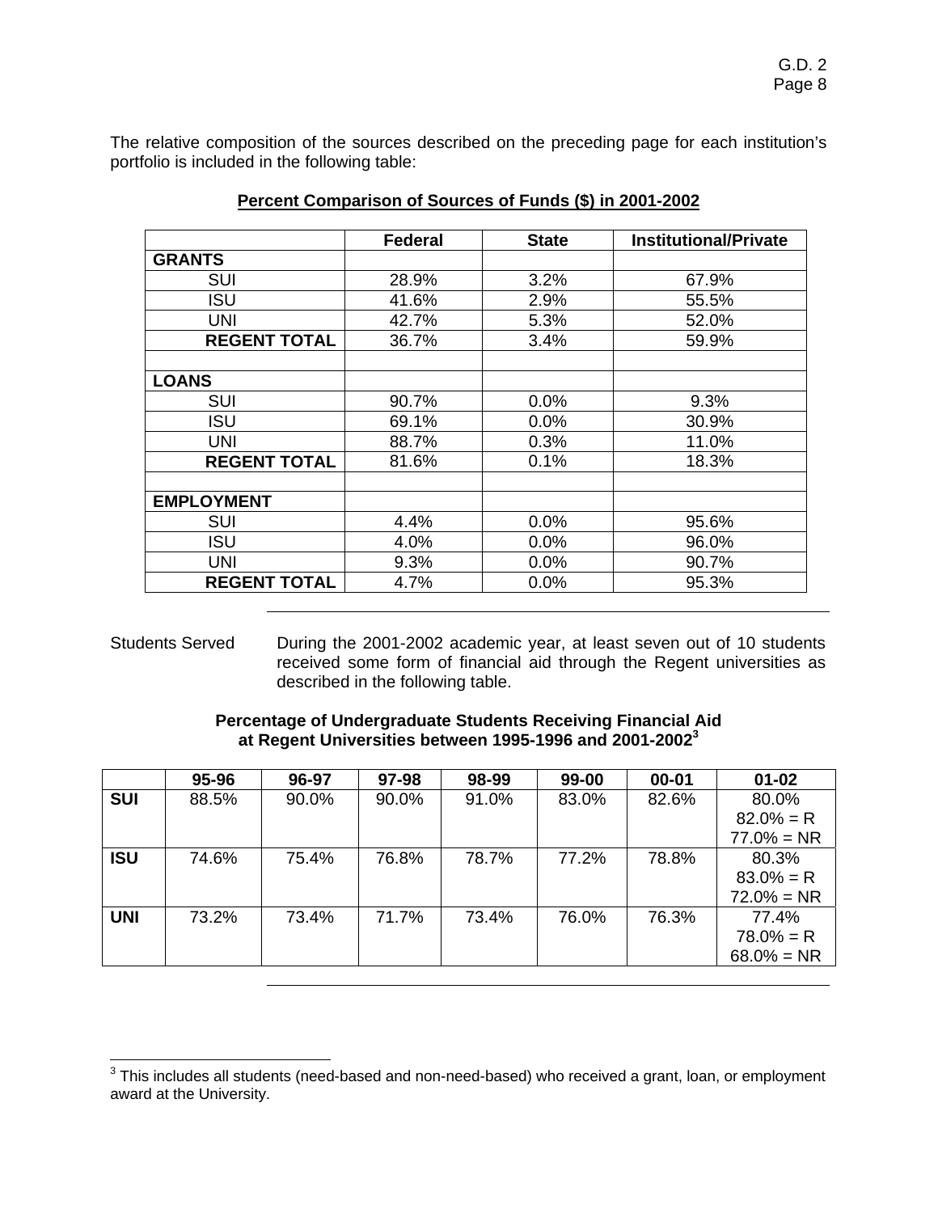The relative composition of the sources described on the preceding page for each institution's portfolio is included in the following table:

**Percent Comparison of Sources of Funds ($) in 2001-2002**

| | Federal | State | Institutional/Private |
|---|---|---|---|
| **GRANTS** | | | |
| SUI | 28.9% | 3.2% | 67.9% |
| ISU | 41.6% | 2.9% | 55.5% |
| UNI | 42.7% | 5.3% | 52.0% |
| **REGENT TOTAL** | 36.7% | 3.4% | 59.9% |
| | | | |
| **LOANS** | | | |
| SUI | 90.7% | 0.0% | 9.3% |
| ISU | 69.1% | 0.0% | 30.9% |
| UNI | 88.7% | 0.3% | 11.0% |
| **REGENT TOTAL** | 81.6% | 0.1% | 18.3% |
| | | | |
| **EMPLOYMENT** | | | |
| SUI | 4.4% | 0.0% | 95.6% |
| ISU | 4.0% | 0.0% | 96.0% |
| UNI | 9.3% | 0.0% | 90.7% |
| **REGENT TOTAL** | 4.7% | 0.0% | 95.3% |

Students Served — During the 2001-2002 academic year, at least seven out of 10 students received some form of financial aid through the Regent universities as described in the following table.

**Percentage of Undergraduate Students Receiving Financial Aid at Regent Universities between 1995-1996 and 2001-2002[3]**

| | 95-96 | 96-97 | 97-98 | 98-99 | 99-00 | 00-01 | 01-02 |
|---|---|---|---|---|---|---|---|
| **SUI** | 88.5% | 90.0% | 90.0% | 91.0% | 83.0% | 82.6% | 80.0% 82.0% = R 77.0% = NR |
| **ISU** | 74.6% | 75.4% | 76.8% | 78.7% | 77.2% | 78.8% | 80.3% 83.0% = R 72.0% = NR |
| **UNI** | 73.2% | 73.4% | 71.7% | 73.4% | 76.0% | 76.3% | 77.4% 78.0% = R 68.0% = NR |

[3] This includes all students (need-based and non-need-based) who received a grant, loan, or employment award at the University.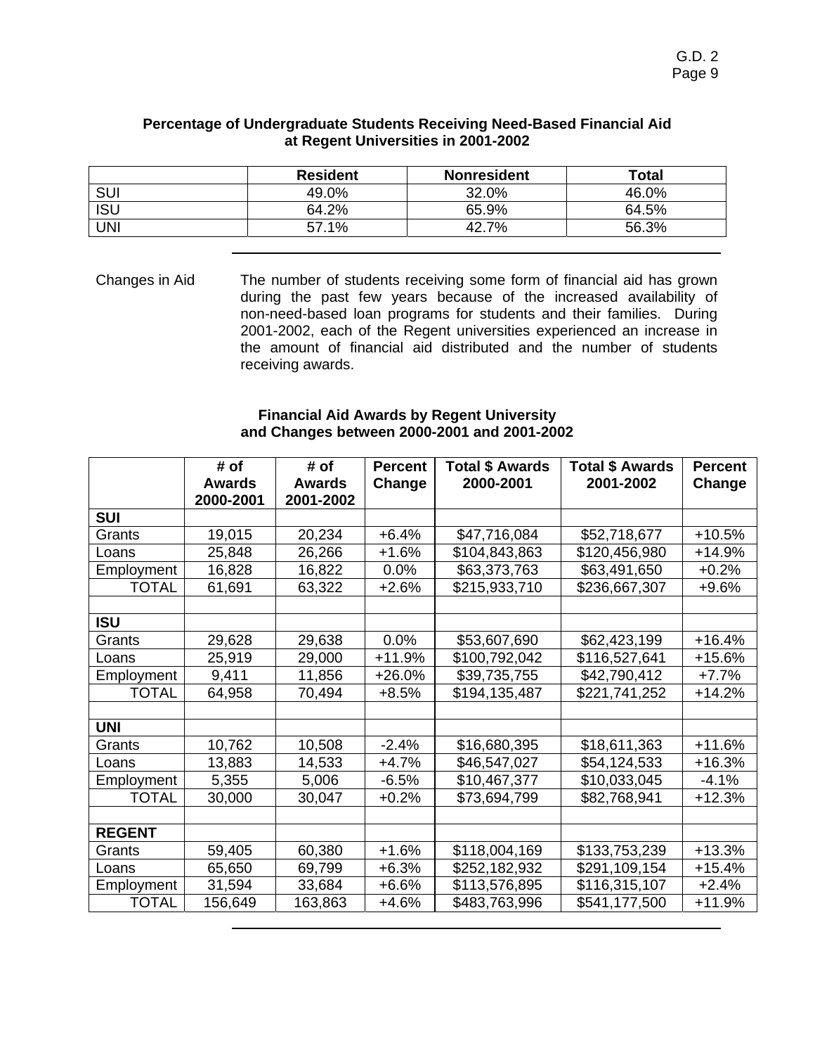**Percentage of Undergraduate Students Receiving Need-Based Financial Aid at Regent Universities in 2001-2002**

| | Resident | Nonresident | Total |
|---|---|---|---|
| SUI | 49.0% | 32.0% | 46.0% |
| ISU | 64.2% | 65.9% | 64.5% |
| UNI | 57.1% | 42.7% | 56.3% |

---

Changes in Aid

The number of students receiving some form of financial aid has grown during the past few years because of the increased availability of non-need-based loan programs for students and their families. During 2001-2002, each of the Regent universities experienced an increase in the amount of financial aid distributed and the number of students receiving awards.

**Financial Aid Awards by Regent University and Changes between 2000-2001 and 2001-2002**

| | # of Awards 2000-2001 | # of Awards 2001-2002 | Percent Change | Total $ Awards 2000-2001 | Total $ Awards 2001-2002 | Percent Change |
|---|---|---|---|---|---|---|
| **SUI** | | | | | | |
| Grants | 19,015 | 20,234 | +6.4% | $47,716,084 | $52,718,677 | +10.5% |
| Loans | 25,848 | 26,266 | +1.6% | $104,843,863 | $120,456,980 | +14.9% |
| Employment | 16,828 | 16,822 | 0.0% | $63,373,763 | $63,491,650 | +0.2% |
| TOTAL | 61,691 | 63,322 | +2.6% | $215,933,710 | $236,667,307 | +9.6% |
| | | | | | | |
| **ISU** | | | | | | |
| Grants | 29,628 | 29,638 | 0.0% | $53,607,690 | $62,423,199 | +16.4% |
| Loans | 25,919 | 29,000 | +11.9% | $100,792,042 | $116,527,641 | +15.6% |
| Employment | 9,411 | 11,856 | +26.0% | $39,735,755 | $42,790,412 | +7.7% |
| TOTAL | 64,958 | 70,494 | +8.5% | $194,135,487 | $221,741,252 | +14.2% |
| | | | | | | |
| **UNI** | | | | | | |
| Grants | 10,762 | 10,508 | -2.4% | $16,680,395 | $18,611,363 | +11.6% |
| Loans | 13,883 | 14,533 | +4.7% | $46,547,027 | $54,124,533 | +16.3% |
| Employment | 5,355 | 5,006 | -6.5% | $10,467,377 | $10,033,045 | -4.1% |
| TOTAL | 30,000 | 30,047 | +0.2% | $73,694,799 | $82,768,941 | +12.3% |
| | | | | | | |
| **REGENT** | | | | | | |
| Grants | 59,405 | 60,380 | +1.6% | $118,004,169 | $133,753,239 | +13.3% |
| Loans | 65,650 | 69,799 | +6.3% | $252,182,932 | $291,109,154 | +15.4% |
| Employment | 31,594 | 33,684 | +6.6% | $113,576,895 | $116,315,107 | +2.4% |
| TOTAL | 156,649 | 163,863 | +4.6% | $483,763,996 | $541,177,500 | +11.9% |

---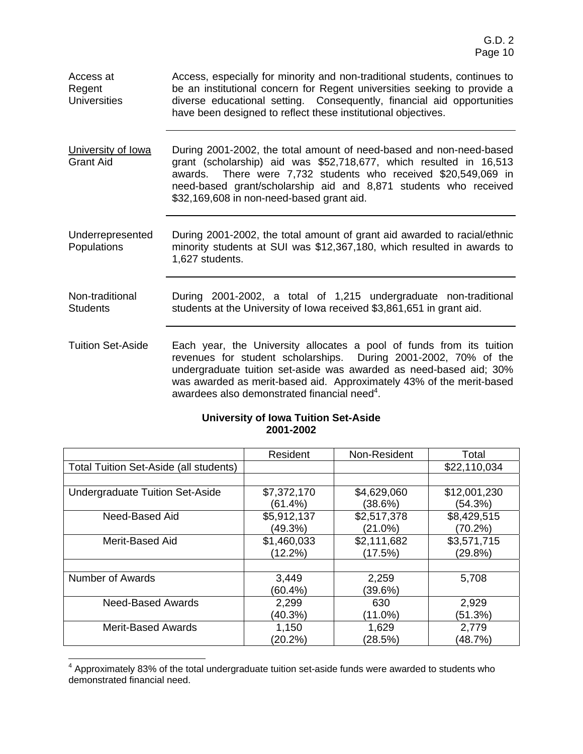**Access at Regent Universities**

Access, especially for minority and non-traditional students, continues to be an institutional concern for Regent universities seeking to provide a diverse educational setting. Consequently, financial aid opportunities have been designed to reflect these institutional objectives.

---

**University of Iowa Grant Aid**

During 2001-2002, the total amount of need-based and non-need-based grant (scholarship) aid was $52,718,677, which resulted in 16,513 awards. There were 7,732 students who received $20,549,069 in need-based grant/scholarship aid and 8,871 students who received $32,169,608 in non-need-based grant aid.

---

**Underrepresented Populations**

During 2001-2002, the total amount of grant aid awarded to racial/ethnic minority students at SUI was $12,367,180, which resulted in awards to 1,627 students.

---

**Non-traditional Students**

During 2001-2002, a total of 1,215 undergraduate non-traditional students at the University of Iowa received $3,861,651 in grant aid.

---

**Tuition Set-Aside**

Each year, the University allocates a pool of funds from its tuition revenues for student scholarships. During 2001-2002, 70% of the undergraduate tuition set-aside was awarded as need-based aid; 30% was awarded as merit-based aid. Approximately 43% of the merit-based awardees also demonstrated financial need[4].

**University of Iowa Tuition Set-Aside**
**2001-2002**

| | Resident | Non-Resident | Total |
|---|---|---|---|
| Total Tuition Set-Aside (all students) | | | $22,110,034 |
| | | | |
| Undergraduate Tuition Set-Aside | $7,372,170 (61.4%) | $4,629,060 (38.6%) | $12,001,230 (54.3%) |
| Need-Based Aid | $5,912,137 (49.3%) | $2,517,378 (21.0%) | $8,429,515 (70.2%) |
| Merit-Based Aid | $1,460,033 (12.2%) | $2,111,682 (17.5%) | $3,571,715 (29.8%) |
| | | | |
| Number of Awards | 3,449 (60.4%) | 2,259 (39.6%) | 5,708 |
| Need-Based Awards | 2,299 (40.3%) | 630 (11.0%) | 2,929 (51.3%) |
| Merit-Based Awards | 1,150 (20.2%) | 1,629 (28.5%) | 2,779 (48.7%) |

---

[4] Approximately 83% of the total undergraduate tuition set-aside funds were awarded to students who demonstrated financial need.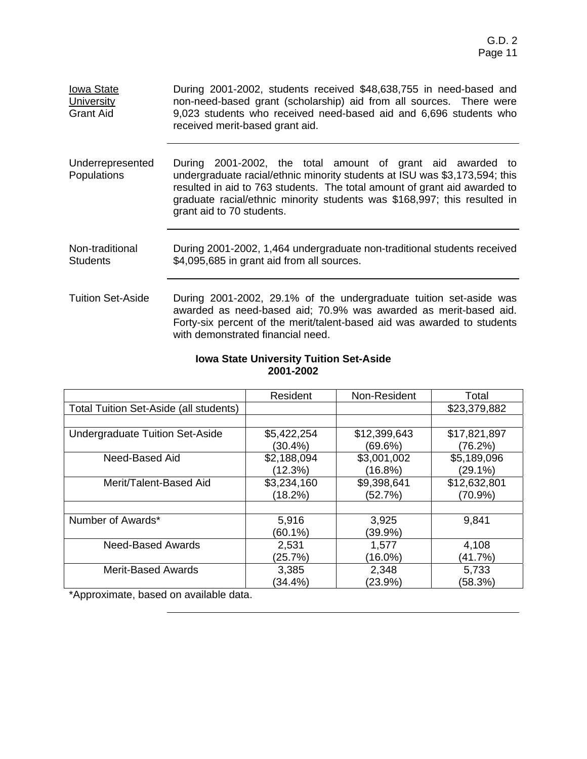**Iowa State University Grant Aid**

During 2001-2002, students received $48,638,755 in need-based and non-need-based grant (scholarship) aid from all sources. There were 9,023 students who received need-based aid and 6,696 students who received merit-based grant aid.

---

**Underrepresented Populations**

During 2001-2002, the total amount of grant aid awarded to undergraduate racial/ethnic minority students at ISU was $3,173,594; this resulted in aid to 763 students. The total amount of grant aid awarded to graduate racial/ethnic minority students was $168,997; this resulted in grant aid to 70 students.

---

**Non-traditional Students**

During 2001-2002, 1,464 undergraduate non-traditional students received $4,095,685 in grant aid from all sources.

---

**Tuition Set-Aside**

During 2001-2002, 29.1% of the undergraduate tuition set-aside was awarded as need-based aid; 70.9% was awarded as merit-based aid. Forty-six percent of the merit/talent-based aid was awarded to students with demonstrated financial need.

**Iowa State University Tuition Set-Aside**
**2001-2002**

| | Resident | Non-Resident | Total |
|---|---|---|---|
| Total Tuition Set-Aside (all students) | | | $23,379,882 |
| | | | |
| Undergraduate Tuition Set-Aside | $5,422,254 (30.4%) | $12,399,643 (69.6%) | $17,821,897 (76.2%) |
| Need-Based Aid | $2,188,094 (12.3%) | $3,001,002 (16.8%) | $5,189,096 (29.1%) |
| Merit/Talent-Based Aid | $3,234,160 (18.2%) | $9,398,641 (52.7%) | $12,632,801 (70.9%) |
| | | | |
| Number of Awards* | 5,916 (60.1%) | 3,925 (39.9%) | 9,841 |
| Need-Based Awards | 2,531 (25.7%) | 1,577 (16.0%) | 4,108 (41.7%) |
| Merit-Based Awards | 3,385 (34.4%) | 2,348 (23.9%) | 5,733 (58.3%) |

*Approximate, based on available data.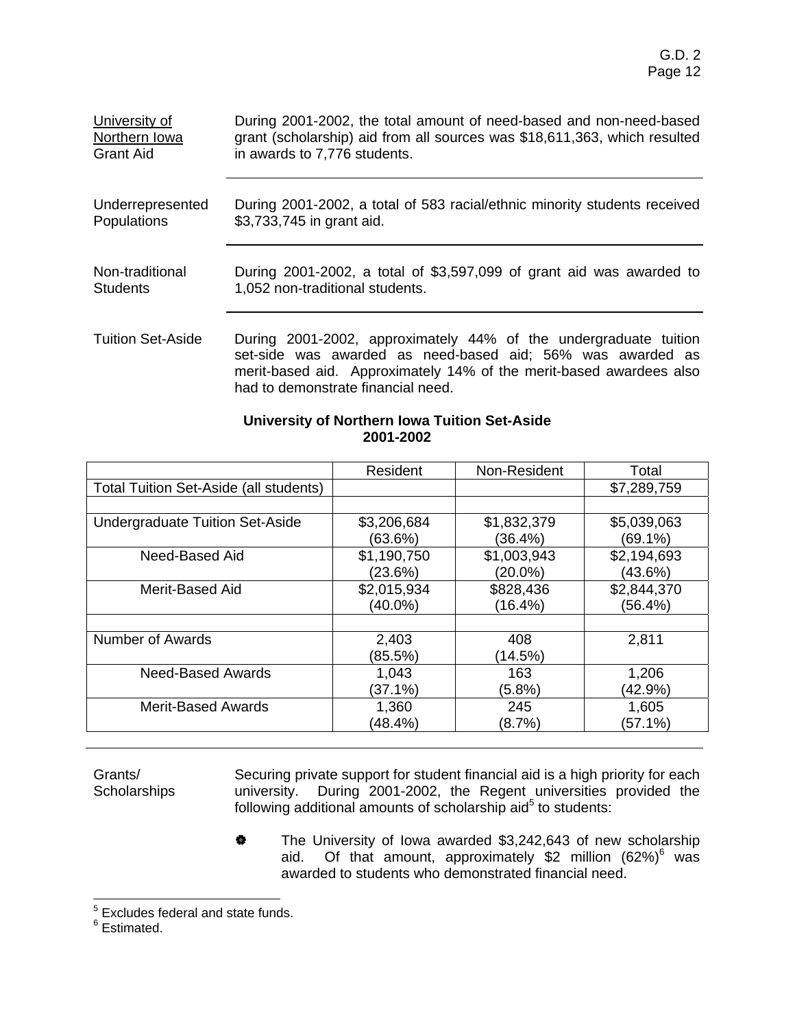**University of Northern Iowa Grant Aid** — During 2001-2002, the total amount of need-based and non-need-based grant (scholarship) aid from all sources was $18,611,363, which resulted in awards to 7,776 students.

---

**Underrepresented Populations** — During 2001-2002, a total of 583 racial/ethnic minority students received $3,733,745 in grant aid.

---

**Non-traditional Students** — During 2001-2002, a total of $3,597,099 of grant aid was awarded to 1,052 non-traditional students.

---

**Tuition Set-Aside** — During 2001-2002, approximately 44% of the undergraduate tuition set-side was awarded as need-based aid; 56% was awarded as merit-based aid. Approximately 14% of the merit-based awardees also had to demonstrate financial need.

**University of Northern Iowa Tuition Set-Aside**
**2001-2002**

| | Resident | Non-Resident | Total |
|---|---|---|---|
| Total Tuition Set-Aside (all students) | | | $7,289,759 |
| | | | |
| Undergraduate Tuition Set-Aside | $3,206,684 (63.6%) | $1,832,379 (36.4%) | $5,039,063 (69.1%) |
| Need-Based Aid | $1,190,750 (23.6%) | $1,003,943 (20.0%) | $2,194,693 (43.6%) |
| Merit-Based Aid | $2,015,934 (40.0%) | $828,436 (16.4%) | $2,844,370 (56.4%) |
| | | | |
| Number of Awards | 2,403 (85.5%) | 408 (14.5%) | 2,811 |
| Need-Based Awards | 1,043 (37.1%) | 163 (5.8%) | 1,206 (42.9%) |
| Merit-Based Awards | 1,360 (48.4%) | 245 (8.7%) | 1,605 (57.1%) |

---

**Grants/ Scholarships** — Securing private support for student financial aid is a high priority for each university. During 2001-2002, the Regent universities provided the following additional amounts of scholarship aid[5] to students:

- The University of Iowa awarded $3,242,643 of new scholarship aid. Of that amount, approximately $2 million (62%)[6] was awarded to students who demonstrated financial need.

---

[5] Excludes federal and state funds.
[6] Estimated.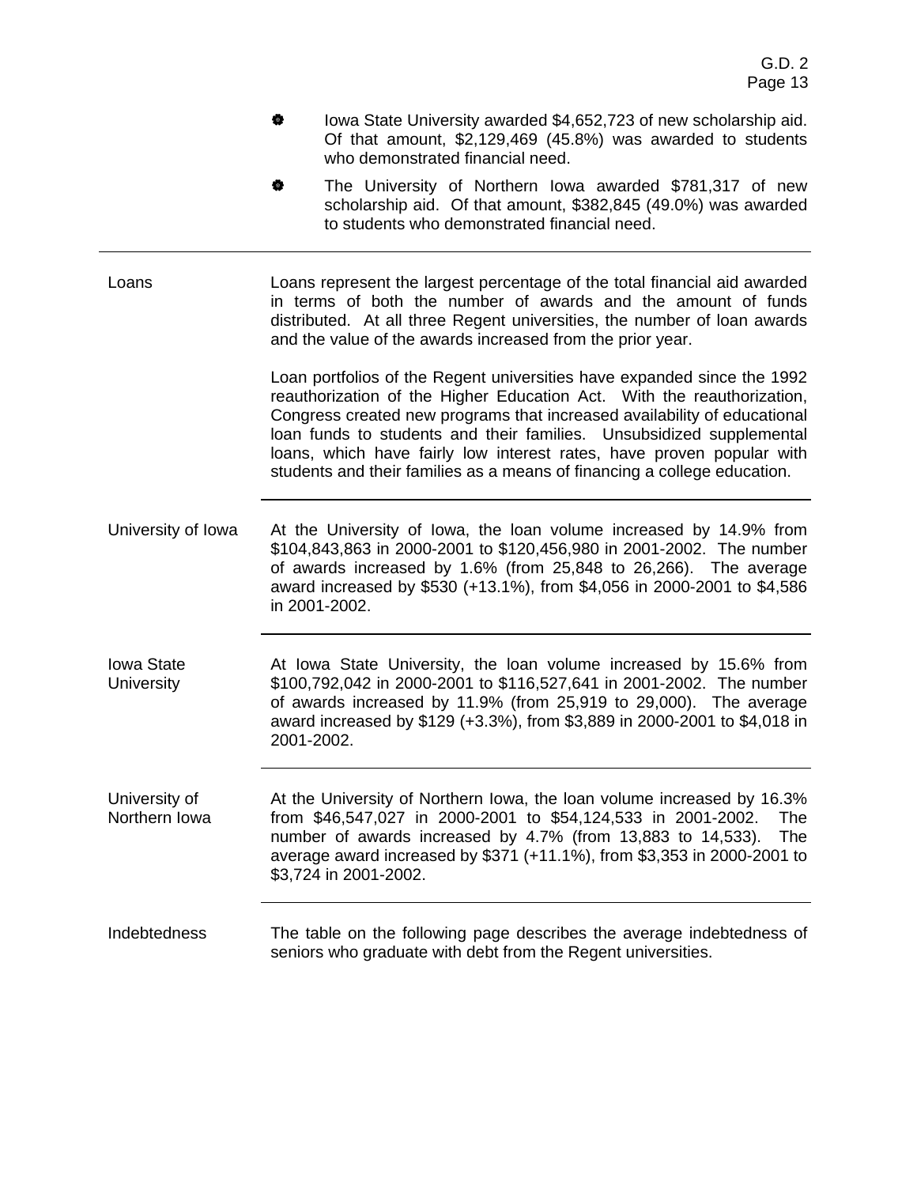- Iowa State University awarded $4,652,723 of new scholarship aid. Of that amount, $2,129,469 (45.8%) was awarded to students who demonstrated financial need.
- The University of Northern Iowa awarded $781,317 of new scholarship aid. Of that amount, $382,845 (49.0%) was awarded to students who demonstrated financial need.

---

**Loans**

Loans represent the largest percentage of the total financial aid awarded in terms of both the number of awards and the amount of funds distributed. At all three Regent universities, the number of loan awards and the value of the awards increased from the prior year.

Loan portfolios of the Regent universities have expanded since the 1992 reauthorization of the Higher Education Act. With the reauthorization, Congress created new programs that increased availability of educational loan funds to students and their families. Unsubsidized supplemental loans, which have fairly low interest rates, have proven popular with students and their families as a means of financing a college education.

---

**University of Iowa**

At the University of Iowa, the loan volume increased by 14.9% from $104,843,863 in 2000-2001 to $120,456,980 in 2001-2002. The number of awards increased by 1.6% (from 25,848 to 26,266). The average award increased by $530 (+13.1%), from $4,056 in 2000-2001 to $4,586 in 2001-2002.

---

**Iowa State University**

At Iowa State University, the loan volume increased by 15.6% from $100,792,042 in 2000-2001 to $116,527,641 in 2001-2002. The number of awards increased by 11.9% (from 25,919 to 29,000). The average award increased by $129 (+3.3%), from $3,889 in 2000-2001 to $4,018 in 2001-2002.

---

**University of Northern Iowa**

At the University of Northern Iowa, the loan volume increased by 16.3% from $46,547,027 in 2000-2001 to $54,124,533 in 2001-2002. The number of awards increased by 4.7% (from 13,883 to 14,533). The average award increased by $371 (+11.1%), from $3,353 in 2000-2001 to $3,724 in 2001-2002.

---

**Indebtedness**

The table on the following page describes the average indebtedness of seniors who graduate with debt from the Regent universities.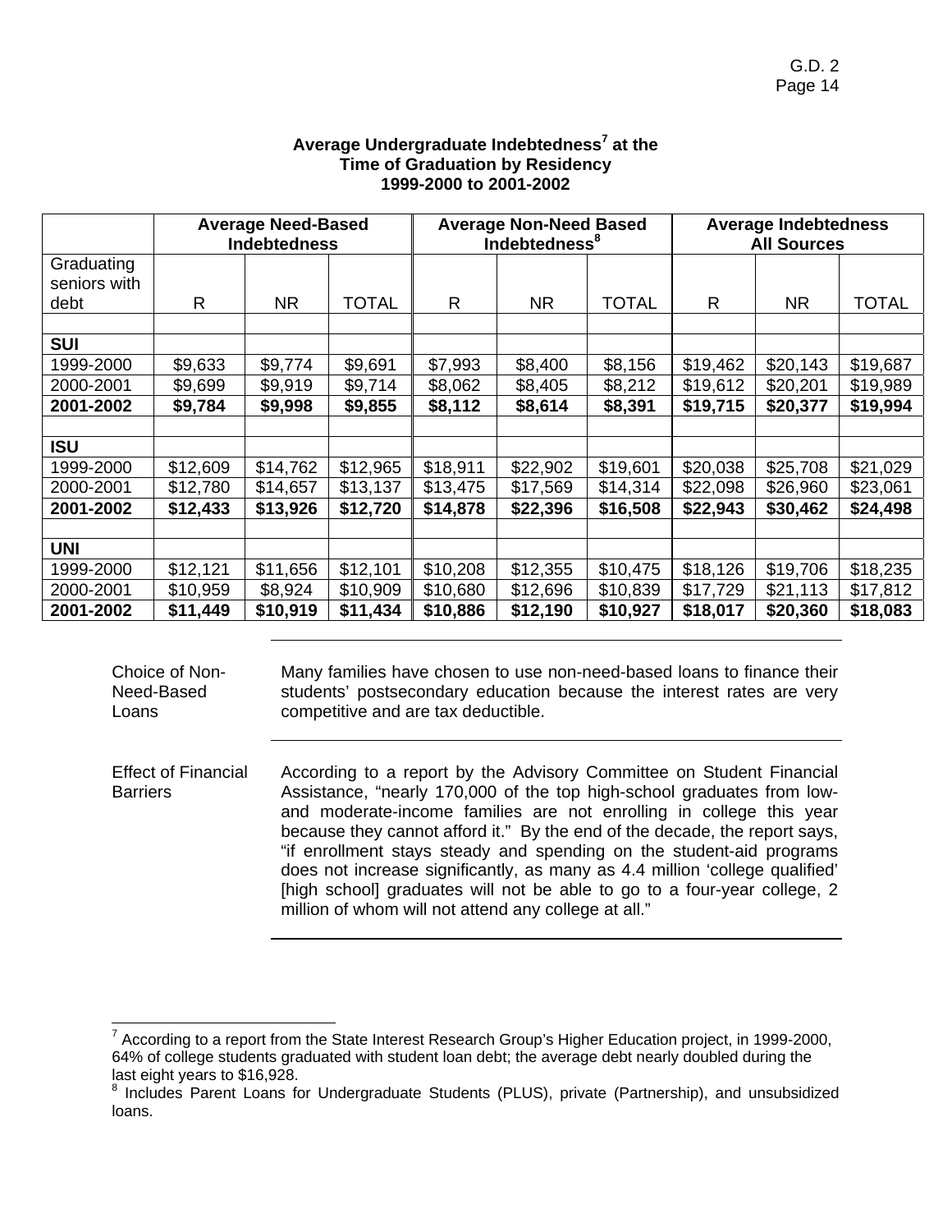**Average Undergraduate Indebtedness[7] at the Time of Graduation by Residency 1999-2000 to 2001-2002**

| | Average Need-Based Indebtedness | | | Average Non-Need Based Indebtedness[8] | | | Average Indebtedness All Sources | | |
|---|---|---|---|---|---|---|---|---|---|
| Graduating seniors with debt | R | NR | TOTAL | R | NR | TOTAL | R | NR | TOTAL |
| | | | | | | | | | |
| **SUI** | | | | | | | | | |
| 1999-2000 | $9,633 | $9,774 | $9,691 | $7,993 | $8,400 | $8,156 | $19,462 | $20,143 | $19,687 |
| 2000-2001 | $9,699 | $9,919 | $9,714 | $8,062 | $8,405 | $8,212 | $19,612 | $20,201 | $19,989 |
| **2001-2002** | **$9,784** | **$9,998** | **$9,855** | **$8,112** | **$8,614** | **$8,391** | **$19,715** | **$20,377** | **$19,994** |
| | | | | | | | | | |
| **ISU** | | | | | | | | | |
| 1999-2000 | $12,609 | $14,762 | $12,965 | $18,911 | $22,902 | $19,601 | $20,038 | $25,708 | $21,029 |
| 2000-2001 | $12,780 | $14,657 | $13,137 | $13,475 | $17,569 | $14,314 | $22,098 | $26,960 | $23,061 |
| **2001-2002** | **$12,433** | **$13,926** | **$12,720** | **$14,878** | **$22,396** | **$16,508** | **$22,943** | **$30,462** | **$24,498** |
| | | | | | | | | | |
| **UNI** | | | | | | | | | |
| 1999-2000 | $12,121 | $11,656 | $12,101 | $10,208 | $12,355 | $10,475 | $18,126 | $19,706 | $18,235 |
| 2000-2001 | $10,959 | $8,924 | $10,909 | $10,680 | $12,696 | $10,839 | $17,729 | $21,113 | $17,812 |
| **2001-2002** | **$11,449** | **$10,919** | **$11,434** | **$10,886** | **$12,190** | **$10,927** | **$18,017** | **$20,360** | **$18,083** |

**Choice of Non-Need-Based Loans**

Many families have chosen to use non-need-based loans to finance their students' postsecondary education because the interest rates are very competitive and are tax deductible.

**Effect of Financial Barriers**

According to a report by the Advisory Committee on Student Financial Assistance, "nearly 170,000 of the top high-school graduates from low- and moderate-income families are not enrolling in college this year because they cannot afford it." By the end of the decade, the report says, "if enrollment stays steady and spending on the student-aid programs does not increase significantly, as many as 4.4 million 'college qualified' [high school] graduates will not be able to go to a four-year college, 2 million of whom will not attend any college at all."

---

[7] According to a report from the State Interest Research Group's Higher Education project, in 1999-2000, 64% of college students graduated with student loan debt; the average debt nearly doubled during the last eight years to $16,928.

[8] Includes Parent Loans for Undergraduate Students (PLUS), private (Partnership), and unsubsidized loans.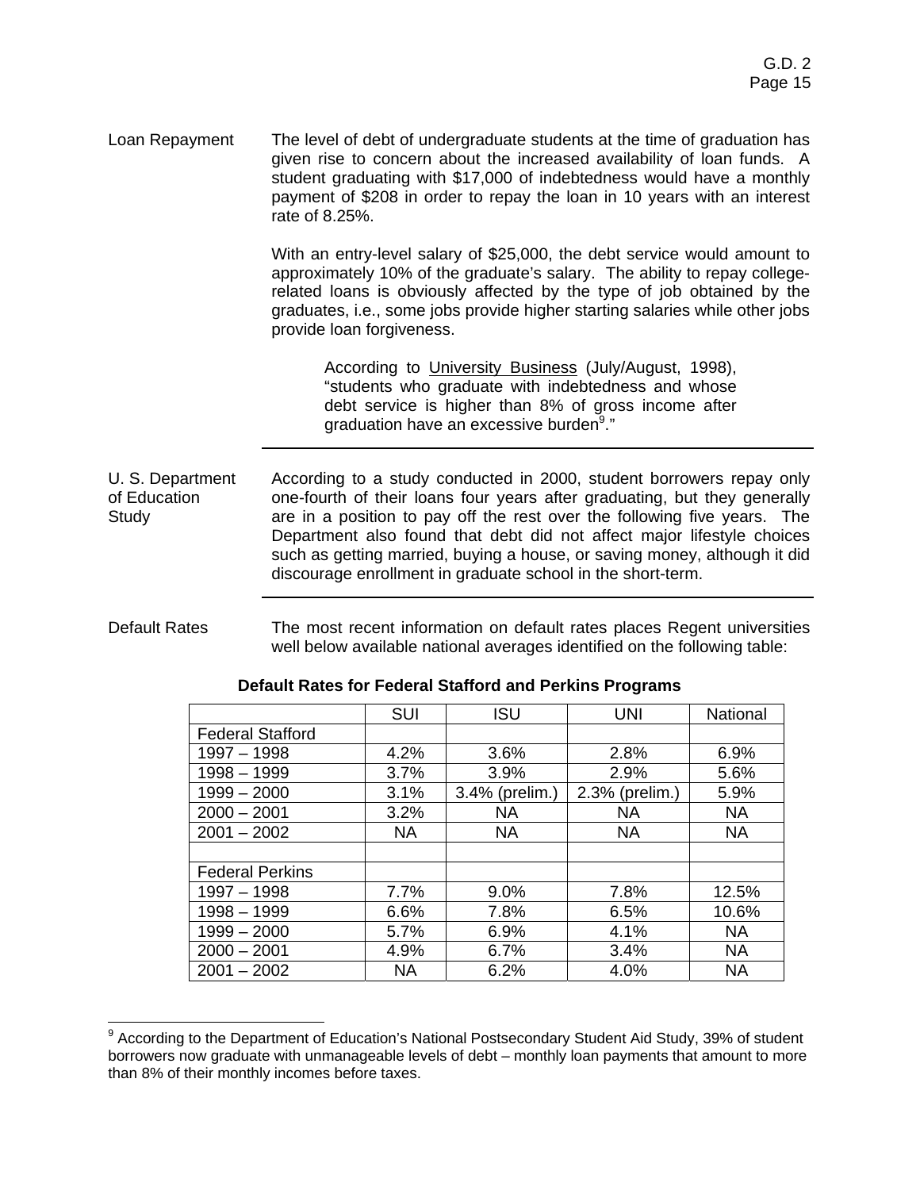**Loan Repayment**

The level of debt of undergraduate students at the time of graduation has given rise to concern about the increased availability of loan funds. A student graduating with $17,000 of indebtedness would have a monthly payment of $208 in order to repay the loan in 10 years with an interest rate of 8.25%.

With an entry-level salary of $25,000, the debt service would amount to approximately 10% of the graduate's salary. The ability to repay college-related loans is obviously affected by the type of job obtained by the graduates, i.e., some jobs provide higher starting salaries while other jobs provide loan forgiveness.

> According to University Business (July/August, 1998), "students who graduate with indebtedness and whose debt service is higher than 8% of gross income after graduation have an excessive burden[9]."

---

**U. S. Department of Education Study**

According to a study conducted in 2000, student borrowers repay only one-fourth of their loans four years after graduating, but they generally are in a position to pay off the rest over the following five years. The Department also found that debt did not affect major lifestyle choices such as getting married, buying a house, or saving money, although it did discourage enrollment in graduate school in the short-term.

---

**Default Rates**

The most recent information on default rates places Regent universities well below available national averages identified on the following table:

**Default Rates for Federal Stafford and Perkins Programs**

| | SUI | ISU | UNI | National |
|---|---|---|---|---|
| Federal Stafford | | | | |
| 1997 – 1998 | 4.2% | 3.6% | 2.8% | 6.9% |
| 1998 – 1999 | 3.7% | 3.9% | 2.9% | 5.6% |
| 1999 – 2000 | 3.1% | 3.4% (prelim.) | 2.3% (prelim.) | 5.9% |
| 2000 – 2001 | 3.2% | NA | NA | NA |
| 2001 – 2002 | NA | NA | NA | NA |
| | | | | |
| Federal Perkins | | | | |
| 1997 – 1998 | 7.7% | 9.0% | 7.8% | 12.5% |
| 1998 – 1999 | 6.6% | 7.8% | 6.5% | 10.6% |
| 1999 – 2000 | 5.7% | 6.9% | 4.1% | NA |
| 2000 – 2001 | 4.9% | 6.7% | 3.4% | NA |
| 2001 – 2002 | NA | 6.2% | 4.0% | NA |

---

[9] According to the Department of Education's National Postsecondary Student Aid Study, 39% of student borrowers now graduate with unmanageable levels of debt – monthly loan payments that amount to more than 8% of their monthly incomes before taxes.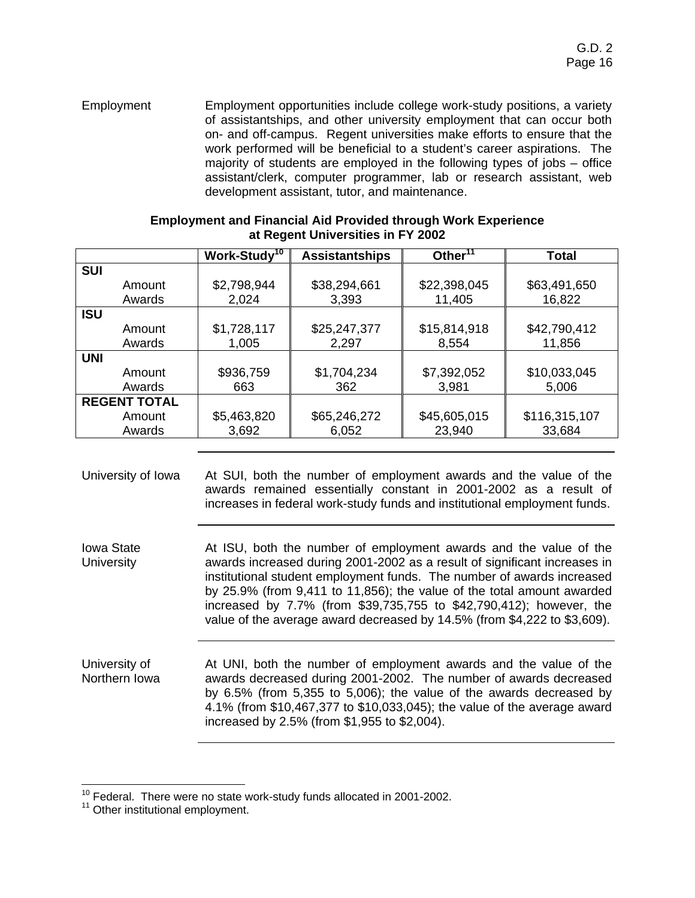**Employment**

Employment opportunities include college work-study positions, a variety of assistantships, and other university employment that can occur both on- and off-campus. Regent universities make efforts to ensure that the work performed will be beneficial to a student's career aspirations. The majority of students are employed in the following types of jobs – office assistant/clerk, computer programmer, lab or research assistant, web development assistant, tutor, and maintenance.

**Employment and Financial Aid Provided through Work Experience at Regent Universities in FY 2002**

| | Work-Study[10] | Assistantships | Other[11] | Total |
|---|---|---|---|---|
| **SUI** | | | | |
| Amount | $2,798,944 | $38,294,661 | $22,398,045 | $63,491,650 |
| Awards | 2,024 | 3,393 | 11,405 | 16,822 |
| **ISU** | | | | |
| Amount | $1,728,117 | $25,247,377 | $15,814,918 | $42,790,412 |
| Awards | 1,005 | 2,297 | 8,554 | 11,856 |
| **UNI** | | | | |
| Amount | $936,759 | $1,704,234 | $7,392,052 | $10,033,045 |
| Awards | 663 | 362 | 3,981 | 5,006 |
| **REGENT TOTAL** | | | | |
| Amount | $5,463,820 | $65,246,272 | $45,605,015 | $116,315,107 |
| Awards | 3,692 | 6,052 | 23,940 | 33,684 |

**University of Iowa**

At SUI, both the number of employment awards and the value of the awards remained essentially constant in 2001-2002 as a result of increases in federal work-study funds and institutional employment funds.

**Iowa State University**

At ISU, both the number of employment awards and the value of the awards increased during 2001-2002 as a result of significant increases in institutional student employment funds. The number of awards increased by 25.9% (from 9,411 to 11,856); the value of the total amount awarded increased by 7.7% (from $39,735,755 to $42,790,412); however, the value of the average award decreased by 14.5% (from $4,222 to $3,609).

**University of Northern Iowa**

At UNI, both the number of employment awards and the value of the awards decreased during 2001-2002. The number of awards decreased by 6.5% (from 5,355 to 5,006); the value of the awards decreased by 4.1% (from $10,467,377 to $10,033,045); the value of the average award increased by 2.5% (from $1,955 to $2,004).

---

[10] Federal. There were no state work-study funds allocated in 2001-2002.

[11] Other institutional employment.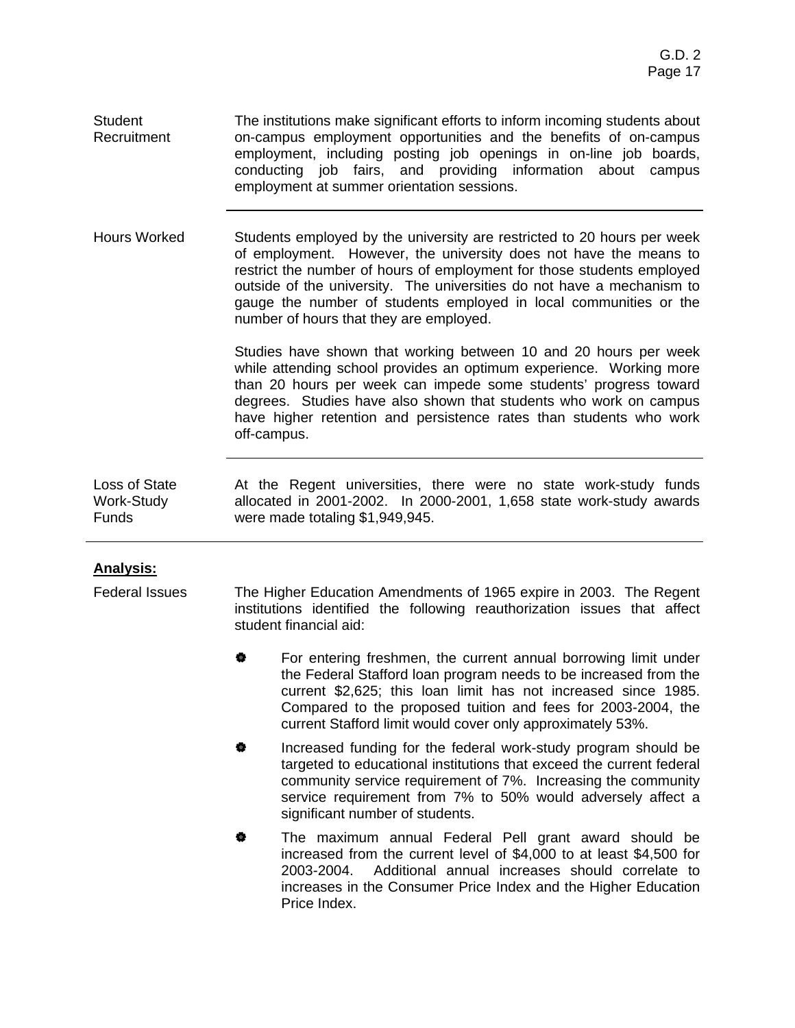**Student Recruitment**

The institutions make significant efforts to inform incoming students about on-campus employment opportunities and the benefits of on-campus employment, including posting job openings in on-line job boards, conducting job fairs, and providing information about campus employment at summer orientation sessions.

---

**Hours Worked**

Students employed by the university are restricted to 20 hours per week of employment. However, the university does not have the means to restrict the number of hours of employment for those students employed outside of the university. The universities do not have a mechanism to gauge the number of students employed in local communities or the number of hours that they are employed.

Studies have shown that working between 10 and 20 hours per week while attending school provides an optimum experience. Working more than 20 hours per week can impede some students' progress toward degrees. Studies have also shown that students who work on campus have higher retention and persistence rates than students who work off-campus.

---

**Loss of State Work-Study Funds**

At the Regent universities, there were no state work-study funds allocated in 2001-2002. In 2000-2001, 1,658 state work-study awards were made totaling $1,949,945.

---

## Analysis:

**Federal Issues**

The Higher Education Amendments of 1965 expire in 2003. The Regent institutions identified the following reauthorization issues that affect student financial aid:

- For entering freshmen, the current annual borrowing limit under the Federal Stafford loan program needs to be increased from the current $2,625; this loan limit has not increased since 1985. Compared to the proposed tuition and fees for 2003-2004, the current Stafford limit would cover only approximately 53%.
- Increased funding for the federal work-study program should be targeted to educational institutions that exceed the current federal community service requirement of 7%. Increasing the community service requirement from 7% to 50% would adversely affect a significant number of students.
- The maximum annual Federal Pell grant award should be increased from the current level of $4,000 to at least $4,500 for 2003-2004. Additional annual increases should correlate to increases in the Consumer Price Index and the Higher Education Price Index.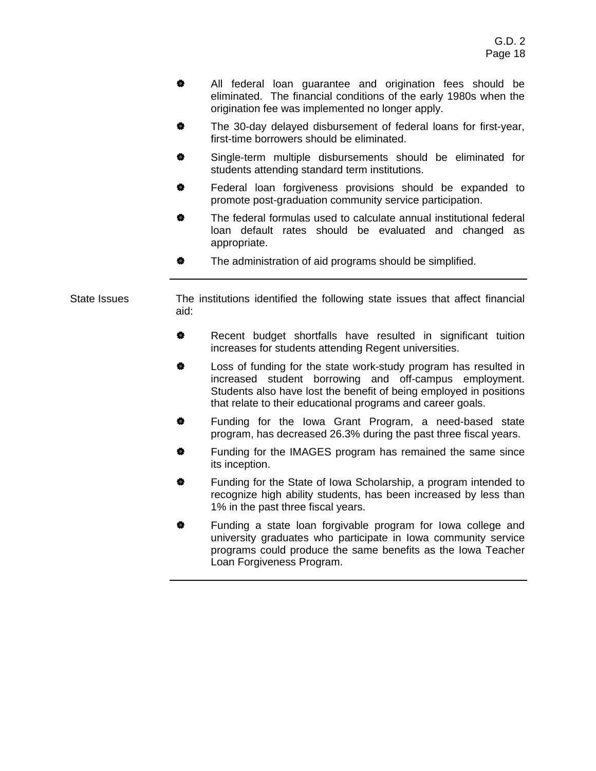- All federal loan guarantee and origination fees should be eliminated. The financial conditions of the early 1980s when the origination fee was implemented no longer apply.
- The 30-day delayed disbursement of federal loans for first-year, first-time borrowers should be eliminated.
- Single-term multiple disbursements should be eliminated for students attending standard term institutions.
- Federal loan forgiveness provisions should be expanded to promote post-graduation community service participation.
- The federal formulas used to calculate annual institutional federal loan default rates should be evaluated and changed as appropriate.
- The administration of aid programs should be simplified.

---

**State Issues**

The institutions identified the following state issues that affect financial aid:

- Recent budget shortfalls have resulted in significant tuition increases for students attending Regent universities.
- Loss of funding for the state work-study program has resulted in increased student borrowing and off-campus employment. Students also have lost the benefit of being employed in positions that relate to their educational programs and career goals.
- Funding for the Iowa Grant Program, a need-based state program, has decreased 26.3% during the past three fiscal years.
- Funding for the IMAGES program has remained the same since its inception.
- Funding for the State of Iowa Scholarship, a program intended to recognize high ability students, has been increased by less than 1% in the past three fiscal years.
- Funding a state loan forgivable program for Iowa college and university graduates who participate in Iowa community service programs could produce the same benefits as the Iowa Teacher Loan Forgiveness Program.

---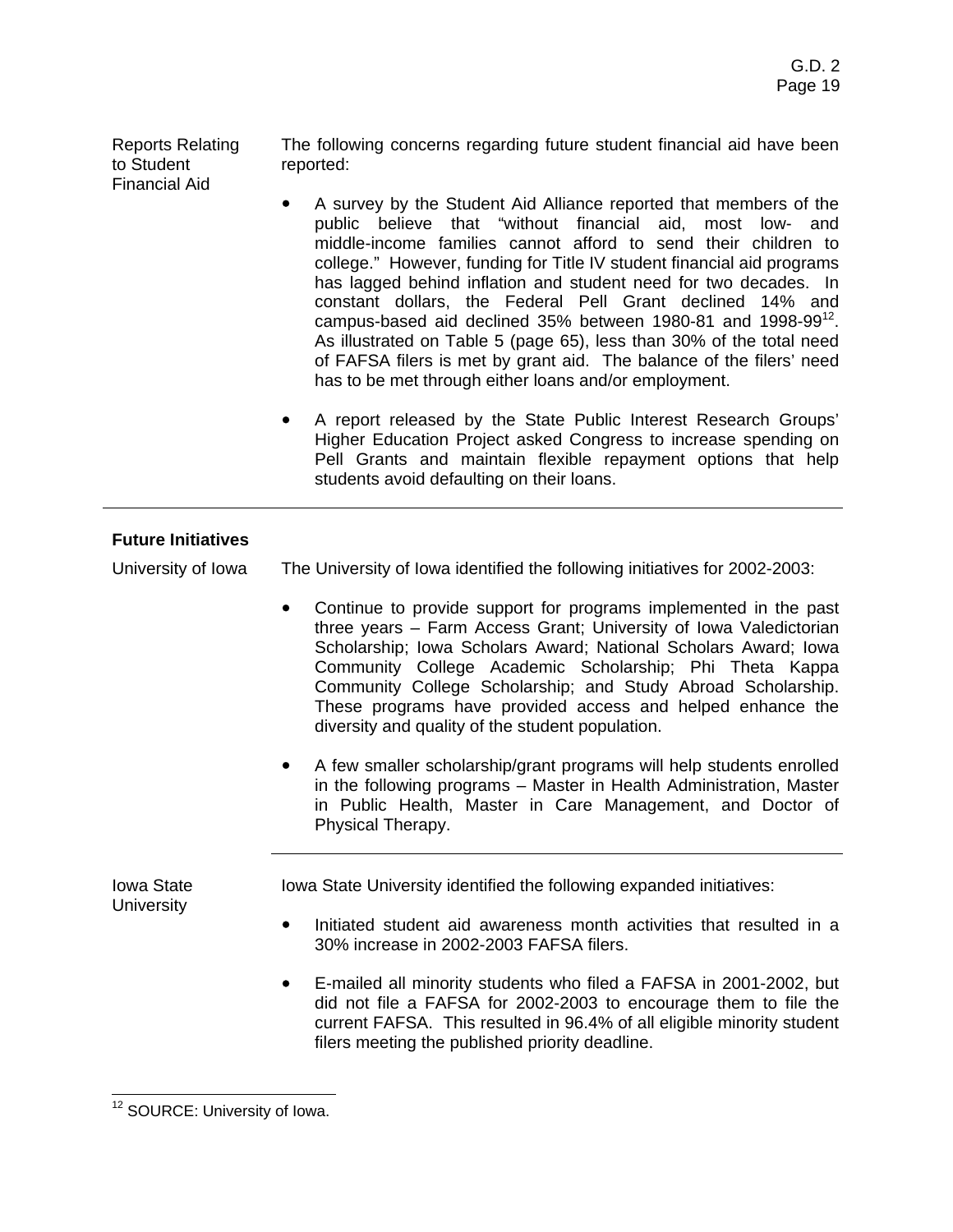**Reports Relating to Student Financial Aid**

The following concerns regarding future student financial aid have been reported:

- A survey by the Student Aid Alliance reported that members of the public believe that "without financial aid, most low- and middle-income families cannot afford to send their children to college." However, funding for Title IV student financial aid programs has lagged behind inflation and student need for two decades. In constant dollars, the Federal Pell Grant declined 14% and campus-based aid declined 35% between 1980-81 and 1998-99[12]. As illustrated on Table 5 (page 65), less than 30% of the total need of FAFSA filers is met by grant aid. The balance of the filers' need has to be met through either loans and/or employment.

- A report released by the State Public Interest Research Groups' Higher Education Project asked Congress to increase spending on Pell Grants and maintain flexible repayment options that help students avoid defaulting on their loans.

---

## Future Initiatives

**University of Iowa**

The University of Iowa identified the following initiatives for 2002-2003:

- Continue to provide support for programs implemented in the past three years – Farm Access Grant; University of Iowa Valedictorian Scholarship; Iowa Scholars Award; National Scholars Award; Iowa Community College Academic Scholarship; Phi Theta Kappa Community College Scholarship; and Study Abroad Scholarship. These programs have provided access and helped enhance the diversity and quality of the student population.

- A few smaller scholarship/grant programs will help students enrolled in the following programs – Master in Health Administration, Master in Public Health, Master in Care Management, and Doctor of Physical Therapy.

---

**Iowa State University**

Iowa State University identified the following expanded initiatives:

- Initiated student aid awareness month activities that resulted in a 30% increase in 2002-2003 FAFSA filers.

- E-mailed all minority students who filed a FAFSA in 2001-2002, but did not file a FAFSA for 2002-2003 to encourage them to file the current FAFSA. This resulted in 96.4% of all eligible minority student filers meeting the published priority deadline.

---

[12] SOURCE: University of Iowa.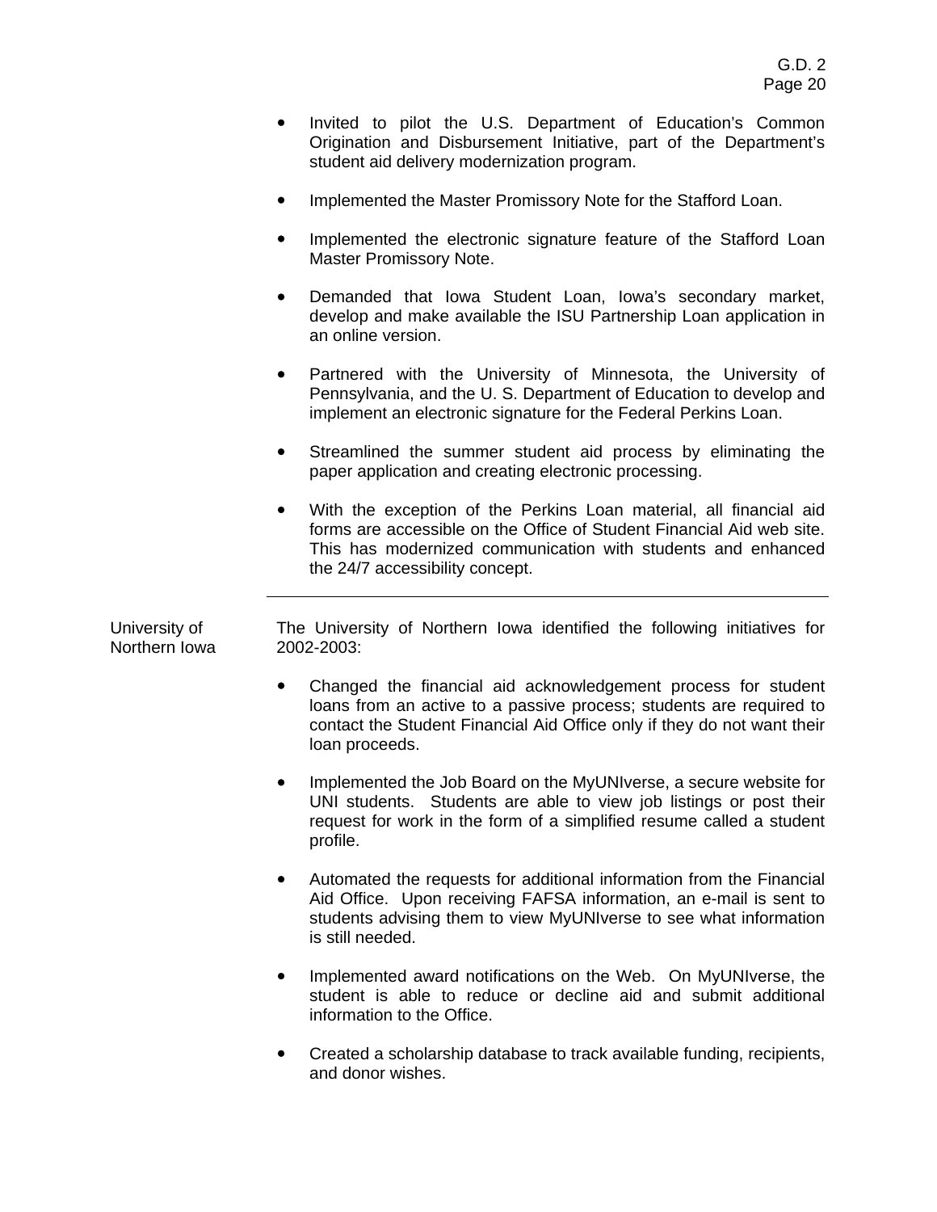- Invited to pilot the U.S. Department of Education's Common Origination and Disbursement Initiative, part of the Department's student aid delivery modernization program.

- Implemented the Master Promissory Note for the Stafford Loan.

- Implemented the electronic signature feature of the Stafford Loan Master Promissory Note.

- Demanded that Iowa Student Loan, Iowa's secondary market, develop and make available the ISU Partnership Loan application in an online version.

- Partnered with the University of Minnesota, the University of Pennsylvania, and the U. S. Department of Education to develop and implement an electronic signature for the Federal Perkins Loan.

- Streamlined the summer student aid process by eliminating the paper application and creating electronic processing.

- With the exception of the Perkins Loan material, all financial aid forms are accessible on the Office of Student Financial Aid web site. This has modernized communication with students and enhanced the 24/7 accessibility concept.

---

**University of Northern Iowa**

The University of Northern Iowa identified the following initiatives for 2002-2003:

- Changed the financial aid acknowledgement process for student loans from an active to a passive process; students are required to contact the Student Financial Aid Office only if they do not want their loan proceeds.

- Implemented the Job Board on the MyUNIverse, a secure website for UNI students. Students are able to view job listings or post their request for work in the form of a simplified resume called a student profile.

- Automated the requests for additional information from the Financial Aid Office. Upon receiving FAFSA information, an e-mail is sent to students advising them to view MyUNIverse to see what information is still needed.

- Implemented award notifications on the Web. On MyUNIverse, the student is able to reduce or decline aid and submit additional information to the Office.

- Created a scholarship database to track available funding, recipients, and donor wishes.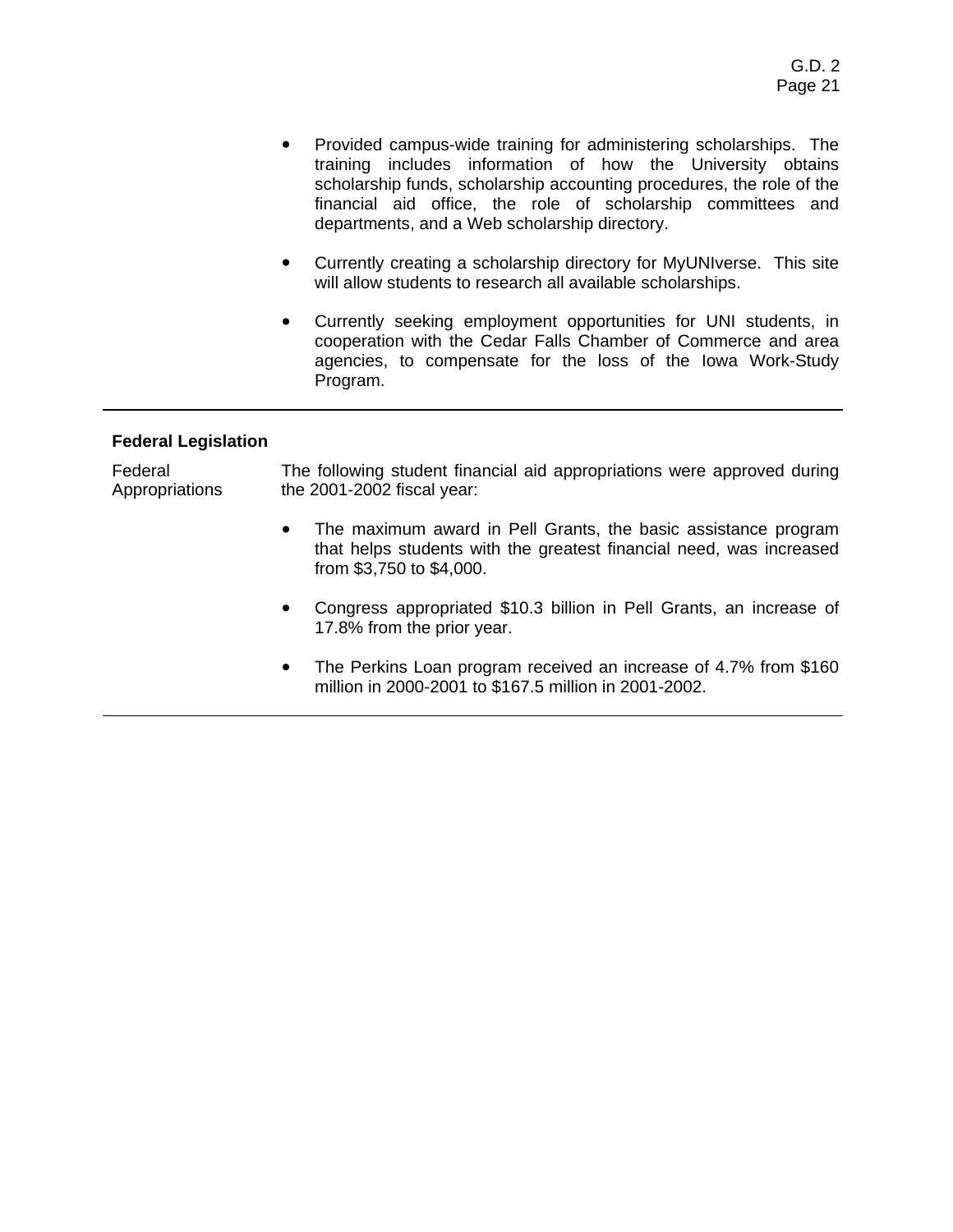- Provided campus-wide training for administering scholarships. The training includes information of how the University obtains scholarship funds, scholarship accounting procedures, the role of the financial aid office, the role of scholarship committees and departments, and a Web scholarship directory.

- Currently creating a scholarship directory for MyUNIverse. This site will allow students to research all available scholarships.

- Currently seeking employment opportunities for UNI students, in cooperation with the Cedar Falls Chamber of Commerce and area agencies, to compensate for the loss of the Iowa Work-Study Program.

---

**Federal Legislation**

Federal Appropriations

The following student financial aid appropriations were approved during the 2001-2002 fiscal year:

- The maximum award in Pell Grants, the basic assistance program that helps students with the greatest financial need, was increased from $3,750 to $4,000.

- Congress appropriated $10.3 billion in Pell Grants, an increase of 17.8% from the prior year.

- The Perkins Loan program received an increase of 4.7% from $160 million in 2000-2001 to $167.5 million in 2001-2002.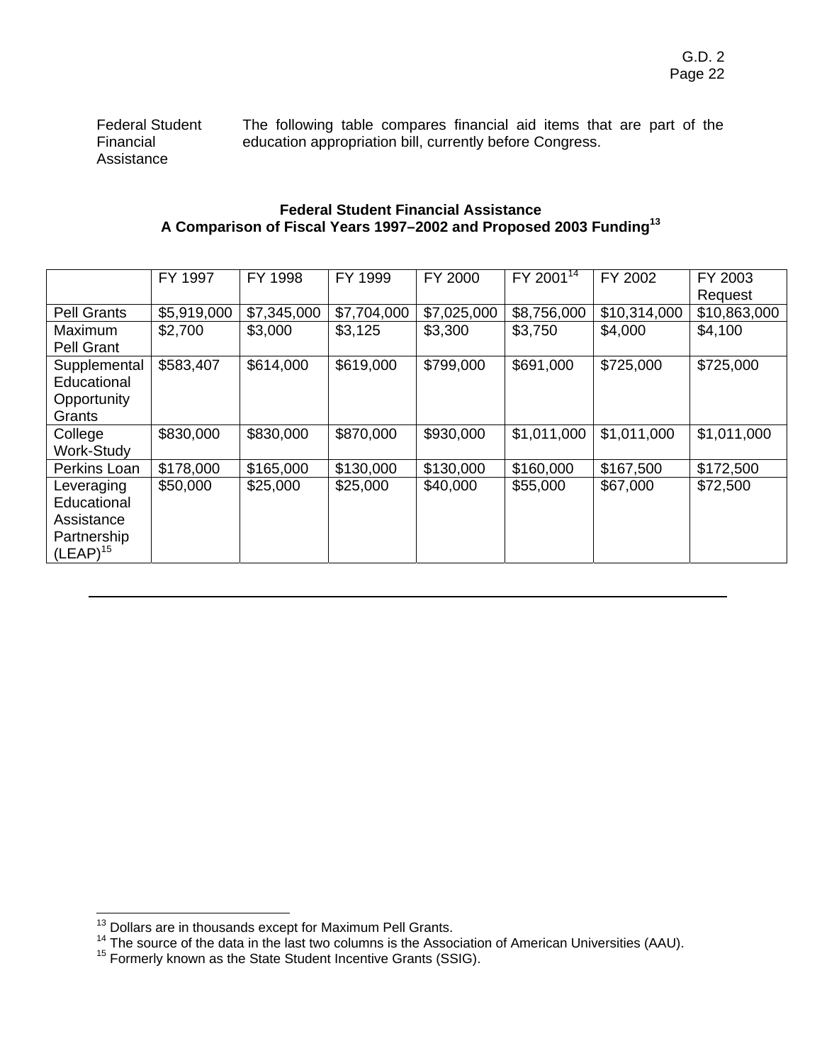**Federal Student Financial Assistance**

The following table compares financial aid items that are part of the education appropriation bill, currently before Congress.

**Federal Student Financial Assistance**
**A Comparison of Fiscal Years 1997–2002 and Proposed 2003 Funding[13]**

| | FY 1997 | FY 1998 | FY 1999 | FY 2000 | FY 2001[14] | FY 2002 | FY 2003 Request |
|---|---|---|---|---|---|---|---|
| Pell Grants | $5,919,000 | $7,345,000 | $7,704,000 | $7,025,000 | $8,756,000 | $10,314,000 | $10,863,000 |
| Maximum Pell Grant | $2,700 | $3,000 | $3,125 | $3,300 | $3,750 | $4,000 | $4,100 |
| Supplemental Educational Opportunity Grants | $583,407 | $614,000 | $619,000 | $799,000 | $691,000 | $725,000 | $725,000 |
| College Work-Study | $830,000 | $830,000 | $870,000 | $930,000 | $1,011,000 | $1,011,000 | $1,011,000 |
| Perkins Loan | $178,000 | $165,000 | $130,000 | $130,000 | $160,000 | $167,500 | $172,500 |
| Leveraging Educational Assistance Partnership (LEAP)[15] | $50,000 | $25,000 | $25,000 | $40,000 | $55,000 | $67,000 | $72,500 |

---

[13] Dollars are in thousands except for Maximum Pell Grants.
[14] The source of the data in the last two columns is the Association of American Universities (AAU).
[15] Formerly known as the State Student Incentive Grants (SSIG).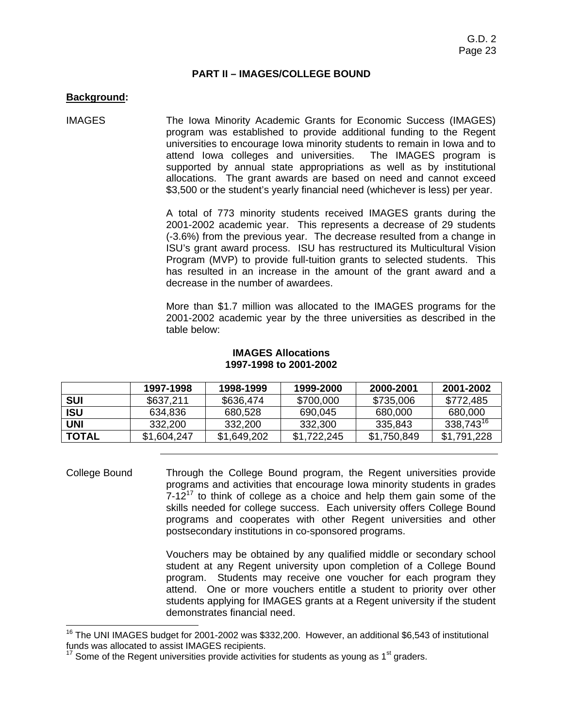## PART II – IMAGES/COLLEGE BOUND

**Background:**

IMAGES

The Iowa Minority Academic Grants for Economic Success (IMAGES) program was established to provide additional funding to the Regent universities to encourage Iowa minority students to remain in Iowa and to attend Iowa colleges and universities. The IMAGES program is supported by annual state appropriations as well as by institutional allocations. The grant awards are based on need and cannot exceed $3,500 or the student's yearly financial need (whichever is less) per year.

A total of 773 minority students received IMAGES grants during the 2001-2002 academic year. This represents a decrease of 29 students (-3.6%) from the previous year. The decrease resulted from a change in ISU's grant award process. ISU has restructured its Multicultural Vision Program (MVP) to provide full-tuition grants to selected students. This has resulted in an increase in the amount of the grant award and a decrease in the number of awardees.

More than $1.7 million was allocated to the IMAGES programs for the 2001-2002 academic year by the three universities as described in the table below:

**IMAGES Allocations**
**1997-1998 to 2001-2002**

| | 1997-1998 | 1998-1999 | 1999-2000 | 2000-2001 | 2001-2002 |
|---|---|---|---|---|---|
| **SUI** | $637,211 | $636,474 | $700,000 | $735,006 | $772,485 |
| **ISU** | 634,836 | 680,528 | 690,045 | 680,000 | 680,000 |
| **UNI** | 332,200 | 332,200 | 332,300 | 335,843 | 338,743[16] |
| **TOTAL** | $1,604,247 | $1,649,202 | $1,722,245 | $1,750,849 | $1,791,228 |

---

College Bound

Through the College Bound program, the Regent universities provide programs and activities that encourage Iowa minority students in grades 7-12[17] to think of college as a choice and help them gain some of the skills needed for college success. Each university offers College Bound programs and cooperates with other Regent universities and other postsecondary institutions in co-sponsored programs.

Vouchers may be obtained by any qualified middle or secondary school student at any Regent university upon completion of a College Bound program. Students may receive one voucher for each program they attend. One or more vouchers entitle a student to priority over other students applying for IMAGES grants at a Regent university if the student demonstrates financial need.

---

[16] The UNI IMAGES budget for 2001-2002 was $332,200. However, an additional $6,543 of institutional funds was allocated to assist IMAGES recipients.

[17] Some of the Regent universities provide activities for students as young as 1st graders.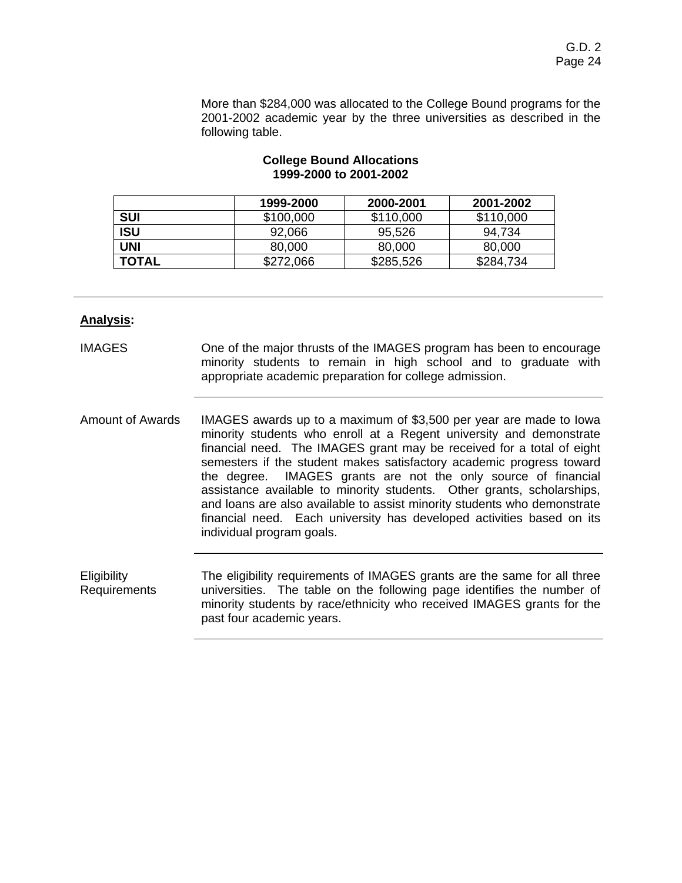More than $284,000 was allocated to the College Bound programs for the 2001-2002 academic year by the three universities as described in the following table.

**College Bound Allocations**
**1999-2000 to 2001-2002**

| | 1999-2000 | 2000-2001 | 2001-2002 |
|---|---|---|---|
| **SUI** | $100,000 | $110,000 | $110,000 |
| **ISU** | 92,066 | 95,526 | 94,734 |
| **UNI** | 80,000 | 80,000 | 80,000 |
| **TOTAL** | $272,066 | $285,526 | $284,734 |

---

**Analysis:**

IMAGES

One of the major thrusts of the IMAGES program has been to encourage minority students to remain in high school and to graduate with appropriate academic preparation for college admission.

Amount of Awards

IMAGES awards up to a maximum of $3,500 per year are made to Iowa minority students who enroll at a Regent university and demonstrate financial need. The IMAGES grant may be received for a total of eight semesters if the student makes satisfactory academic progress toward the degree. IMAGES grants are not the only source of financial assistance available to minority students. Other grants, scholarships, and loans are also available to assist minority students who demonstrate financial need. Each university has developed activities based on its individual program goals.

Eligibility Requirements

The eligibility requirements of IMAGES grants are the same for all three universities. The table on the following page identifies the number of minority students by race/ethnicity who received IMAGES grants for the past four academic years.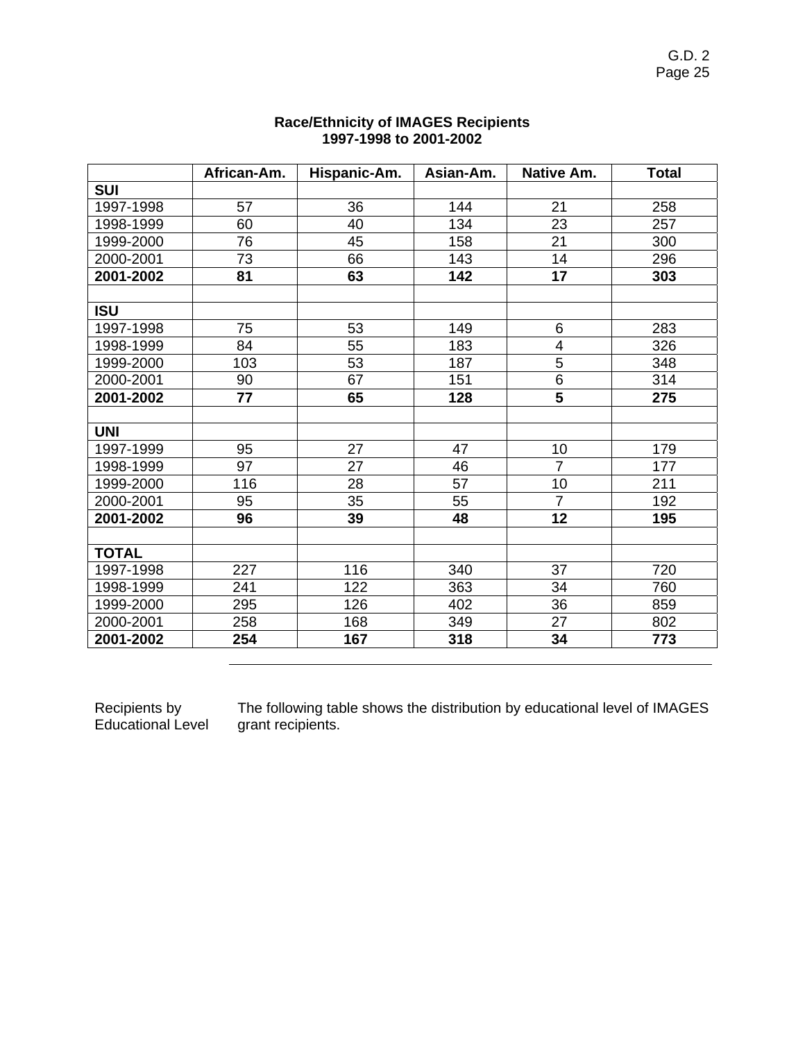**Race/Ethnicity of IMAGES Recipients**
**1997-1998 to 2001-2002**

| | African-Am. | Hispanic-Am. | Asian-Am. | Native Am. | Total |
|---|---|---|---|---|---|
| **SUI** | | | | | |
| 1997-1998 | 57 | 36 | 144 | 21 | 258 |
| 1998-1999 | 60 | 40 | 134 | 23 | 257 |
| 1999-2000 | 76 | 45 | 158 | 21 | 300 |
| 2000-2001 | 73 | 66 | 143 | 14 | 296 |
| **2001-2002** | **81** | **63** | **142** | **17** | **303** |
| | | | | | |
| **ISU** | | | | | |
| 1997-1998 | 75 | 53 | 149 | 6 | 283 |
| 1998-1999 | 84 | 55 | 183 | 4 | 326 |
| 1999-2000 | 103 | 53 | 187 | 5 | 348 |
| 2000-2001 | 90 | 67 | 151 | 6 | 314 |
| **2001-2002** | **77** | **65** | **128** | **5** | **275** |
| | | | | | |
| **UNI** | | | | | |
| 1997-1999 | 95 | 27 | 47 | 10 | 179 |
| 1998-1999 | 97 | 27 | 46 | 7 | 177 |
| 1999-2000 | 116 | 28 | 57 | 10 | 211 |
| 2000-2001 | 95 | 35 | 55 | 7 | 192 |
| **2001-2002** | **96** | **39** | **48** | **12** | **195** |
| | | | | | |
| **TOTAL** | | | | | |
| 1997-1998 | 227 | 116 | 340 | 37 | 720 |
| 1998-1999 | 241 | 122 | 363 | 34 | 760 |
| 1999-2000 | 295 | 126 | 402 | 36 | 859 |
| 2000-2001 | 258 | 168 | 349 | 27 | 802 |
| **2001-2002** | **254** | **167** | **318** | **34** | **773** |

---

Recipients by Educational Level

The following table shows the distribution by educational level of IMAGES grant recipients.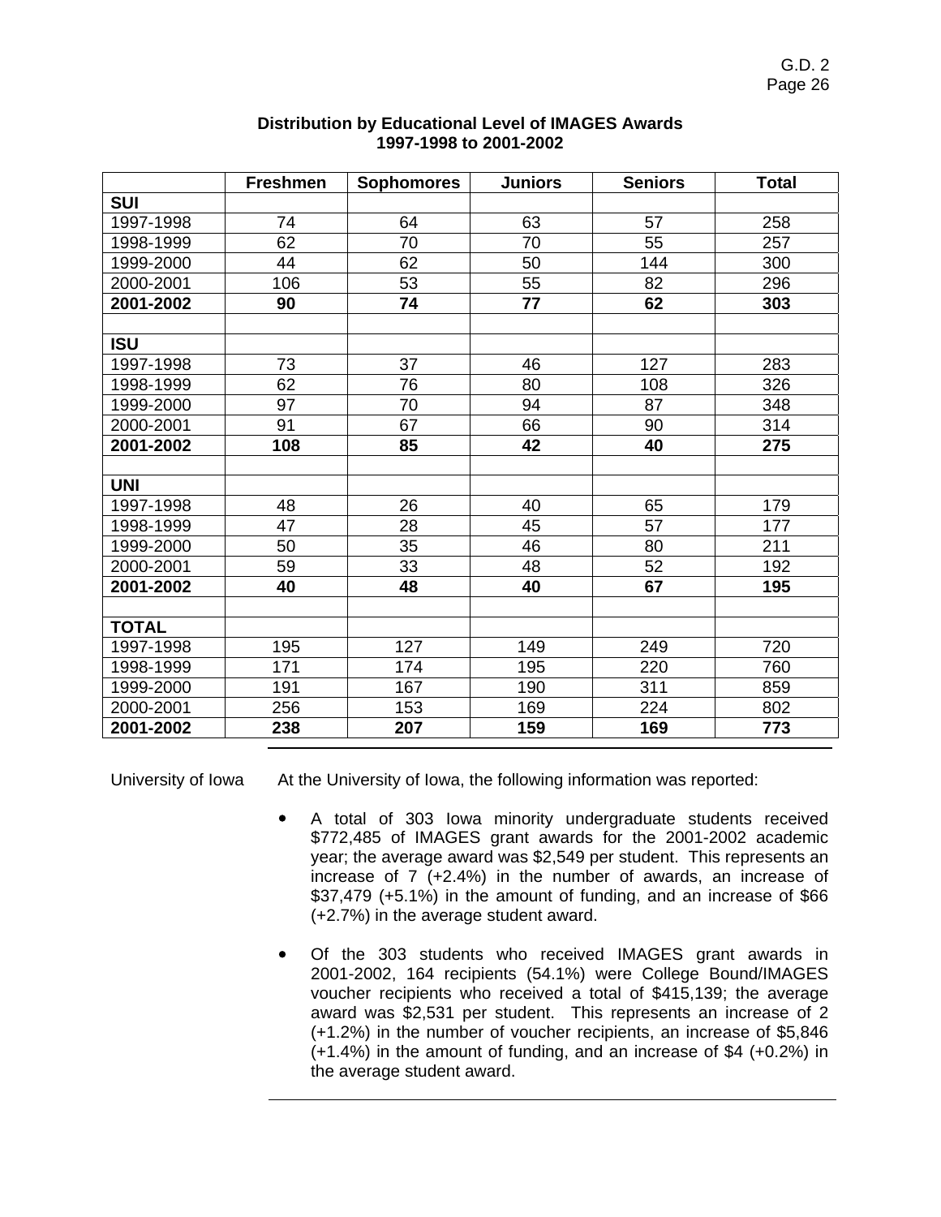**Distribution by Educational Level of IMAGES Awards**
**1997-1998 to 2001-2002**

| | Freshmen | Sophomores | Juniors | Seniors | Total |
|---|---|---|---|---|---|
| **SUI** | | | | | |
| 1997-1998 | 74 | 64 | 63 | 57 | 258 |
| 1998-1999 | 62 | 70 | 70 | 55 | 257 |
| 1999-2000 | 44 | 62 | 50 | 144 | 300 |
| 2000-2001 | 106 | 53 | 55 | 82 | 296 |
| **2001-2002** | **90** | **74** | **77** | **62** | **303** |
| | | | | | |
| **ISU** | | | | | |
| 1997-1998 | 73 | 37 | 46 | 127 | 283 |
| 1998-1999 | 62 | 76 | 80 | 108 | 326 |
| 1999-2000 | 97 | 70 | 94 | 87 | 348 |
| 2000-2001 | 91 | 67 | 66 | 90 | 314 |
| **2001-2002** | **108** | **85** | **42** | **40** | **275** |
| | | | | | |
| **UNI** | | | | | |
| 1997-1998 | 48 | 26 | 40 | 65 | 179 |
| 1998-1999 | 47 | 28 | 45 | 57 | 177 |
| 1999-2000 | 50 | 35 | 46 | 80 | 211 |
| 2000-2001 | 59 | 33 | 48 | 52 | 192 |
| **2001-2002** | **40** | **48** | **40** | **67** | **195** |
| | | | | | |
| **TOTAL** | | | | | |
| 1997-1998 | 195 | 127 | 149 | 249 | 720 |
| 1998-1999 | 171 | 174 | 195 | 220 | 760 |
| 1999-2000 | 191 | 167 | 190 | 311 | 859 |
| 2000-2001 | 256 | 153 | 169 | 224 | 802 |
| **2001-2002** | **238** | **207** | **159** | **169** | **773** |

University of Iowa

At the University of Iowa, the following information was reported:

- A total of 303 Iowa minority undergraduate students received $772,485 of IMAGES grant awards for the 2001-2002 academic year; the average award was $2,549 per student. This represents an increase of 7 (+2.4%) in the number of awards, an increase of $37,479 (+5.1%) in the amount of funding, and an increase of $66 (+2.7%) in the average student award.

- Of the 303 students who received IMAGES grant awards in 2001-2002, 164 recipients (54.1%) were College Bound/IMAGES voucher recipients who received a total of $415,139; the average award was $2,531 per student. This represents an increase of 2 (+1.2%) in the number of voucher recipients, an increase of $5,846 (+1.4%) in the amount of funding, and an increase of $4 (+0.2%) in the average student award.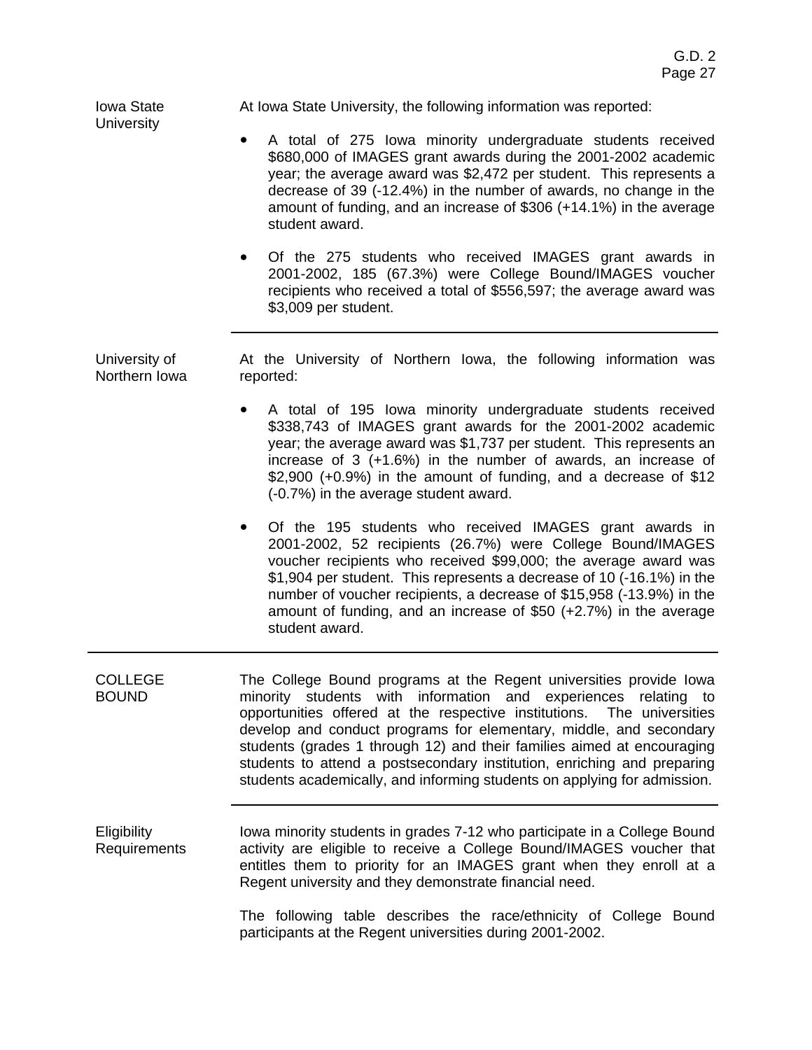**Iowa State University**

At Iowa State University, the following information was reported:

- A total of 275 Iowa minority undergraduate students received $680,000 of IMAGES grant awards during the 2001-2002 academic year; the average award was $2,472 per student. This represents a decrease of 39 (-12.4%) in the number of awards, no change in the amount of funding, and an increase of $306 (+14.1%) in the average student award.

- Of the 275 students who received IMAGES grant awards in 2001-2002, 185 (67.3%) were College Bound/IMAGES voucher recipients who received a total of $556,597; the average award was $3,009 per student.

---

**University of Northern Iowa**

At the University of Northern Iowa, the following information was reported:

- A total of 195 Iowa minority undergraduate students received $338,743 of IMAGES grant awards for the 2001-2002 academic year; the average award was $1,737 per student. This represents an increase of 3 (+1.6%) in the number of awards, an increase of $2,900 (+0.9%) in the amount of funding, and a decrease of $12 (-0.7%) in the average student award.

- Of the 195 students who received IMAGES grant awards in 2001-2002, 52 recipients (26.7%) were College Bound/IMAGES voucher recipients who received $99,000; the average award was $1,904 per student. This represents a decrease of 10 (-16.1%) in the number of voucher recipients, a decrease of $15,958 (-13.9%) in the amount of funding, and an increase of $50 (+2.7%) in the average student award.

---

## COLLEGE BOUND

The College Bound programs at the Regent universities provide Iowa minority students with information and experiences relating to opportunities offered at the respective institutions. The universities develop and conduct programs for elementary, middle, and secondary students (grades 1 through 12) and their families aimed at encouraging students to attend a postsecondary institution, enriching and preparing students academically, and informing students on applying for admission.

---

**Eligibility Requirements**

Iowa minority students in grades 7-12 who participate in a College Bound activity are eligible to receive a College Bound/IMAGES voucher that entitles them to priority for an IMAGES grant when they enroll at a Regent university and they demonstrate financial need.

The following table describes the race/ethnicity of College Bound participants at the Regent universities during 2001-2002.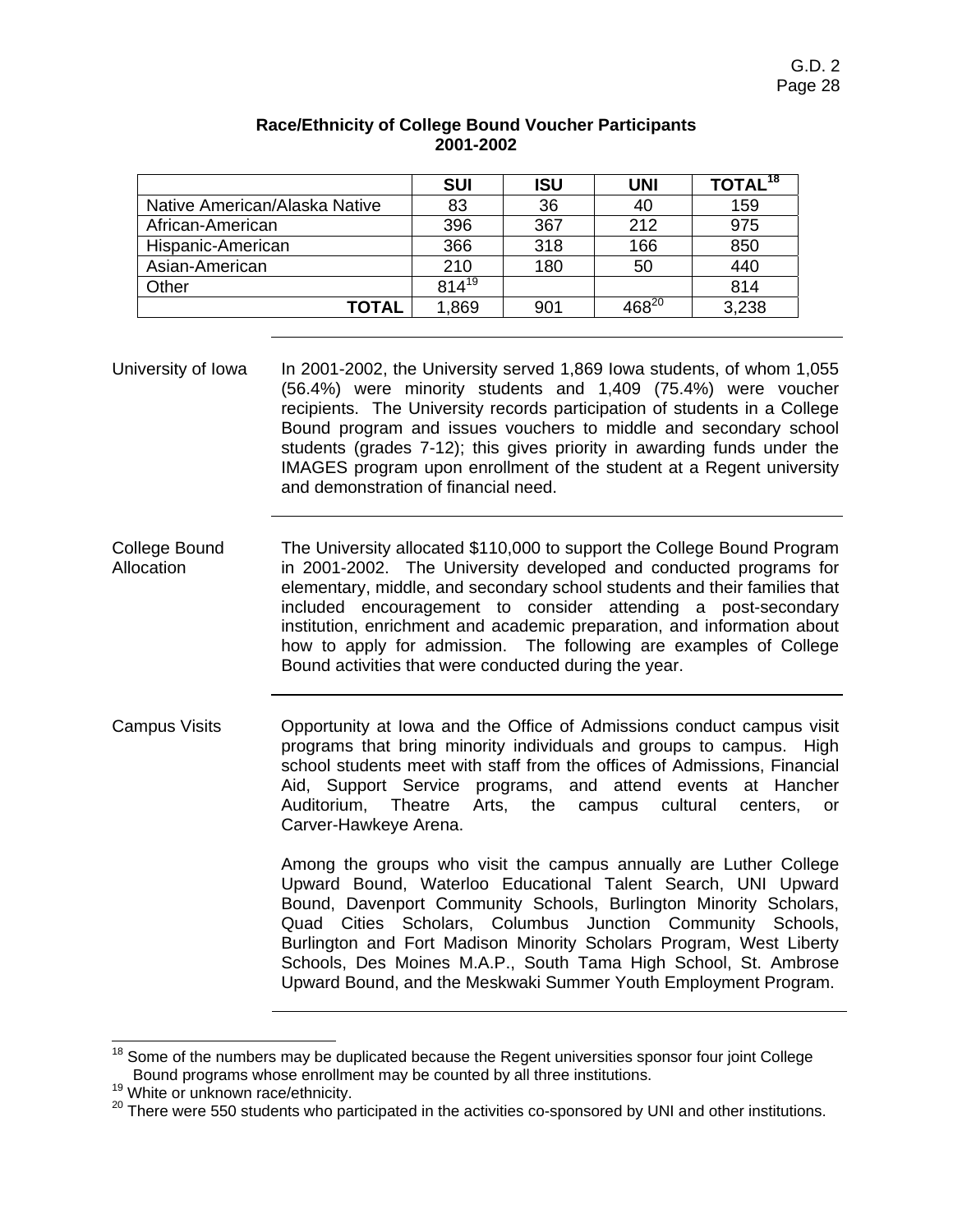**Race/Ethnicity of College Bound Voucher Participants 2001-2002**

| | SUI | ISU | UNI | TOTAL[18] |
|---|---|---|---|---|
| Native American/Alaska Native | 83 | 36 | 40 | 159 |
| African-American | 396 | 367 | 212 | 975 |
| Hispanic-American | 366 | 318 | 166 | 850 |
| Asian-American | 210 | 180 | 50 | 440 |
| Other | 814[19] | | | 814 |
| **TOTAL** | 1,869 | 901 | 468[20] | 3,238 |

University of Iowa

In 2001-2002, the University served 1,869 Iowa students, of whom 1,055 (56.4%) were minority students and 1,409 (75.4%) were voucher recipients. The University records participation of students in a College Bound program and issues vouchers to middle and secondary school students (grades 7-12); this gives priority in awarding funds under the IMAGES program upon enrollment of the student at a Regent university and demonstration of financial need.

College Bound Allocation

The University allocated $110,000 to support the College Bound Program in 2001-2002. The University developed and conducted programs for elementary, middle, and secondary school students and their families that included encouragement to consider attending a post-secondary institution, enrichment and academic preparation, and information about how to apply for admission. The following are examples of College Bound activities that were conducted during the year.

Campus Visits

Opportunity at Iowa and the Office of Admissions conduct campus visit programs that bring minority individuals and groups to campus. High school students meet with staff from the offices of Admissions, Financial Aid, Support Service programs, and attend events at Hancher Auditorium, Theatre Arts, the campus cultural centers, or Carver-Hawkeye Arena.

Among the groups who visit the campus annually are Luther College Upward Bound, Waterloo Educational Talent Search, UNI Upward Bound, Davenport Community Schools, Burlington Minority Scholars, Quad Cities Scholars, Columbus Junction Community Schools, Burlington and Fort Madison Minority Scholars Program, West Liberty Schools, Des Moines M.A.P., South Tama High School, St. Ambrose Upward Bound, and the Meskwaki Summer Youth Employment Program.

---

[18] Some of the numbers may be duplicated because the Regent universities sponsor four joint College Bound programs whose enrollment may be counted by all three institutions.

[19] White or unknown race/ethnicity.

[20] There were 550 students who participated in the activities co-sponsored by UNI and other institutions.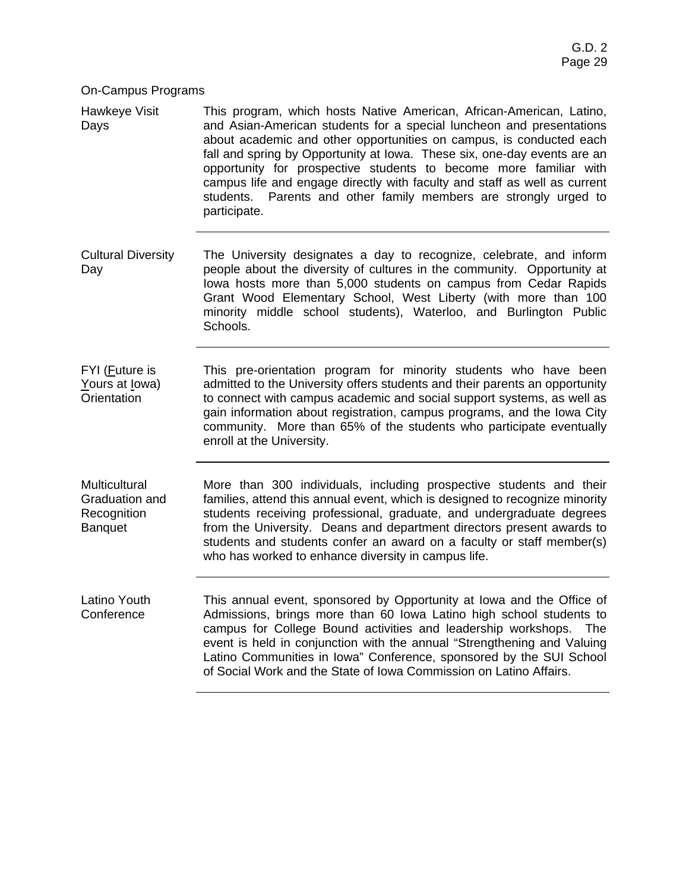On-Campus Programs

| | |
|---|---|
| Hawkeye Visit Days | This program, which hosts Native American, African-American, Latino, and Asian-American students for a special luncheon and presentations about academic and other opportunities on campus, is conducted each fall and spring by Opportunity at Iowa. These six, one-day events are an opportunity for prospective students to become more familiar with campus life and engage directly with faculty and staff as well as current students. Parents and other family members are strongly urged to participate. |
| Cultural Diversity Day | The University designates a day to recognize, celebrate, and inform people about the diversity of cultures in the community. Opportunity at Iowa hosts more than 5,000 students on campus from Cedar Rapids Grant Wood Elementary School, West Liberty (with more than 100 minority middle school students), Waterloo, and Burlington Public Schools. |
| FYI (Future is Yours at Iowa) Orientation | This pre-orientation program for minority students who have been admitted to the University offers students and their parents an opportunity to connect with campus academic and social support systems, as well as gain information about registration, campus programs, and the Iowa City community. More than 65% of the students who participate eventually enroll at the University. |
| Multicultural Graduation and Recognition Banquet | More than 300 individuals, including prospective students and their families, attend this annual event, which is designed to recognize minority students receiving professional, graduate, and undergraduate degrees from the University. Deans and department directors present awards to students and students confer an award on a faculty or staff member(s) who has worked to enhance diversity in campus life. |
| Latino Youth Conference | This annual event, sponsored by Opportunity at Iowa and the Office of Admissions, brings more than 60 Iowa Latino high school students to campus for College Bound activities and leadership workshops. The event is held in conjunction with the annual "Strengthening and Valuing Latino Communities in Iowa" Conference, sponsored by the SUI School of Social Work and the State of Iowa Commission on Latino Affairs. |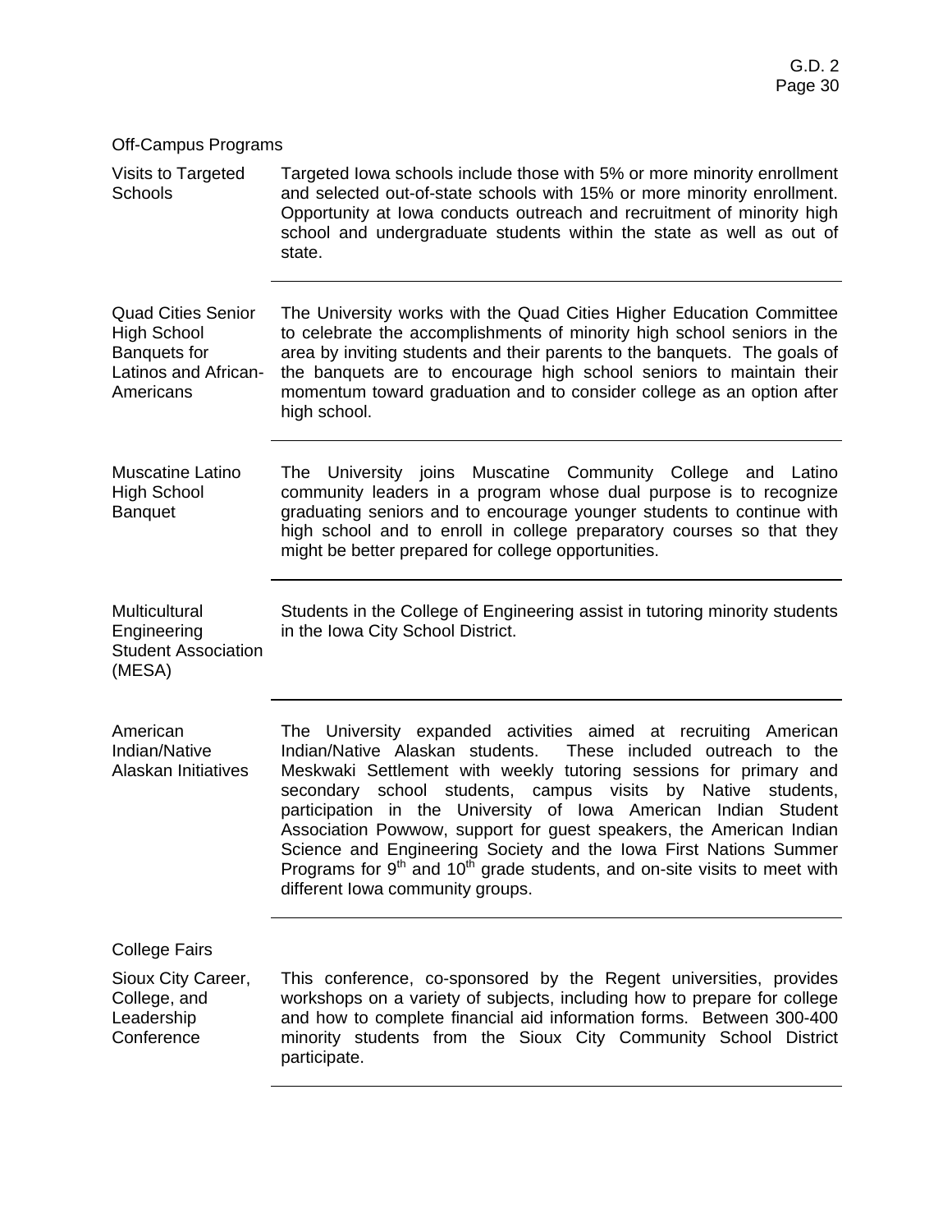Off-Campus Programs

| | |
|---|---|
| Visits to Targeted Schools | Targeted Iowa schools include those with 5% or more minority enrollment and selected out-of-state schools with 15% or more minority enrollment. Opportunity at Iowa conducts outreach and recruitment of minority high school and undergraduate students within the state as well as out of state. |
| Quad Cities Senior High School Banquets for Latinos and African-Americans | The University works with the Quad Cities Higher Education Committee to celebrate the accomplishments of minority high school seniors in the area by inviting students and their parents to the banquets. The goals of the banquets are to encourage high school seniors to maintain their momentum toward graduation and to consider college as an option after high school. |
| Muscatine Latino High School Banquet | The University joins Muscatine Community College and Latino community leaders in a program whose dual purpose is to recognize graduating seniors and to encourage younger students to continue with high school and to enroll in college preparatory courses so that they might be better prepared for college opportunities. |
| Multicultural Engineering Student Association (MESA) | Students in the College of Engineering assist in tutoring minority students in the Iowa City School District. |
| American Indian/Native Alaskan Initiatives | The University expanded activities aimed at recruiting American Indian/Native Alaskan students. These included outreach to the Meskwaki Settlement with weekly tutoring sessions for primary and secondary school students, campus visits by Native students, participation in the University of Iowa American Indian Student Association Powwow, support for guest speakers, the American Indian Science and Engineering Society and the Iowa First Nations Summer Programs for 9th and 10th grade students, and on-site visits to meet with different Iowa community groups. |

College Fairs

| | |
|---|---|
| Sioux City Career, College, and Leadership Conference | This conference, co-sponsored by the Regent universities, provides workshops on a variety of subjects, including how to prepare for college and how to complete financial aid information forms. Between 300-400 minority students from the Sioux City Community School District participate. |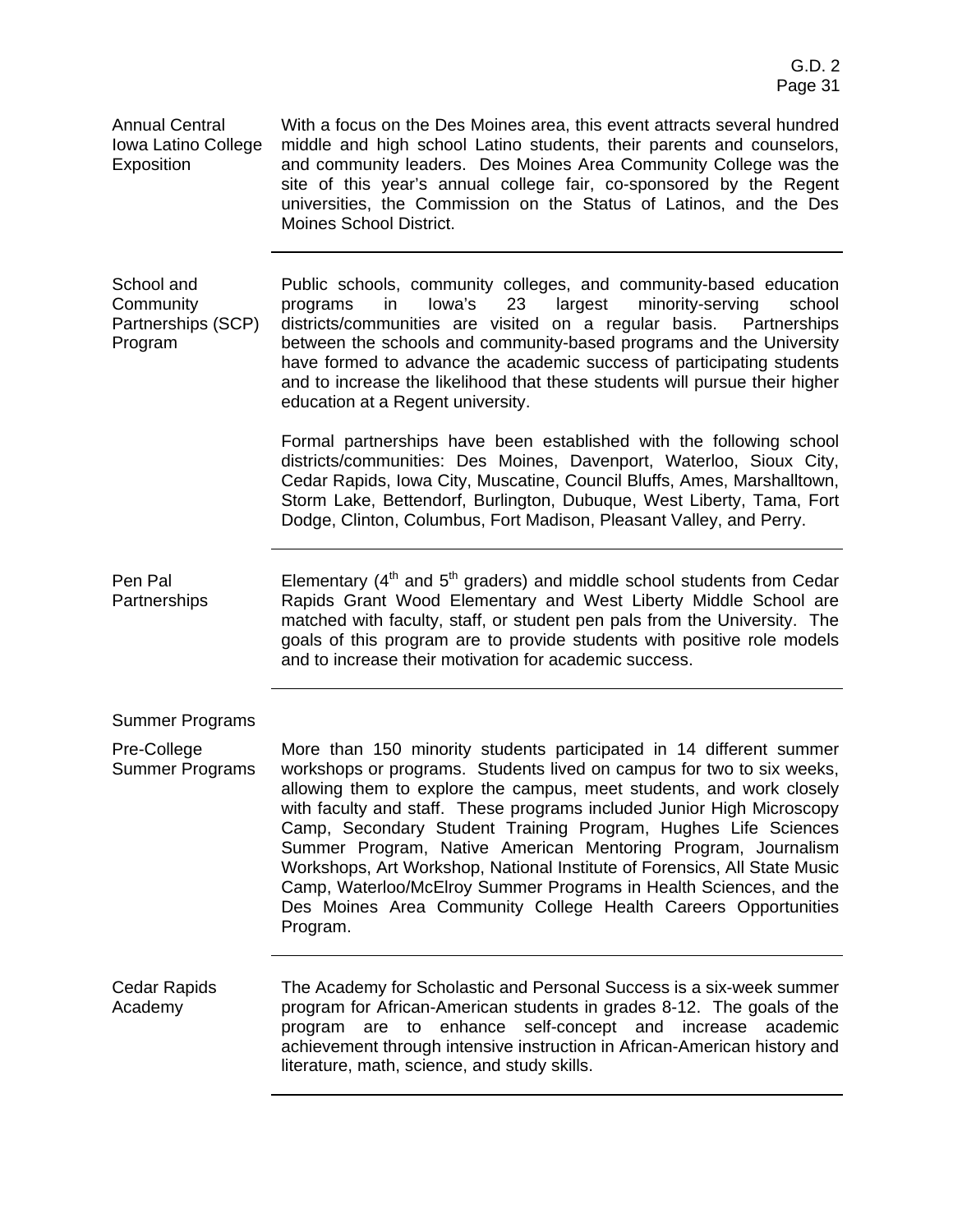**Annual Central Iowa Latino College Exposition**

With a focus on the Des Moines area, this event attracts several hundred middle and high school Latino students, their parents and counselors, and community leaders. Des Moines Area Community College was the site of this year's annual college fair, co-sponsored by the Regent universities, the Commission on the Status of Latinos, and the Des Moines School District.

---

**School and Community Partnerships (SCP) Program**

Public schools, community colleges, and community-based education programs in Iowa's 23 largest minority-serving school districts/communities are visited on a regular basis. Partnerships between the schools and community-based programs and the University have formed to advance the academic success of participating students and to increase the likelihood that these students will pursue their higher education at a Regent university.

Formal partnerships have been established with the following school districts/communities: Des Moines, Davenport, Waterloo, Sioux City, Cedar Rapids, Iowa City, Muscatine, Council Bluffs, Ames, Marshalltown, Storm Lake, Bettendorf, Burlington, Dubuque, West Liberty, Tama, Fort Dodge, Clinton, Columbus, Fort Madison, Pleasant Valley, and Perry.

---

**Pen Pal Partnerships**

Elementary ($4^{th}$ and $5^{th}$ graders) and middle school students from Cedar Rapids Grant Wood Elementary and West Liberty Middle School are matched with faculty, staff, or student pen pals from the University. The goals of this program are to provide students with positive role models and to increase their motivation for academic success.

---

## Summer Programs

**Pre-College Summer Programs**

More than 150 minority students participated in 14 different summer workshops or programs. Students lived on campus for two to six weeks, allowing them to explore the campus, meet students, and work closely with faculty and staff. These programs included Junior High Microscopy Camp, Secondary Student Training Program, Hughes Life Sciences Summer Program, Native American Mentoring Program, Journalism Workshops, Art Workshop, National Institute of Forensics, All State Music Camp, Waterloo/McElroy Summer Programs in Health Sciences, and the Des Moines Area Community College Health Careers Opportunities Program.

---

**Cedar Rapids Academy**

The Academy for Scholastic and Personal Success is a six-week summer program for African-American students in grades 8-12. The goals of the program are to enhance self-concept and increase academic achievement through intensive instruction in African-American history and literature, math, science, and study skills.

---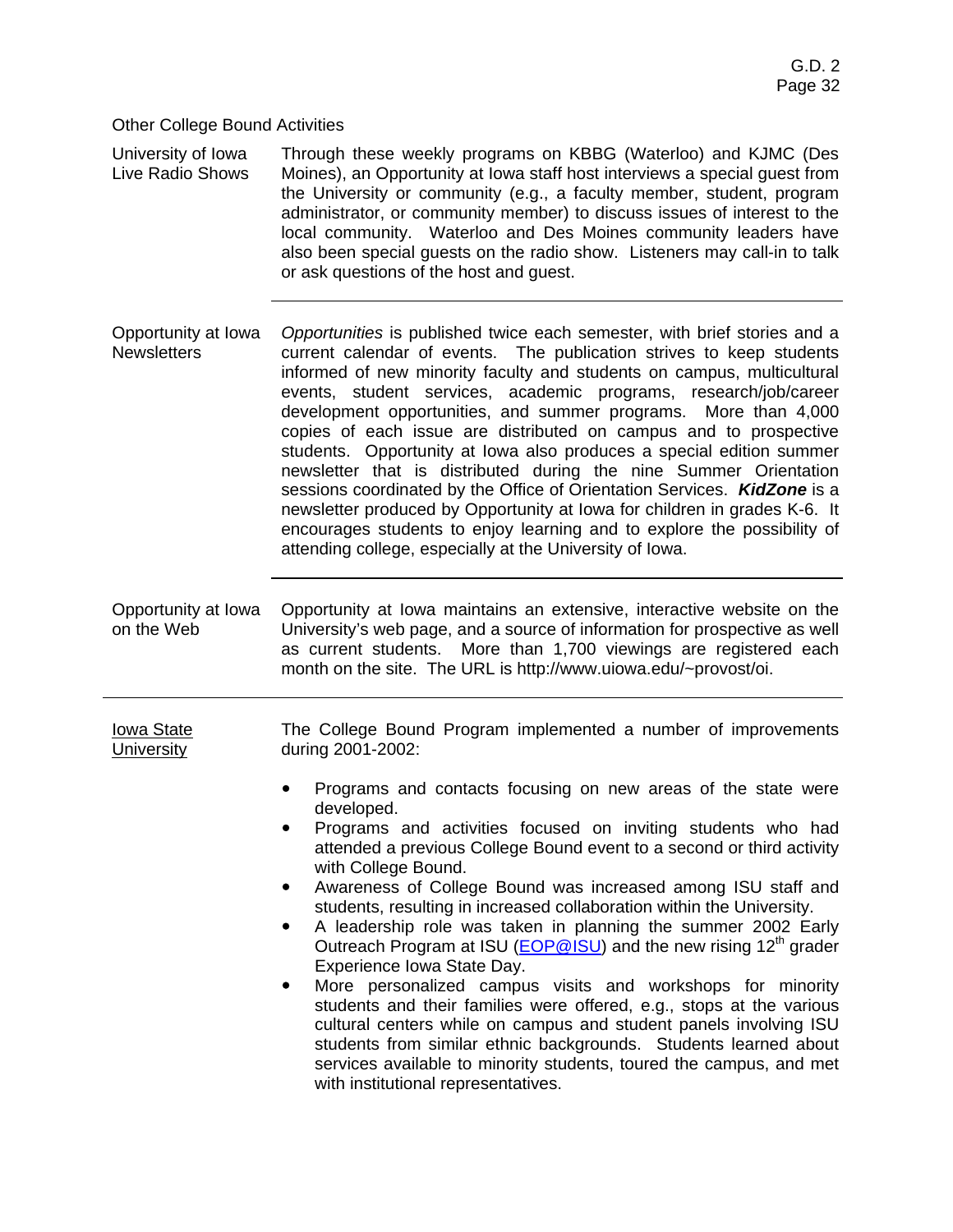Other College Bound Activities

**University of Iowa Live Radio Shows**

Through these weekly programs on KBBG (Waterloo) and KJMC (Des Moines), an Opportunity at Iowa staff host interviews a special guest from the University or community (e.g., a faculty member, student, program administrator, or community member) to discuss issues of interest to the local community. Waterloo and Des Moines community leaders have also been special guests on the radio show. Listeners may call-in to talk or ask questions of the host and guest.

---

**Opportunity at Iowa Newsletters**

*Opportunities* is published twice each semester, with brief stories and a current calendar of events. The publication strives to keep students informed of new minority faculty and students on campus, multicultural events, student services, academic programs, research/job/career development opportunities, and summer programs. More than 4,000 copies of each issue are distributed on campus and to prospective students. Opportunity at Iowa also produces a special edition summer newsletter that is distributed during the nine Summer Orientation sessions coordinated by the Office of Orientation Services. ***KidZone*** is a newsletter produced by Opportunity at Iowa for children in grades K-6. It encourages students to enjoy learning and to explore the possibility of attending college, especially at the University of Iowa.

---

**Opportunity at Iowa on the Web**

Opportunity at Iowa maintains an extensive, interactive website on the University's web page, and a source of information for prospective as well as current students. More than 1,700 viewings are registered each month on the site. The URL is http://www.uiowa.edu/~provost/oi.

---

**Iowa State University**

The College Bound Program implemented a number of improvements during 2001-2002:

- Programs and contacts focusing on new areas of the state were developed.
- Programs and activities focused on inviting students who had attended a previous College Bound event to a second or third activity with College Bound.
- Awareness of College Bound was increased among ISU staff and students, resulting in increased collaboration within the University.
- A leadership role was taken in planning the summer 2002 Early Outreach Program at ISU (EOP@ISU) and the new rising 12th grader Experience Iowa State Day.
- More personalized campus visits and workshops for minority students and their families were offered, e.g., stops at the various cultural centers while on campus and student panels involving ISU students from similar ethnic backgrounds. Students learned about services available to minority students, toured the campus, and met with institutional representatives.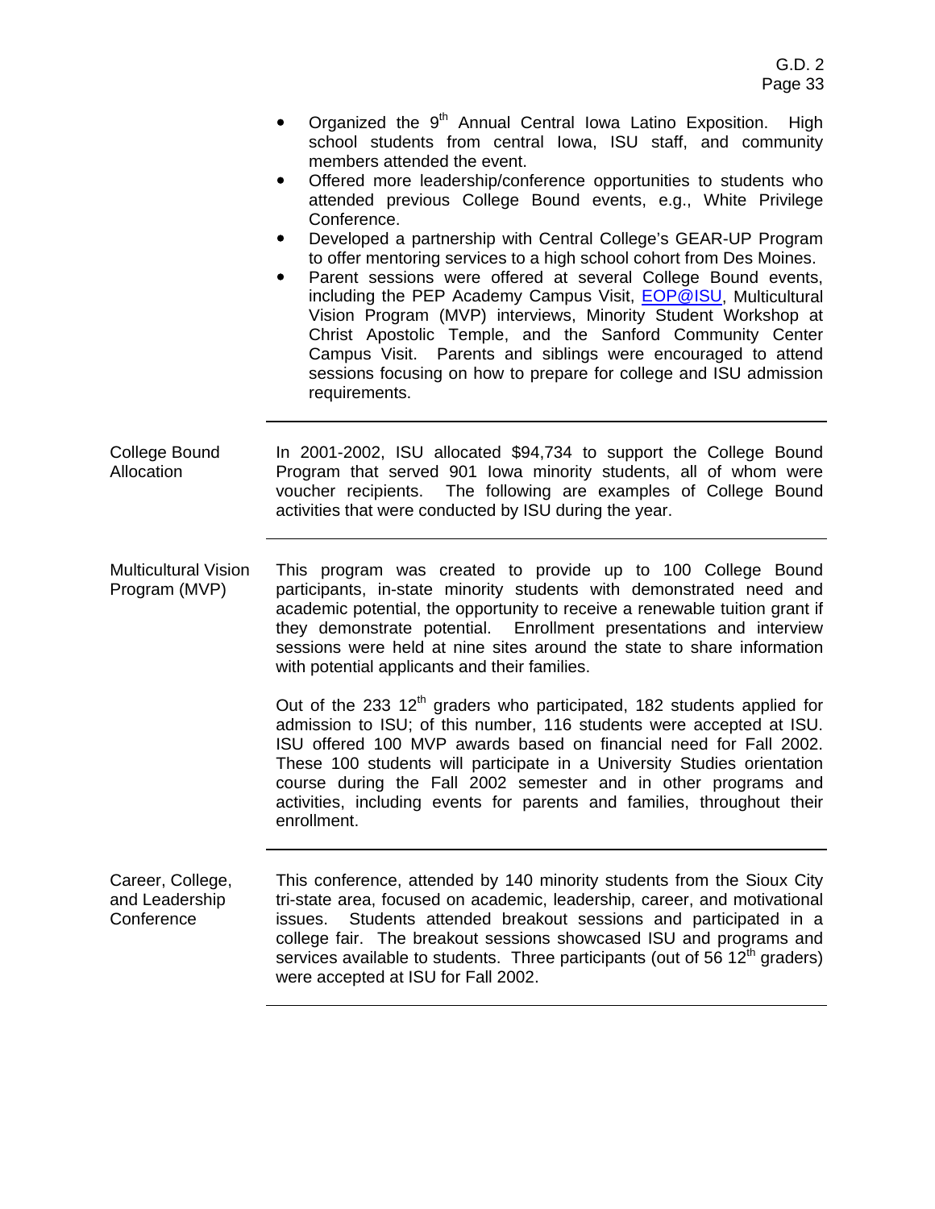- Organized the 9th Annual Central Iowa Latino Exposition. High school students from central Iowa, ISU staff, and community members attended the event.
- Offered more leadership/conference opportunities to students who attended previous College Bound events, e.g., White Privilege Conference.
- Developed a partnership with Central College's GEAR-UP Program to offer mentoring services to a high school cohort from Des Moines.
- Parent sessions were offered at several College Bound events, including the PEP Academy Campus Visit, EOP@ISU, Multicultural Vision Program (MVP) interviews, Minority Student Workshop at Christ Apostolic Temple, and the Sanford Community Center Campus Visit. Parents and siblings were encouraged to attend sessions focusing on how to prepare for college and ISU admission requirements.

---

**College Bound Allocation**

In 2001-2002, ISU allocated $94,734 to support the College Bound Program that served 901 Iowa minority students, all of whom were voucher recipients. The following are examples of College Bound activities that were conducted by ISU during the year.

---

**Multicultural Vision Program (MVP)**

This program was created to provide up to 100 College Bound participants, in-state minority students with demonstrated need and academic potential, the opportunity to receive a renewable tuition grant if they demonstrate potential. Enrollment presentations and interview sessions were held at nine sites around the state to share information with potential applicants and their families.

Out of the 233 12th graders who participated, 182 students applied for admission to ISU; of this number, 116 students were accepted at ISU. ISU offered 100 MVP awards based on financial need for Fall 2002. These 100 students will participate in a University Studies orientation course during the Fall 2002 semester and in other programs and activities, including events for parents and families, throughout their enrollment.

---

**Career, College, and Leadership Conference**

This conference, attended by 140 minority students from the Sioux City tri-state area, focused on academic, leadership, career, and motivational issues. Students attended breakout sessions and participated in a college fair. The breakout sessions showcased ISU and programs and services available to students. Three participants (out of 56 12th graders) were accepted at ISU for Fall 2002.

---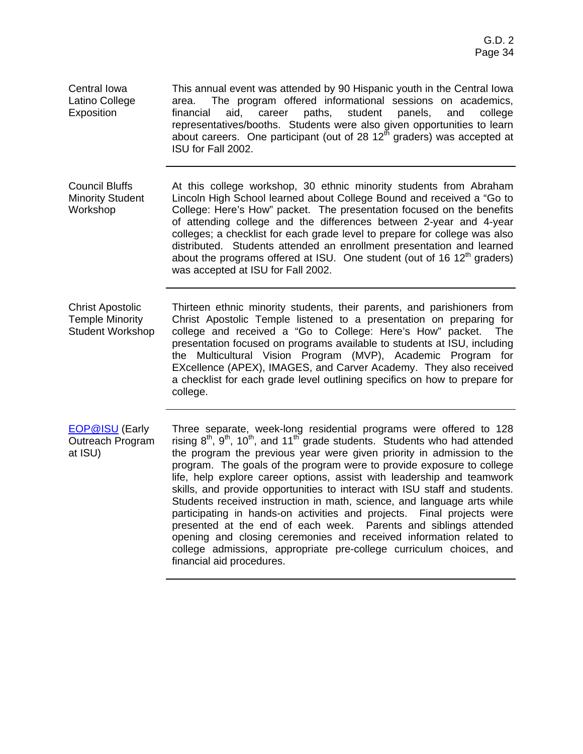| | |
|---|---|
| Central Iowa Latino College Exposition | This annual event was attended by 90 Hispanic youth in the Central Iowa area. The program offered informational sessions on academics, financial aid, career paths, student panels, and college representatives/booths. Students were also given opportunities to learn about careers. One participant (out of 28 12th graders) was accepted at ISU for Fall 2002. |
| Council Bluffs Minority Student Workshop | At this college workshop, 30 ethnic minority students from Abraham Lincoln High School learned about College Bound and received a "Go to College: Here's How" packet. The presentation focused on the benefits of attending college and the differences between 2-year and 4-year colleges; a checklist for each grade level to prepare for college was also distributed. Students attended an enrollment presentation and learned about the programs offered at ISU. One student (out of 16 12th graders) was accepted at ISU for Fall 2002. |
| Christ Apostolic Temple Minority Student Workshop | Thirteen ethnic minority students, their parents, and parishioners from Christ Apostolic Temple listened to a presentation on preparing for college and received a "Go to College: Here's How" packet. The presentation focused on programs available to students at ISU, including the Multicultural Vision Program (MVP), Academic Program for EXcellence (APEX), IMAGES, and Carver Academy. They also received a checklist for each grade level outlining specifics on how to prepare for college. |
| EOP@ISU (Early Outreach Program at ISU) | Three separate, week-long residential programs were offered to 128 rising 8th, 9th, 10th, and 11th grade students. Students who had attended the program the previous year were given priority in admission to the program. The goals of the program were to provide exposure to college life, help explore career options, assist with leadership and teamwork skills, and provide opportunities to interact with ISU staff and students. Students received instruction in math, science, and language arts while participating in hands-on activities and projects. Final projects were presented at the end of each week. Parents and siblings attended opening and closing ceremonies and received information related to college admissions, appropriate pre-college curriculum choices, and financial aid procedures. |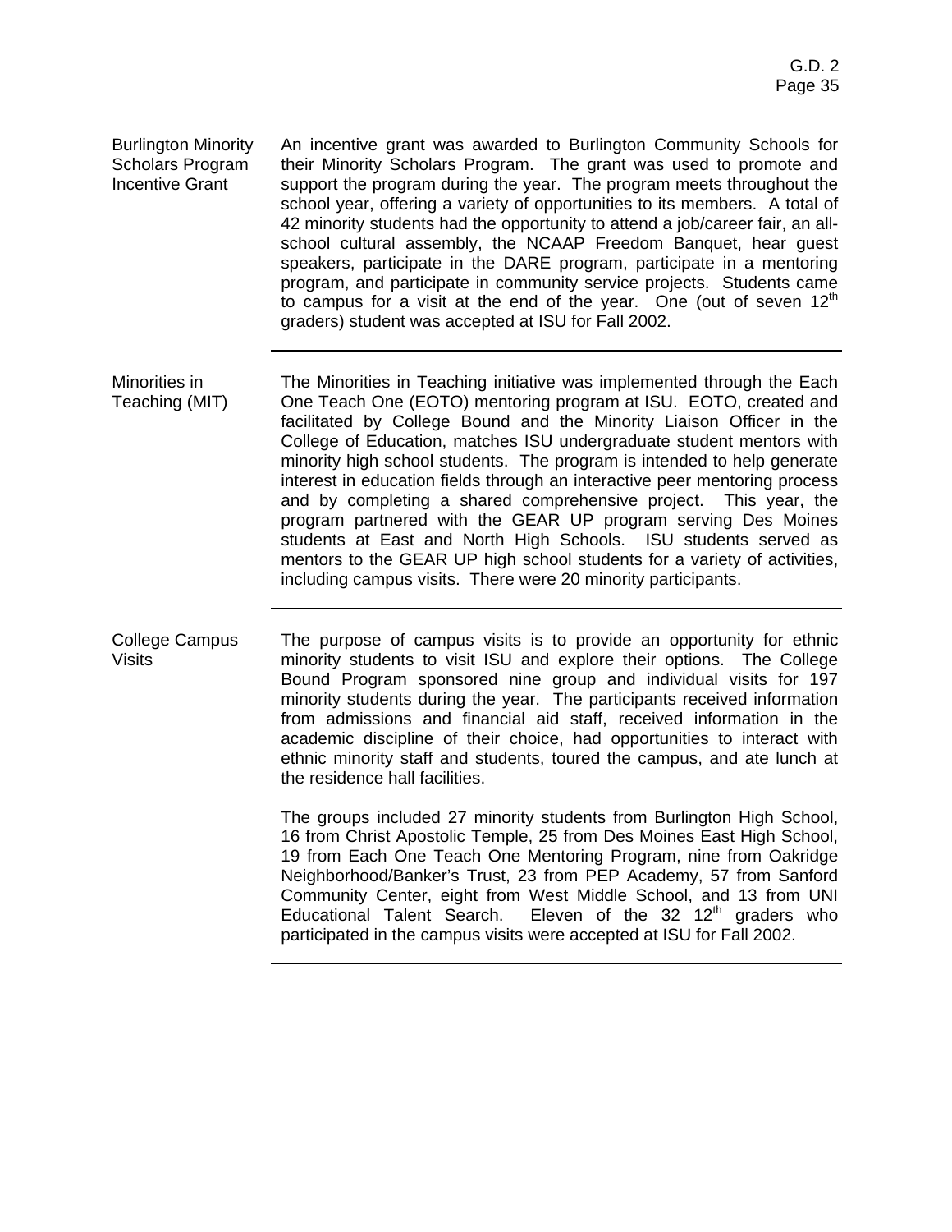**Burlington Minority Scholars Program Incentive Grant**

An incentive grant was awarded to Burlington Community Schools for their Minority Scholars Program. The grant was used to promote and support the program during the year. The program meets throughout the school year, offering a variety of opportunities to its members. A total of 42 minority students had the opportunity to attend a job/career fair, an all-school cultural assembly, the NCAAP Freedom Banquet, hear guest speakers, participate in the DARE program, participate in a mentoring program, and participate in community service projects. Students came to campus for a visit at the end of the year. One (out of seven 12th graders) student was accepted at ISU for Fall 2002.

---

**Minorities in Teaching (MIT)**

The Minorities in Teaching initiative was implemented through the Each One Teach One (EOTO) mentoring program at ISU. EOTO, created and facilitated by College Bound and the Minority Liaison Officer in the College of Education, matches ISU undergraduate student mentors with minority high school students. The program is intended to help generate interest in education fields through an interactive peer mentoring process and by completing a shared comprehensive project. This year, the program partnered with the GEAR UP program serving Des Moines students at East and North High Schools. ISU students served as mentors to the GEAR UP high school students for a variety of activities, including campus visits. There were 20 minority participants.

---

**College Campus Visits**

The purpose of campus visits is to provide an opportunity for ethnic minority students to visit ISU and explore their options. The College Bound Program sponsored nine group and individual visits for 197 minority students during the year. The participants received information from admissions and financial aid staff, received information in the academic discipline of their choice, had opportunities to interact with ethnic minority staff and students, toured the campus, and ate lunch at the residence hall facilities.

The groups included 27 minority students from Burlington High School, 16 from Christ Apostolic Temple, 25 from Des Moines East High School, 19 from Each One Teach One Mentoring Program, nine from Oakridge Neighborhood/Banker's Trust, 23 from PEP Academy, 57 from Sanford Community Center, eight from West Middle School, and 13 from UNI Educational Talent Search. Eleven of the 32 12th graders who participated in the campus visits were accepted at ISU for Fall 2002.

---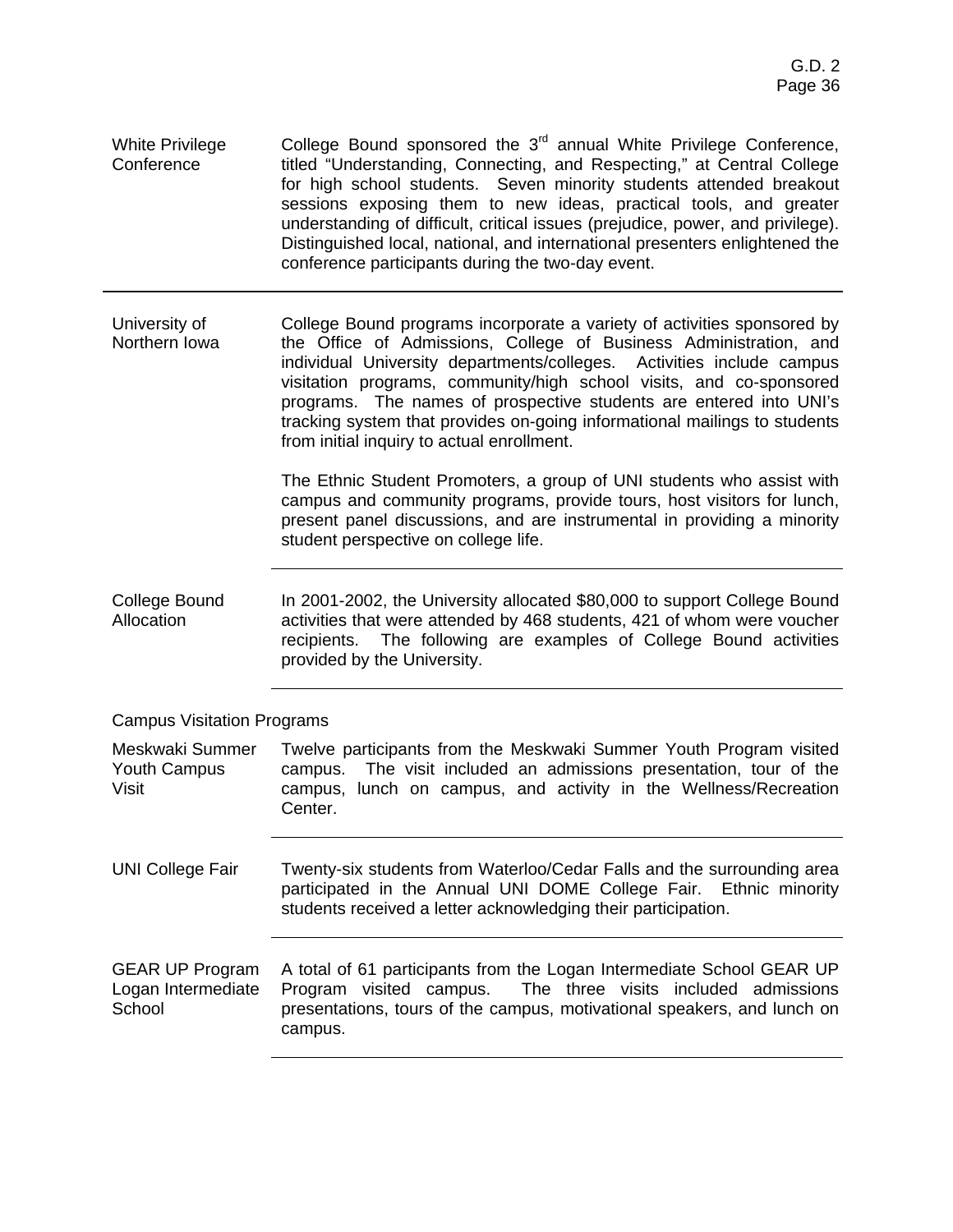**White Privilege Conference**

College Bound sponsored the 3rd annual White Privilege Conference, titled "Understanding, Connecting, and Respecting," at Central College for high school students. Seven minority students attended breakout sessions exposing them to new ideas, practical tools, and greater understanding of difficult, critical issues (prejudice, power, and privilege). Distinguished local, national, and international presenters enlightened the conference participants during the two-day event.

---

## University of Northern Iowa

College Bound programs incorporate a variety of activities sponsored by the Office of Admissions, College of Business Administration, and individual University departments/colleges. Activities include campus visitation programs, community/high school visits, and co-sponsored programs. The names of prospective students are entered into UNI's tracking system that provides on-going informational mailings to students from initial inquiry to actual enrollment.

The Ethnic Student Promoters, a group of UNI students who assist with campus and community programs, provide tours, host visitors for lunch, present panel discussions, and are instrumental in providing a minority student perspective on college life.

**College Bound Allocation**

In 2001-2002, the University allocated $80,000 to support College Bound activities that were attended by 468 students, 421 of whom were voucher recipients. The following are examples of College Bound activities provided by the University.

### Campus Visitation Programs

**Meskwaki Summer Youth Campus Visit**

Twelve participants from the Meskwaki Summer Youth Program visited campus. The visit included an admissions presentation, tour of the campus, lunch on campus, and activity in the Wellness/Recreation Center.

**UNI College Fair**

Twenty-six students from Waterloo/Cedar Falls and the surrounding area participated in the Annual UNI DOME College Fair. Ethnic minority students received a letter acknowledging their participation.

**GEAR UP Program Logan Intermediate School**

A total of 61 participants from the Logan Intermediate School GEAR UP Program visited campus. The three visits included admissions presentations, tours of the campus, motivational speakers, and lunch on campus.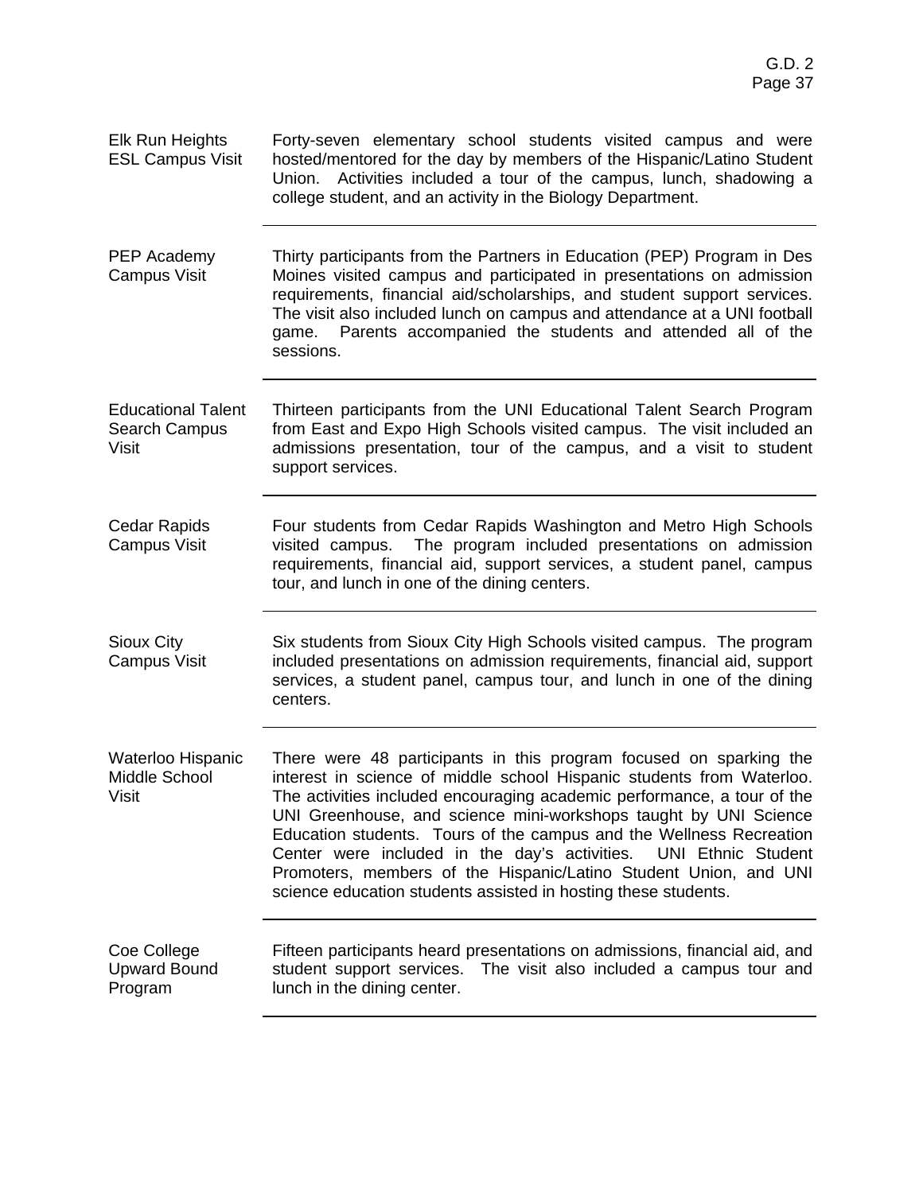| | |
|---|---|
| Elk Run Heights ESL Campus Visit | Forty-seven elementary school students visited campus and were hosted/mentored for the day by members of the Hispanic/Latino Student Union. Activities included a tour of the campus, lunch, shadowing a college student, and an activity in the Biology Department. |
| PEP Academy Campus Visit | Thirty participants from the Partners in Education (PEP) Program in Des Moines visited campus and participated in presentations on admission requirements, financial aid/scholarships, and student support services. The visit also included lunch on campus and attendance at a UNI football game. Parents accompanied the students and attended all of the sessions. |
| Educational Talent Search Campus Visit | Thirteen participants from the UNI Educational Talent Search Program from East and Expo High Schools visited campus. The visit included an admissions presentation, tour of the campus, and a visit to student support services. |
| Cedar Rapids Campus Visit | Four students from Cedar Rapids Washington and Metro High Schools visited campus. The program included presentations on admission requirements, financial aid, support services, a student panel, campus tour, and lunch in one of the dining centers. |
| Sioux City Campus Visit | Six students from Sioux City High Schools visited campus. The program included presentations on admission requirements, financial aid, support services, a student panel, campus tour, and lunch in one of the dining centers. |
| Waterloo Hispanic Middle School Visit | There were 48 participants in this program focused on sparking the interest in science of middle school Hispanic students from Waterloo. The activities included encouraging academic performance, a tour of the UNI Greenhouse, and science mini-workshops taught by UNI Science Education students. Tours of the campus and the Wellness Recreation Center were included in the day's activities. UNI Ethnic Student Promoters, members of the Hispanic/Latino Student Union, and UNI science education students assisted in hosting these students. |
| Coe College Upward Bound Program | Fifteen participants heard presentations on admissions, financial aid, and student support services. The visit also included a campus tour and lunch in the dining center. |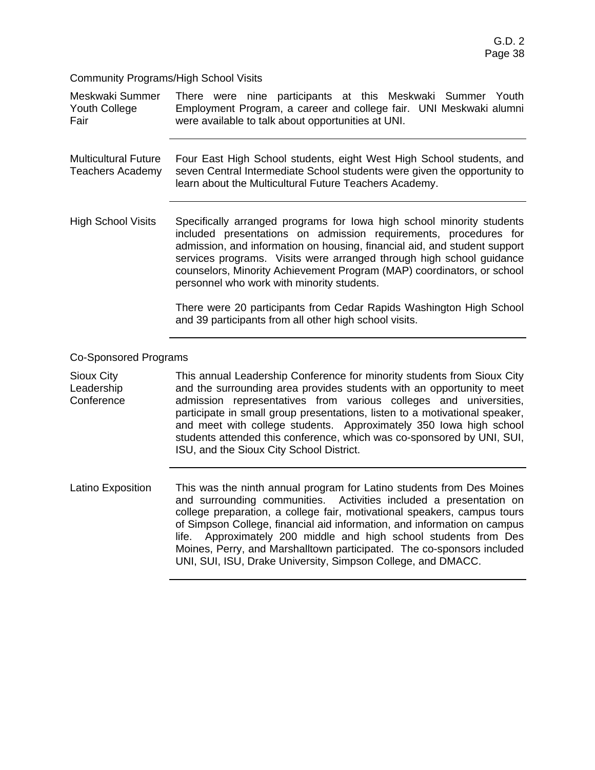Community Programs/High School Visits

| | |
|---|---|
| Meskwaki Summer Youth College Fair | There were nine participants at this Meskwaki Summer Youth Employment Program, a career and college fair. UNI Meskwaki alumni were available to talk about opportunities at UNI. |
| Multicultural Future Teachers Academy | Four East High School students, eight West High School students, and seven Central Intermediate School students were given the opportunity to learn about the Multicultural Future Teachers Academy. |
| High School Visits | Specifically arranged programs for Iowa high school minority students included presentations on admission requirements, procedures for admission, and information on housing, financial aid, and student support services programs. Visits were arranged through high school guidance counselors, Minority Achievement Program (MAP) coordinators, or school personnel who work with minority students.<br><br>There were 20 participants from Cedar Rapids Washington High School and 39 participants from all other high school visits. |

Co-Sponsored Programs

| | |
|---|---|
| Sioux City Leadership Conference | This annual Leadership Conference for minority students from Sioux City and the surrounding area provides students with an opportunity to meet admission representatives from various colleges and universities, participate in small group presentations, listen to a motivational speaker, and meet with college students. Approximately 350 Iowa high school students attended this conference, which was co-sponsored by UNI, SUI, ISU, and the Sioux City School District. |
| Latino Exposition | This was the ninth annual program for Latino students from Des Moines and surrounding communities. Activities included a presentation on college preparation, a college fair, motivational speakers, campus tours of Simpson College, financial aid information, and information on campus life. Approximately 200 middle and high school students from Des Moines, Perry, and Marshalltown participated. The co-sponsors included UNI, SUI, ISU, Drake University, Simpson College, and DMACC. |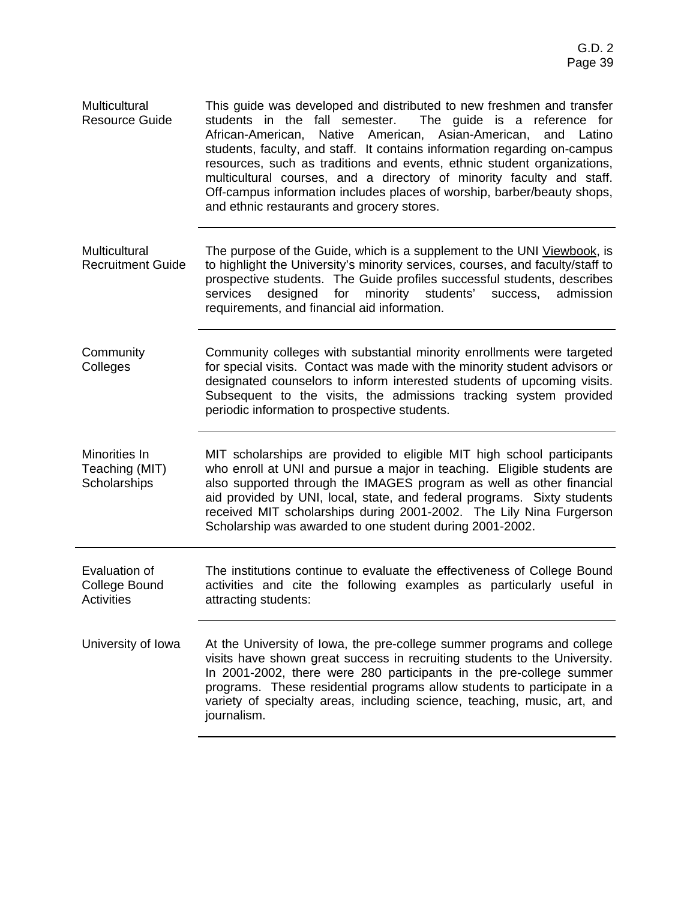**Multicultural Resource Guide**

This guide was developed and distributed to new freshmen and transfer students in the fall semester. The guide is a reference for African-American, Native American, Asian-American, and Latino students, faculty, and staff. It contains information regarding on-campus resources, such as traditions and events, ethnic student organizations, multicultural courses, and a directory of minority faculty and staff. Off-campus information includes places of worship, barber/beauty shops, and ethnic restaurants and grocery stores.

---

**Multicultural Recruitment Guide**

The purpose of the Guide, which is a supplement to the UNI Viewbook, is to highlight the University's minority services, courses, and faculty/staff to prospective students. The Guide profiles successful students, describes services designed for minority students' success, admission requirements, and financial aid information.

---

**Community Colleges**

Community colleges with substantial minority enrollments were targeted for special visits. Contact was made with the minority student advisors or designated counselors to inform interested students of upcoming visits. Subsequent to the visits, the admissions tracking system provided periodic information to prospective students.

---

**Minorities In Teaching (MIT) Scholarships**

MIT scholarships are provided to eligible MIT high school participants who enroll at UNI and pursue a major in teaching. Eligible students are also supported through the IMAGES program as well as other financial aid provided by UNI, local, state, and federal programs. Sixty students received MIT scholarships during 2001-2002. The Lily Nina Furgerson Scholarship was awarded to one student during 2001-2002.

---

**Evaluation of College Bound Activities**

The institutions continue to evaluate the effectiveness of College Bound activities and cite the following examples as particularly useful in attracting students:

---

**University of Iowa**

At the University of Iowa, the pre-college summer programs and college visits have shown great success in recruiting students to the University. In 2001-2002, there were 280 participants in the pre-college summer programs. These residential programs allow students to participate in a variety of specialty areas, including science, teaching, music, art, and journalism.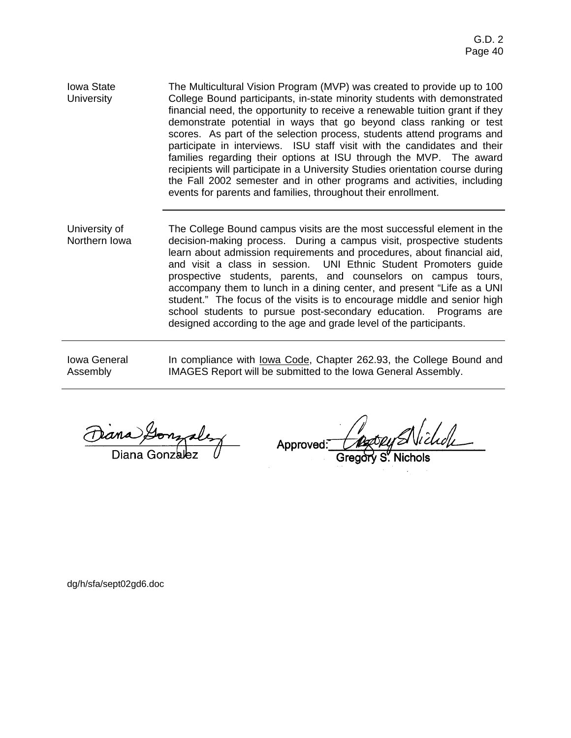| | |
|---|---|
| Iowa State University | The Multicultural Vision Program (MVP) was created to provide up to 100 College Bound participants, in-state minority students with demonstrated financial need, the opportunity to receive a renewable tuition grant if they demonstrate potential in ways that go beyond class ranking or test scores. As part of the selection process, students attend programs and participate in interviews. ISU staff visit with the candidates and their families regarding their options at ISU through the MVP. The award recipients will participate in a University Studies orientation course during the Fall 2002 semester and in other programs and activities, including events for parents and families, throughout their enrollment. |
| University of Northern Iowa | The College Bound campus visits are the most successful element in the decision-making process. During a campus visit, prospective students learn about admission requirements and procedures, about financial aid, and visit a class in session. UNI Ethnic Student Promoters guide prospective students, parents, and counselors on campus tours, accompany them to lunch in a dining center, and present "Life as a UNI student." The focus of the visits is to encourage middle and senior high school students to pursue post-secondary education. Programs are designed according to the age and grade level of the participants. |
| Iowa General Assembly | In compliance with Iowa Code, Chapter 262.93, the College Bound and IMAGES Report will be submitted to the Iowa General Assembly. |

Diana Gonzalez

Approved: Gregory S. Nichols

dg/h/sfa/sept02gd6.doc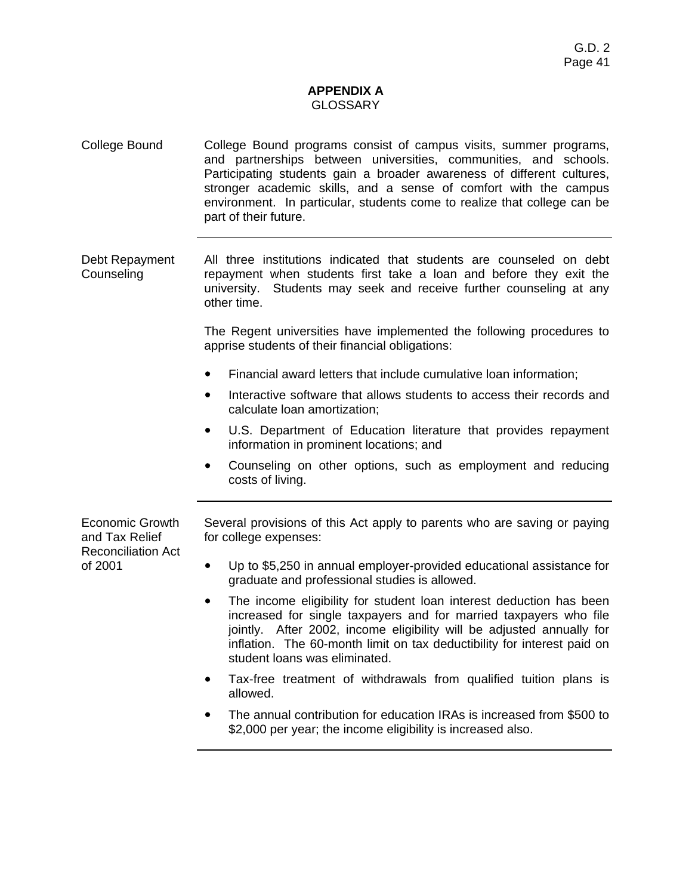## APPENDIX A
GLOSSARY

**College Bound**

College Bound programs consist of campus visits, summer programs, and partnerships between universities, communities, and schools. Participating students gain a broader awareness of different cultures, stronger academic skills, and a sense of comfort with the campus environment. In particular, students come to realize that college can be part of their future.

---

**Debt Repayment Counseling**

All three institutions indicated that students are counseled on debt repayment when students first take a loan and before they exit the university. Students may seek and receive further counseling at any other time.

The Regent universities have implemented the following procedures to apprise students of their financial obligations:

- Financial award letters that include cumulative loan information;
- Interactive software that allows students to access their records and calculate loan amortization;
- U.S. Department of Education literature that provides repayment information in prominent locations; and
- Counseling on other options, such as employment and reducing costs of living.

---

**Economic Growth and Tax Relief Reconciliation Act of 2001**

Several provisions of this Act apply to parents who are saving or paying for college expenses:

- Up to $5,250 in annual employer-provided educational assistance for graduate and professional studies is allowed.
- The income eligibility for student loan interest deduction has been increased for single taxpayers and for married taxpayers who file jointly. After 2002, income eligibility will be adjusted annually for inflation. The 60-month limit on tax deductibility for interest paid on student loans was eliminated.
- Tax-free treatment of withdrawals from qualified tuition plans is allowed.
- The annual contribution for education IRAs is increased from $500 to $2,000 per year; the income eligibility is increased also.

---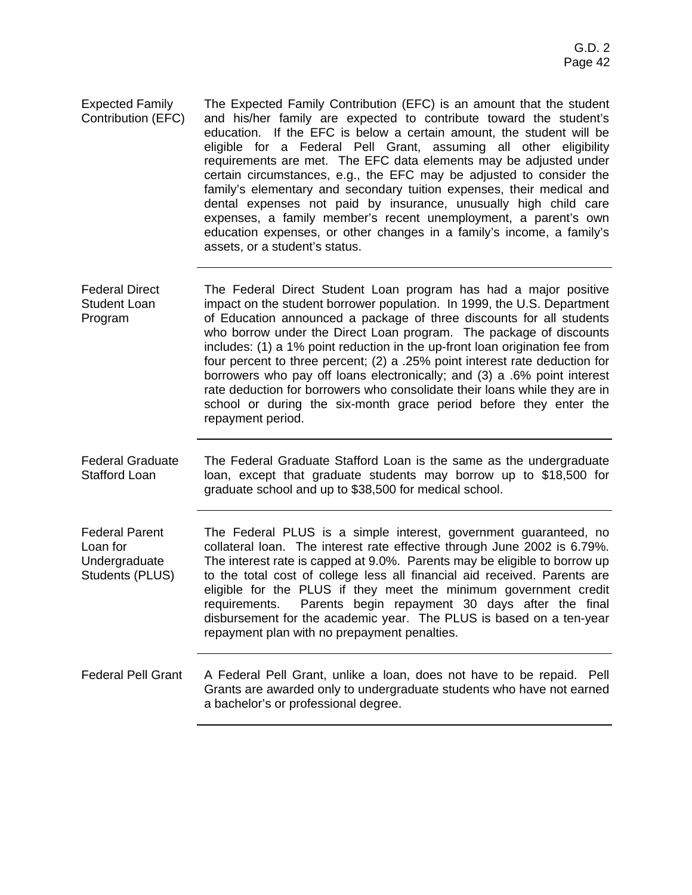**Expected Family Contribution (EFC)**

The Expected Family Contribution (EFC) is an amount that the student and his/her family are expected to contribute toward the student's education. If the EFC is below a certain amount, the student will be eligible for a Federal Pell Grant, assuming all other eligibility requirements are met. The EFC data elements may be adjusted under certain circumstances, e.g., the EFC may be adjusted to consider the family's elementary and secondary tuition expenses, their medical and dental expenses not paid by insurance, unusually high child care expenses, a family member's recent unemployment, a parent's own education expenses, or other changes in a family's income, a family's assets, or a student's status.

---

**Federal Direct Student Loan Program**

The Federal Direct Student Loan program has had a major positive impact on the student borrower population. In 1999, the U.S. Department of Education announced a package of three discounts for all students who borrow under the Direct Loan program. The package of discounts includes: (1) a 1% point reduction in the up-front loan origination fee from four percent to three percent; (2) a .25% point interest rate deduction for borrowers who pay off loans electronically; and (3) a .6% point interest rate deduction for borrowers who consolidate their loans while they are in school or during the six-month grace period before they enter the repayment period.

---

**Federal Graduate Stafford Loan**

The Federal Graduate Stafford Loan is the same as the undergraduate loan, except that graduate students may borrow up to $18,500 for graduate school and up to $38,500 for medical school.

---

**Federal Parent Loan for Undergraduate Students (PLUS)**

The Federal PLUS is a simple interest, government guaranteed, no collateral loan. The interest rate effective through June 2002 is 6.79%. The interest rate is capped at 9.0%. Parents may be eligible to borrow up to the total cost of college less all financial aid received. Parents are eligible for the PLUS if they meet the minimum government credit requirements. Parents begin repayment 30 days after the final disbursement for the academic year. The PLUS is based on a ten-year repayment plan with no prepayment penalties.

---

**Federal Pell Grant**

A Federal Pell Grant, unlike a loan, does not have to be repaid. Pell Grants are awarded only to undergraduate students who have not earned a bachelor's or professional degree.

---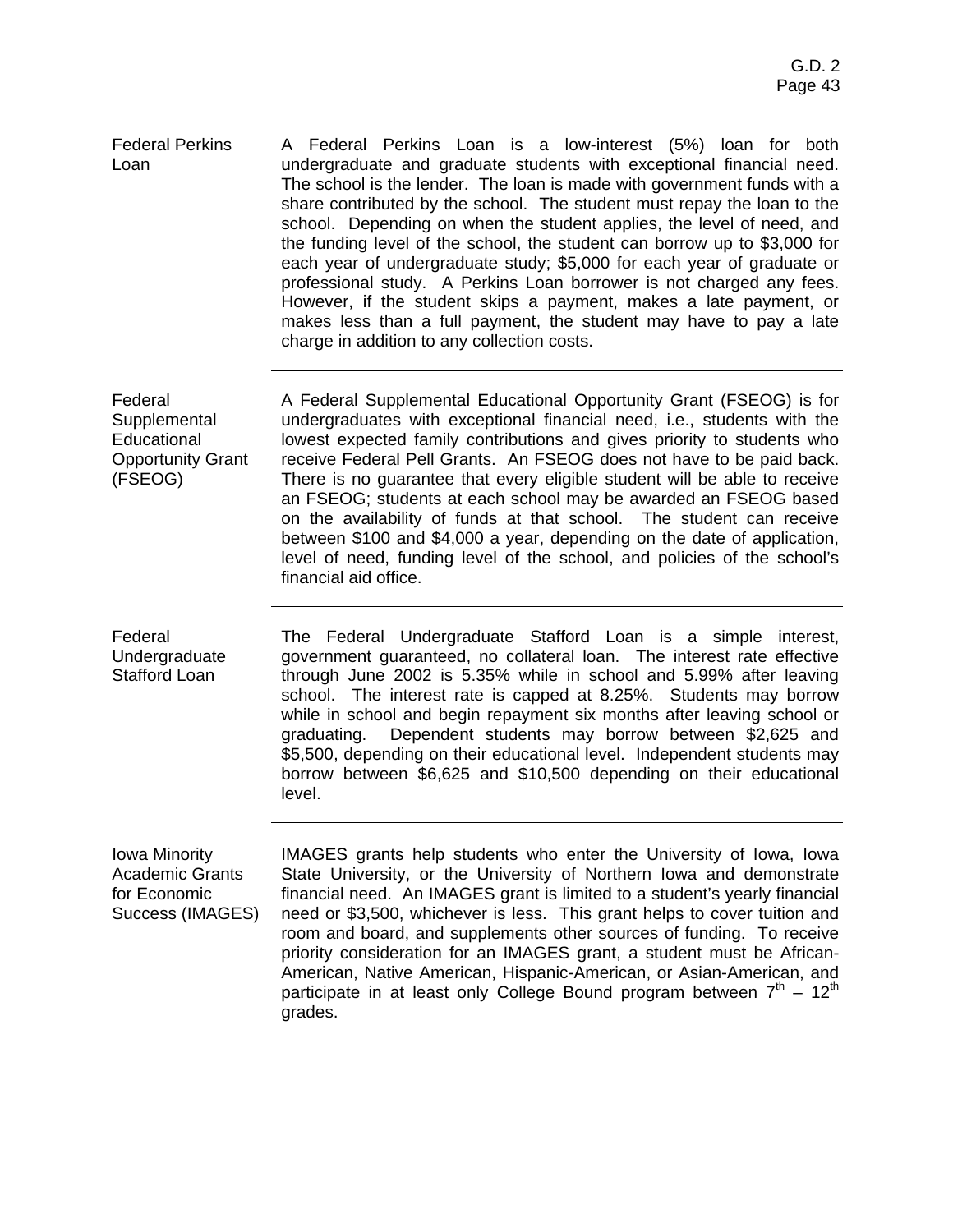**Federal Perkins Loan**

A Federal Perkins Loan is a low-interest (5%) loan for both undergraduate and graduate students with exceptional financial need. The school is the lender. The loan is made with government funds with a share contributed by the school. The student must repay the loan to the school. Depending on when the student applies, the level of need, and the funding level of the school, the student can borrow up to $3,000 for each year of undergraduate study; $5,000 for each year of graduate or professional study. A Perkins Loan borrower is not charged any fees. However, if the student skips a payment, makes a late payment, or makes less than a full payment, the student may have to pay a late charge in addition to any collection costs.

---

**Federal Supplemental Educational Opportunity Grant (FSEOG)**

A Federal Supplemental Educational Opportunity Grant (FSEOG) is for undergraduates with exceptional financial need, i.e., students with the lowest expected family contributions and gives priority to students who receive Federal Pell Grants. An FSEOG does not have to be paid back. There is no guarantee that every eligible student will be able to receive an FSEOG; students at each school may be awarded an FSEOG based on the availability of funds at that school. The student can receive between $100 and $4,000 a year, depending on the date of application, level of need, funding level of the school, and policies of the school's financial aid office.

---

**Federal Undergraduate Stafford Loan**

The Federal Undergraduate Stafford Loan is a simple interest, government guaranteed, no collateral loan. The interest rate effective through June 2002 is 5.35% while in school and 5.99% after leaving school. The interest rate is capped at 8.25%. Students may borrow while in school and begin repayment six months after leaving school or graduating. Dependent students may borrow between $2,625 and $5,500, depending on their educational level. Independent students may borrow between $6,625 and $10,500 depending on their educational level.

---

**Iowa Minority Academic Grants for Economic Success (IMAGES)**

IMAGES grants help students who enter the University of Iowa, Iowa State University, or the University of Northern Iowa and demonstrate financial need. An IMAGES grant is limited to a student's yearly financial need or $3,500, whichever is less. This grant helps to cover tuition and room and board, and supplements other sources of funding. To receive priority consideration for an IMAGES grant, a student must be African-American, Native American, Hispanic-American, or Asian-American, and participate in at least only College Bound program between 7th – 12th grades.

---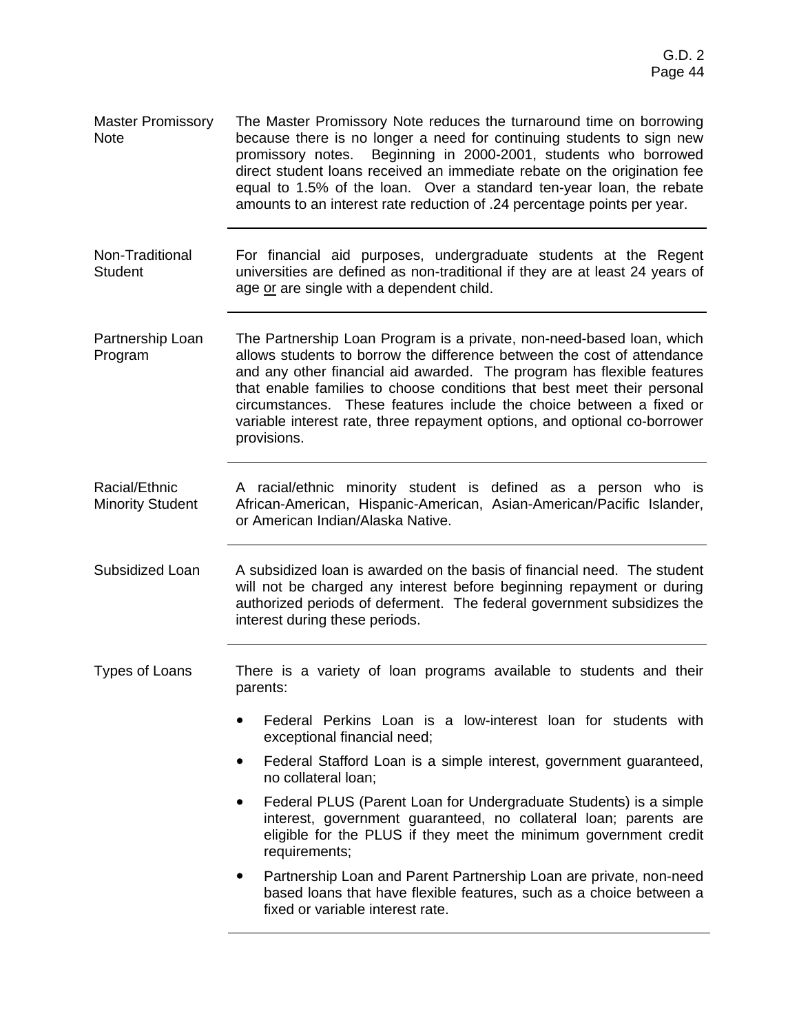**Master Promissory Note**

The Master Promissory Note reduces the turnaround time on borrowing because there is no longer a need for continuing students to sign new promissory notes. Beginning in 2000-2001, students who borrowed direct student loans received an immediate rebate on the origination fee equal to 1.5% of the loan. Over a standard ten-year loan, the rebate amounts to an interest rate reduction of .24 percentage points per year.

---

**Non-Traditional Student**

For financial aid purposes, undergraduate students at the Regent universities are defined as non-traditional if they are at least 24 years of age <u>or</u> are single with a dependent child.

---

**Partnership Loan Program**

The Partnership Loan Program is a private, non-need-based loan, which allows students to borrow the difference between the cost of attendance and any other financial aid awarded. The program has flexible features that enable families to choose conditions that best meet their personal circumstances. These features include the choice between a fixed or variable interest rate, three repayment options, and optional co-borrower provisions.

---

**Racial/Ethnic Minority Student**

A racial/ethnic minority student is defined as a person who is African-American, Hispanic-American, Asian-American/Pacific Islander, or American Indian/Alaska Native.

---

**Subsidized Loan**

A subsidized loan is awarded on the basis of financial need. The student will not be charged any interest before beginning repayment or during authorized periods of deferment. The federal government subsidizes the interest during these periods.

---

**Types of Loans**

There is a variety of loan programs available to students and their parents:

- Federal Perkins Loan is a low-interest loan for students with exceptional financial need;
- Federal Stafford Loan is a simple interest, government guaranteed, no collateral loan;
- Federal PLUS (Parent Loan for Undergraduate Students) is a simple interest, government guaranteed, no collateral loan; parents are eligible for the PLUS if they meet the minimum government credit requirements;
- Partnership Loan and Parent Partnership Loan are private, non-need based loans that have flexible features, such as a choice between a fixed or variable interest rate.

---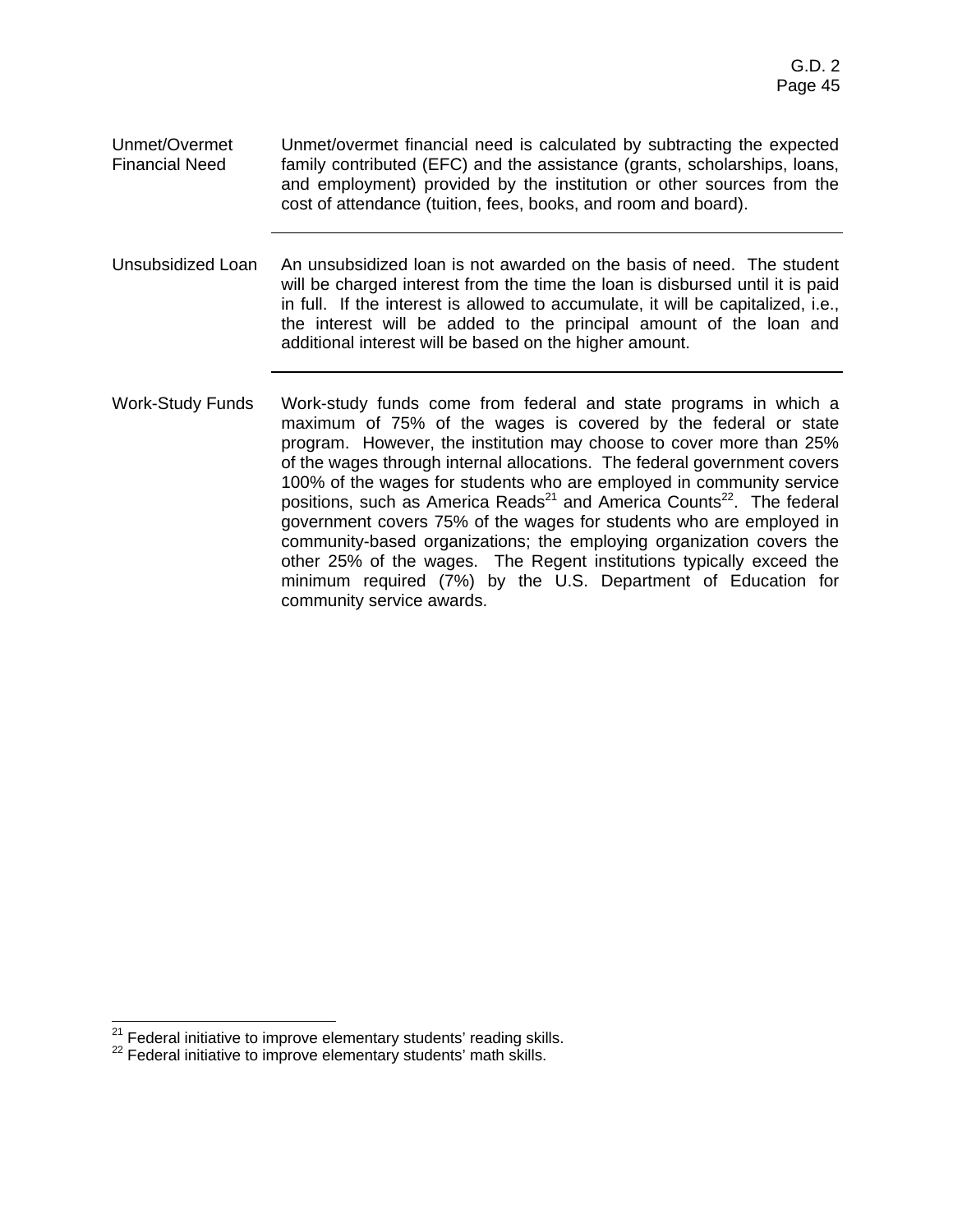**Unmet/Overmet Financial Need** — Unmet/overmet financial need is calculated by subtracting the expected family contributed (EFC) and the assistance (grants, scholarships, loans, and employment) provided by the institution or other sources from the cost of attendance (tuition, fees, books, and room and board).

---

**Unsubsidized Loan** — An unsubsidized loan is not awarded on the basis of need. The student will be charged interest from the time the loan is disbursed until it is paid in full. If the interest is allowed to accumulate, it will be capitalized, i.e., the interest will be added to the principal amount of the loan and additional interest will be based on the higher amount.

---

**Work-Study Funds** — Work-study funds come from federal and state programs in which a maximum of 75% of the wages is covered by the federal or state program. However, the institution may choose to cover more than 25% of the wages through internal allocations. The federal government covers 100% of the wages for students who are employed in community service positions, such as America Reads[21] and America Counts[22]. The federal government covers 75% of the wages for students who are employed in community-based organizations; the employing organization covers the other 25% of the wages. The Regent institutions typically exceed the minimum required (7%) by the U.S. Department of Education for community service awards.

---

[21] Federal initiative to improve elementary students' reading skills.
[22] Federal initiative to improve elementary students' math skills.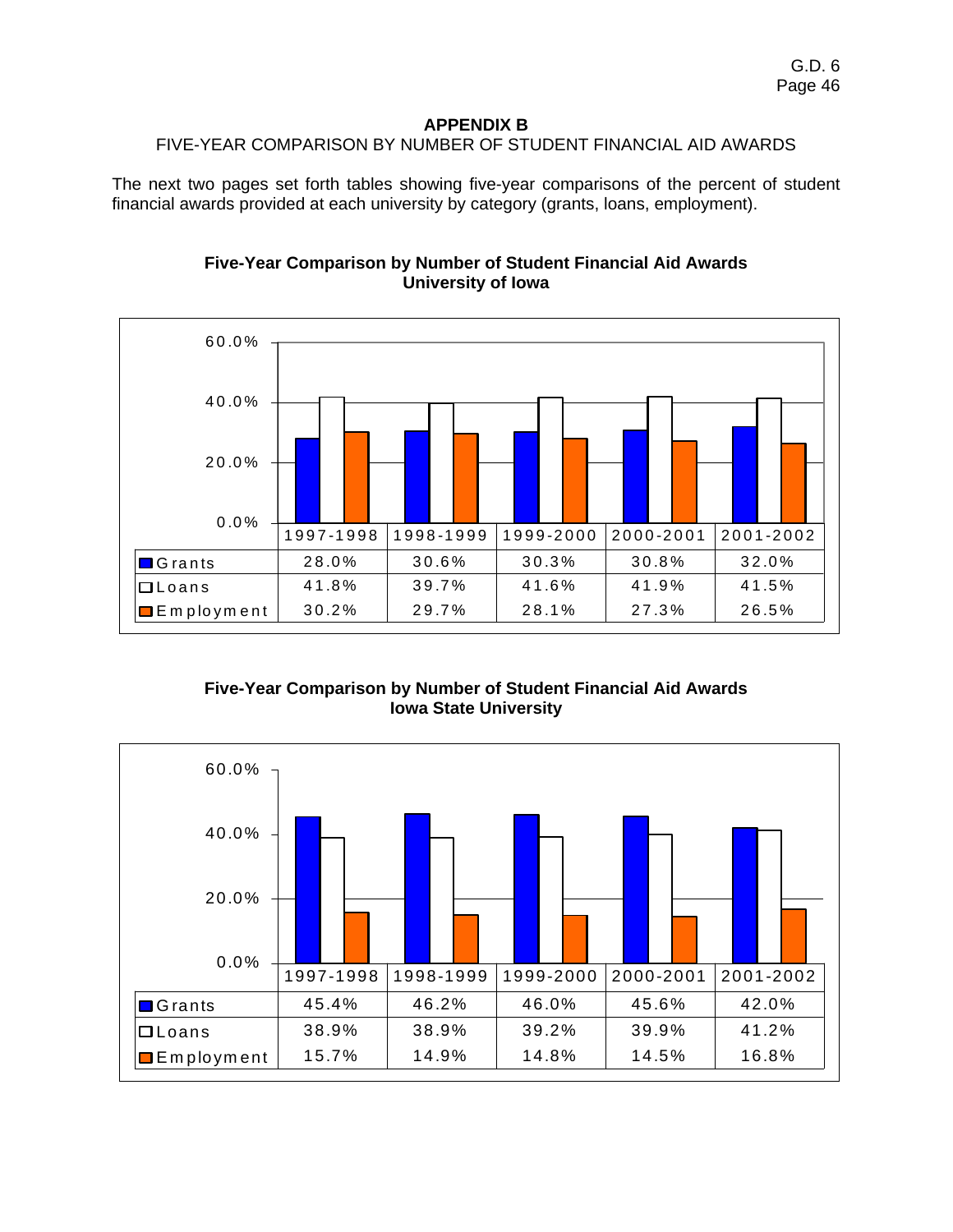## APPENDIX B

FIVE-YEAR COMPARISON BY NUMBER OF STUDENT FINANCIAL AID AWARDS

The next two pages set forth tables showing five-year comparisons of the percent of student financial awards provided at each university by category (grants, loans, employment).

### Five-Year Comparison by Number of Student Financial Aid Awards
### University of Iowa

| | 1997-1998 | 1998-1999 | 1999-2000 | 2000-2001 | 2001-2002 |
|---|---|---|---|---|---|
| Grants | 28.0% | 30.6% | 30.3% | 30.8% | 32.0% |
| Loans | 41.8% | 39.7% | 41.6% | 41.9% | 41.5% |
| Employment | 30.2% | 29.7% | 28.1% | 27.3% | 26.5% |

### Five-Year Comparison by Number of Student Financial Aid Awards
### Iowa State University

| | 1997-1998 | 1998-1999 | 1999-2000 | 2000-2001 | 2001-2002 |
|---|---|---|---|---|---|
| Grants | 45.4% | 46.2% | 46.0% | 45.6% | 42.0% |
| Loans | 38.9% | 38.9% | 39.2% | 39.9% | 41.2% |
| Employment | 15.7% | 14.9% | 14.8% | 14.5% | 16.8% |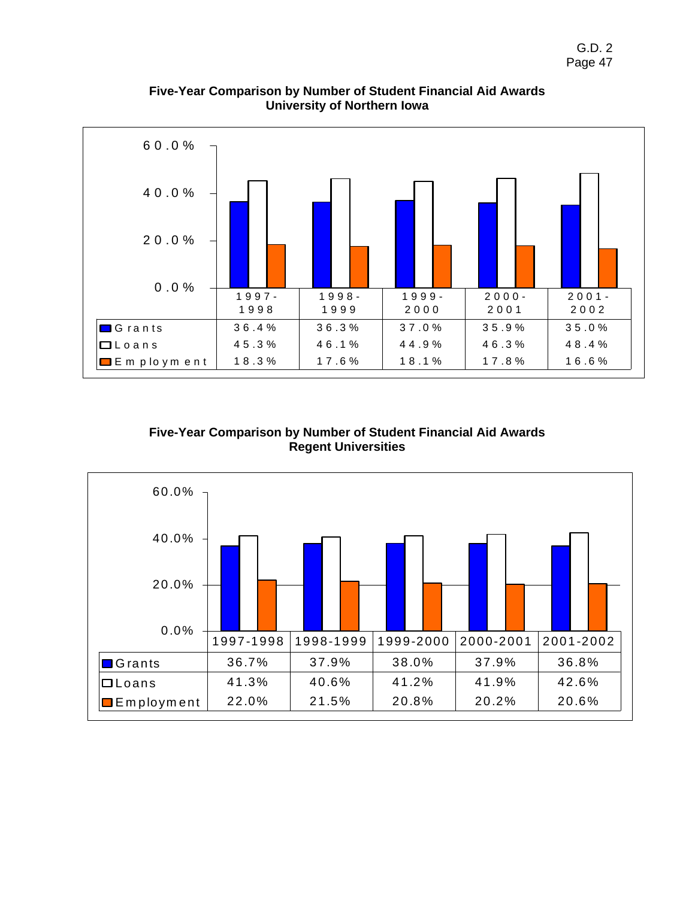G.D. 2

**Five-Year Comparison by Number of Student Financial Aid Awards**
**University of Northern Iowa**

| | 1997-1998 | 1998-1999 | 1999-2000 | 2000-2001 | 2001-2002 |
|---|---|---|---|---|---|
| Grants | 36.4% | 36.3% | 37.0% | 35.9% | 35.0% |
| Loans | 45.3% | 46.1% | 44.9% | 46.3% | 48.4% |
| Employment | 18.3% | 17.6% | 18.1% | 17.8% | 16.6% |

**Five-Year Comparison by Number of Student Financial Aid Awards**
**Regent Universities**

| | 1997-1998 | 1998-1999 | 1999-2000 | 2000-2001 | 2001-2002 |
|---|---|---|---|---|---|
| Grants | 36.7% | 37.9% | 38.0% | 37.9% | 36.8% |
| Loans | 41.3% | 40.6% | 41.2% | 41.9% | 42.6% |
| Employment | 22.0% | 21.5% | 20.8% | 20.2% | 20.6% |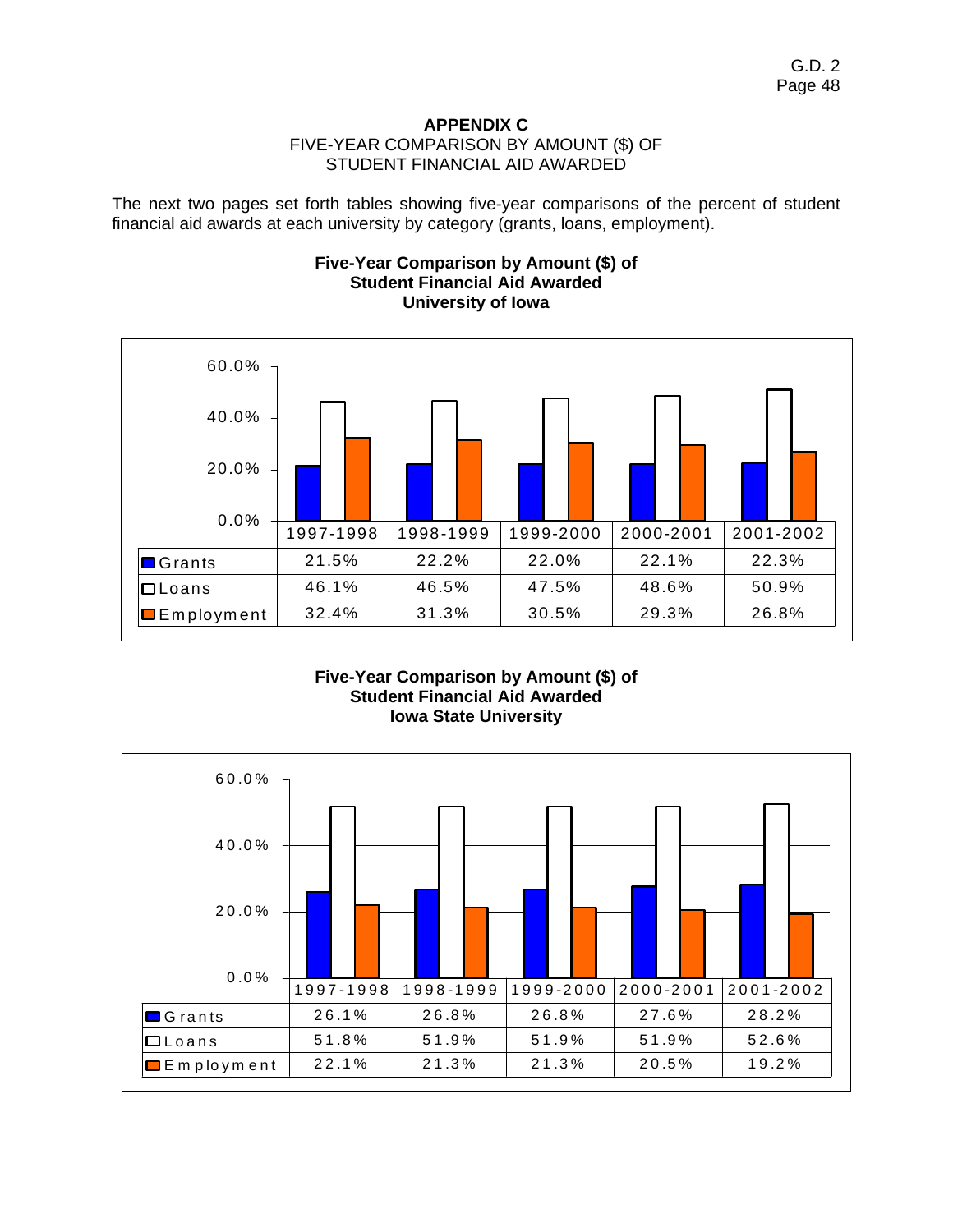## APPENDIX C

FIVE-YEAR COMPARISON BY AMOUNT ($) OF
STUDENT FINANCIAL AID AWARDED

The next two pages set forth tables showing five-year comparisons of the percent of student financial aid awards at each university by category (grants, loans, employment).

**Five-Year Comparison by Amount ($) of Student Financial Aid Awarded University of Iowa**

| | 1997-1998 | 1998-1999 | 1999-2000 | 2000-2001 | 2001-2002 |
|---|---|---|---|---|---|
| Grants | 21.5% | 22.2% | 22.0% | 22.1% | 22.3% |
| Loans | 46.1% | 46.5% | 47.5% | 48.6% | 50.9% |
| Employment | 32.4% | 31.3% | 30.5% | 29.3% | 26.8% |

**Five-Year Comparison by Amount ($) of Student Financial Aid Awarded Iowa State University**

| | 1997-1998 | 1998-1999 | 1999-2000 | 2000-2001 | 2001-2002 |
|---|---|---|---|---|---|
| Grants | 26.1% | 26.8% | 26.8% | 27.6% | 28.2% |
| Loans | 51.8% | 51.9% | 51.9% | 51.9% | 52.6% |
| Employment | 22.1% | 21.3% | 21.3% | 20.5% | 19.2% |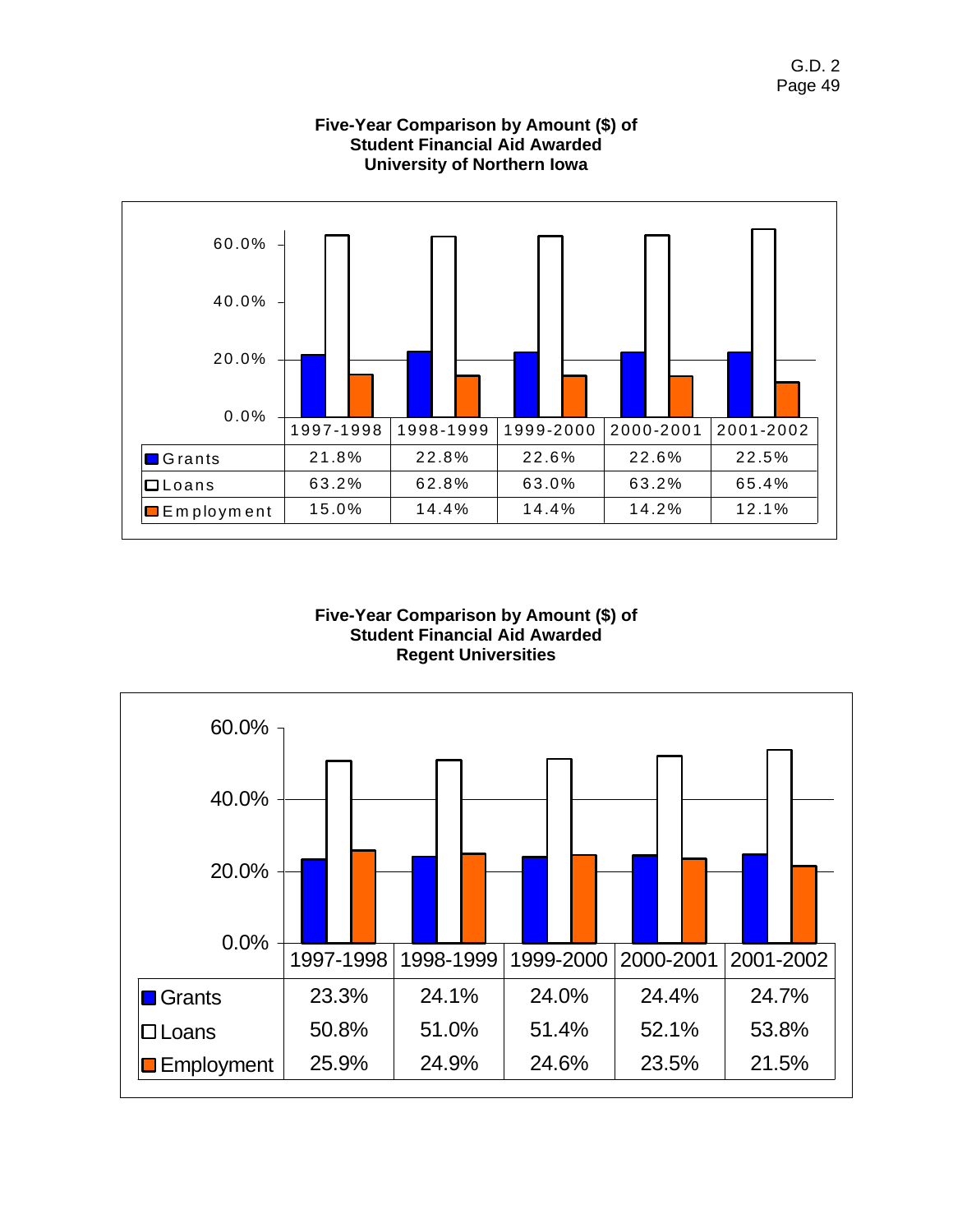### Five-Year Comparison by Amount ($) of Student Financial Aid Awarded University of Northern Iowa

| | 1997-1998 | 1998-1999 | 1999-2000 | 2000-2001 | 2001-2002 |
|---|---|---|---|---|---|
| Grants | 21.8% | 22.8% | 22.6% | 22.6% | 22.5% |
| Loans | 63.2% | 62.8% | 63.0% | 63.2% | 65.4% |
| Employment | 15.0% | 14.4% | 14.4% | 14.2% | 12.1% |

### Five-Year Comparison by Amount ($) of Student Financial Aid Awarded Regent Universities

| | 1997-1998 | 1998-1999 | 1999-2000 | 2000-2001 | 2001-2002 |
|---|---|---|---|---|---|
| Grants | 23.3% | 24.1% | 24.0% | 24.4% | 24.7% |
| Loans | 50.8% | 51.0% | 51.4% | 52.1% | 53.8% |
| Employment | 25.9% | 24.9% | 24.6% | 23.5% | 21.5% |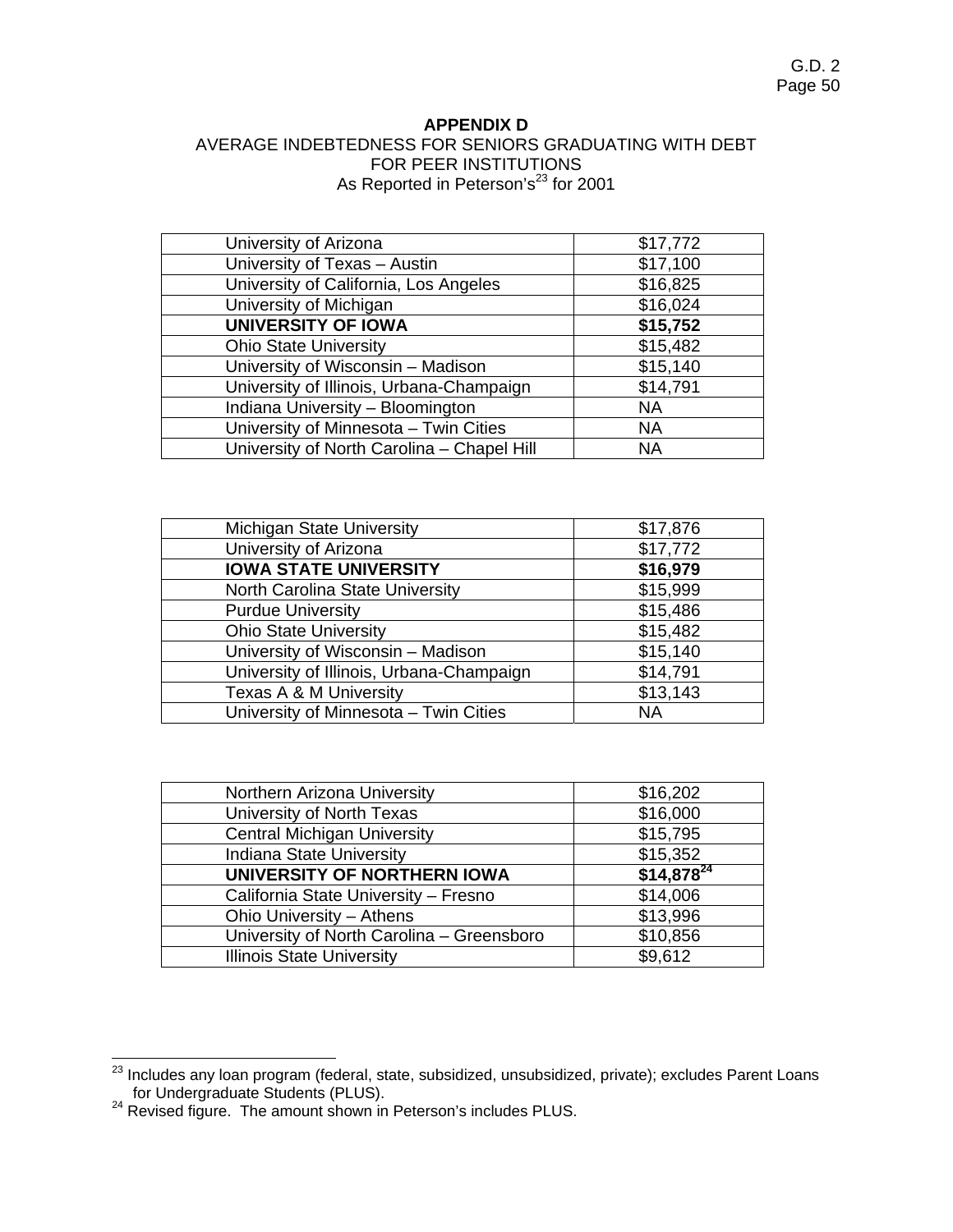**APPENDIX D**

AVERAGE INDEBTEDNESS FOR SENIORS GRADUATING WITH DEBT FOR PEER INSTITUTIONS

As Reported in Peterson's[23] for 2001

| Institution | Amount |
|---|---|
| University of Arizona | $17,772 |
| University of Texas – Austin | $17,100 |
| University of California, Los Angeles | $16,825 |
| University of Michigan | $16,024 |
| **UNIVERSITY OF IOWA** | **$15,752** |
| Ohio State University | $15,482 |
| University of Wisconsin – Madison | $15,140 |
| University of Illinois, Urbana-Champaign | $14,791 |
| Indiana University – Bloomington | NA |
| University of Minnesota – Twin Cities | NA |
| University of North Carolina – Chapel Hill | NA |

| Institution | Amount |
|---|---|
| Michigan State University | $17,876 |
| University of Arizona | $17,772 |
| **IOWA STATE UNIVERSITY** | **$16,979** |
| North Carolina State University | $15,999 |
| Purdue University | $15,486 |
| Ohio State University | $15,482 |
| University of Wisconsin – Madison | $15,140 |
| University of Illinois, Urbana-Champaign | $14,791 |
| Texas A & M University | $13,143 |
| University of Minnesota – Twin Cities | NA |

| Institution | Amount |
|---|---|
| Northern Arizona University | $16,202 |
| University of North Texas | $16,000 |
| Central Michigan University | $15,795 |
| Indiana State University | $15,352 |
| **UNIVERSITY OF NORTHERN IOWA** | **$14,878**[24] |
| California State University – Fresno | $14,006 |
| Ohio University – Athens | $13,996 |
| University of North Carolina – Greensboro | $10,856 |
| Illinois State University | $9,612 |

[23] Includes any loan program (federal, state, subsidized, unsubsidized, private); excludes Parent Loans for Undergraduate Students (PLUS).

[24] Revised figure. The amount shown in Peterson's includes PLUS.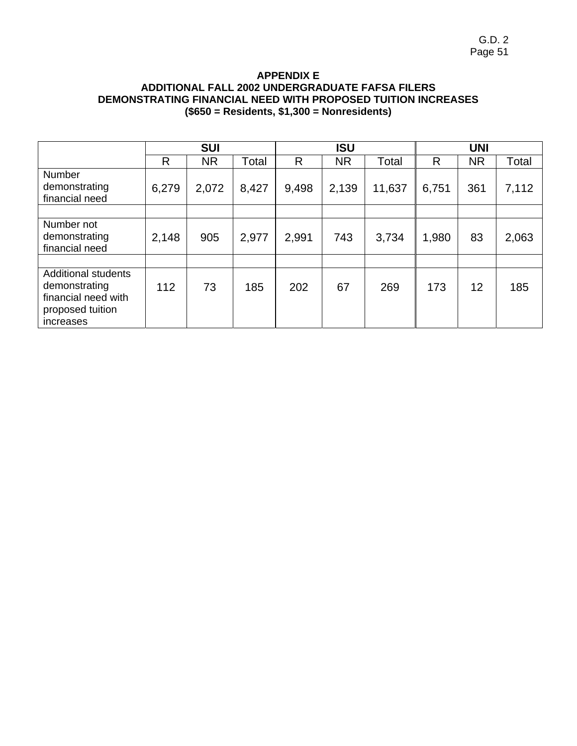## APPENDIX E
## ADDITIONAL FALL 2002 UNDERGRADUATE FAFSA FILERS DEMONSTRATING FINANCIAL NEED WITH PROPOSED TUITION INCREASES
### ($650 = Residents, $1,300 = Nonresidents)

| | SUI | | | ISU | | | UNI | | |
|---|---|---|---|---|---|---|---|---|---|
| | R | NR | Total | R | NR | Total | R | NR | Total |
| Number demonstrating financial need | 6,279 | 2,072 | 8,427 | 9,498 | 2,139 | 11,637 | 6,751 | 361 | 7,112 |
| | | | | | | | | | |
| Number not demonstrating financial need | 2,148 | 905 | 2,977 | 2,991 | 743 | 3,734 | 1,980 | 83 | 2,063 |
| | | | | | | | | | |
| Additional students demonstrating financial need with proposed tuition increases | 112 | 73 | 185 | 202 | 67 | 269 | 173 | 12 | 185 |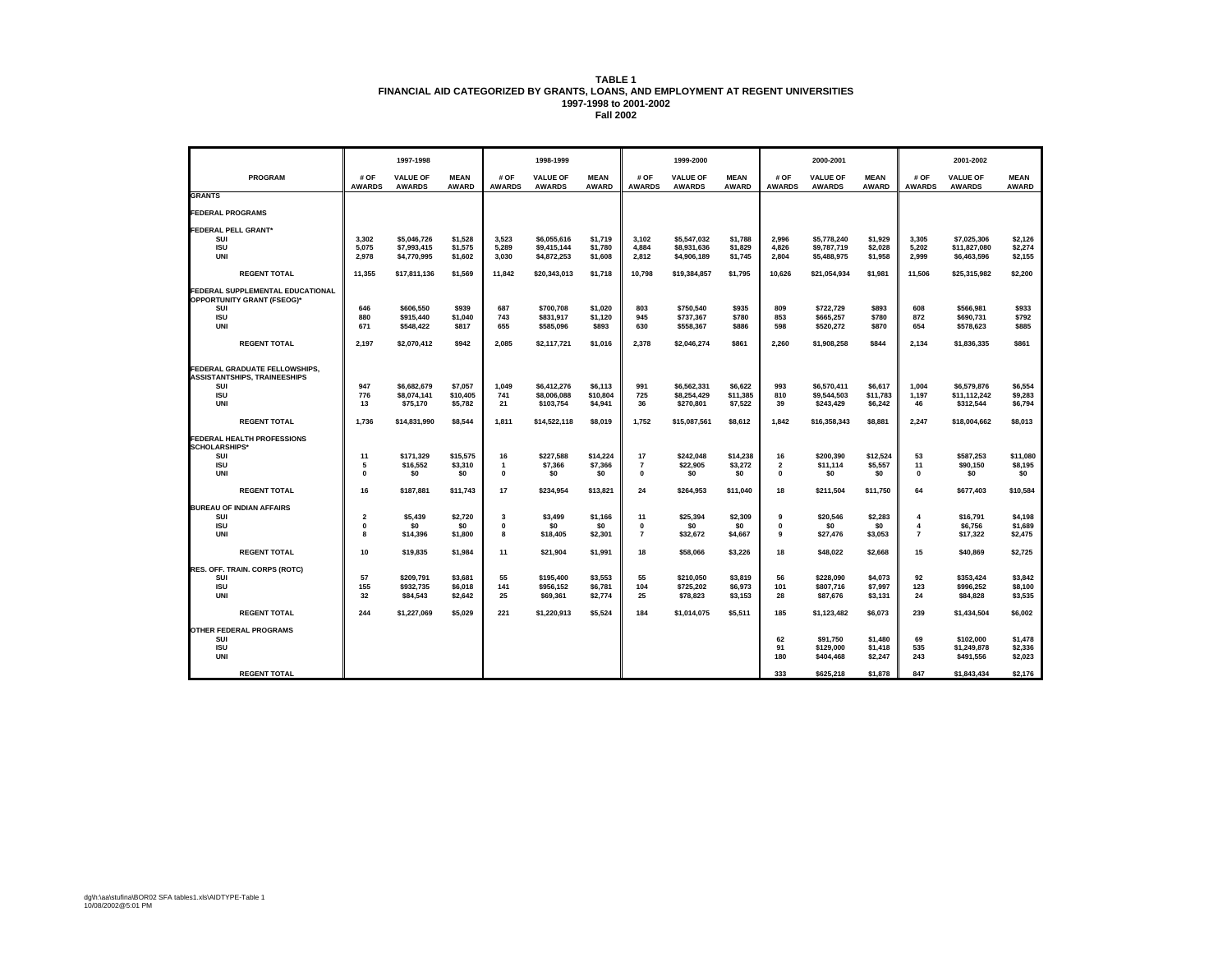# TABLE 1
## FINANCIAL AID CATEGORIZED BY GRANTS, LOANS, AND EMPLOYMENT AT REGENT UNIVERSITIES
### 1997-1998 to 2001-2002
### Fall 2002

| PROGRAM | 1997-1998 # OF AWARDS | 1997-1998 VALUE OF AWARDS | 1997-1998 MEAN AWARD | 1998-1999 # OF AWARDS | 1998-1999 VALUE OF AWARDS | 1998-1999 MEAN AWARD | 1999-2000 # OF AWARDS | 1999-2000 VALUE OF AWARDS | 1999-2000 MEAN AWARD | 2000-2001 # OF AWARDS | 2000-2001 VALUE OF AWARDS | 2000-2001 MEAN AWARD | 2001-2002 # OF AWARDS | 2001-2002 VALUE OF AWARDS | 2001-2002 MEAN AWARD |
|---|---|---|---|---|---|---|---|---|---|---|---|---|---|---|---|
| **GRANTS** | | | | | | | | | | | | | | | |
| **FEDERAL PROGRAMS** | | | | | | | | | | | | | | | |
| **FEDERAL PELL GRANT*** | | | | | | | | | | | | | | | |
| SUI | 3,302 | $5,046,726 | $1,528 | 3,523 | $6,055,616 | $1,719 | 3,102 | $5,547,032 | $1,788 | 2,996 | $5,778,240 | $1,929 | 3,305 | $7,025,306 | $2,126 |
| ISU | 5,075 | $7,993,415 | $1,575 | 5,289 | $9,415,144 | $1,780 | 4,884 | $8,931,636 | $1,829 | 4,826 | $9,787,719 | $2,028 | 5,202 | $11,827,080 | $2,274 |
| UNI | 2,978 | $4,770,995 | $1,602 | 3,030 | $4,872,253 | $1,608 | 2,812 | $4,906,189 | $1,745 | 2,804 | $5,488,975 | $1,958 | 2,999 | $6,463,596 | $2,155 |
| REGENT TOTAL | 11,355 | $17,811,136 | $1,569 | 11,842 | $20,343,013 | $1,718 | 10,798 | $19,384,857 | $1,795 | 10,626 | $21,054,934 | $1,981 | 11,506 | $25,315,982 | $2,200 |
| **FEDERAL SUPPLEMENTAL EDUCATIONAL OPPORTUNITY GRANT (FSEOG)*** | | | | | | | | | | | | | | | |
| SUI | 646 | $606,550 | $939 | 687 | $700,708 | $1,020 | 803 | $750,540 | $935 | 809 | $722,729 | $893 | 608 | $566,981 | $933 |
| ISU | 880 | $915,440 | $1,040 | 743 | $831,917 | $1,120 | 945 | $737,367 | $780 | 853 | $665,257 | $780 | 872 | $690,731 | $792 |
| UNI | 671 | $548,422 | $817 | 655 | $585,096 | $893 | 630 | $558,367 | $886 | 598 | $520,272 | $870 | 654 | $578,623 | $885 |
| REGENT TOTAL | 2,197 | $2,070,412 | $942 | 2,085 | $2,117,721 | $1,016 | 2,378 | $2,046,274 | $861 | 2,260 | $1,908,258 | $844 | 2,134 | $1,836,335 | $861 |
| **FEDERAL GRADUATE FELLOWSHIPS, ASSISTANTSHIPS, TRAINEESHIPS** | | | | | | | | | | | | | | | |
| SUI | 947 | $6,682,679 | $7,057 | 1,049 | $6,412,276 | $6,113 | 991 | $6,562,331 | $6,622 | 993 | $6,570,411 | $6,617 | 1,004 | $6,579,876 | $6,554 |
| ISU | 776 | $8,074,141 | $10,405 | 741 | $8,006,088 | $10,804 | 725 | $8,254,429 | $11,385 | 810 | $9,544,503 | $11,783 | 1,197 | $11,112,242 | $9,283 |
| UNI | 13 | $75,170 | $5,782 | 21 | $103,754 | $4,941 | 36 | $270,801 | $7,522 | 39 | $243,429 | $6,242 | 46 | $312,544 | $6,794 |
| REGENT TOTAL | 1,736 | $14,831,990 | $8,544 | 1,811 | $14,522,118 | $8,019 | 1,752 | $15,087,561 | $8,612 | 1,842 | $16,358,343 | $8,881 | 2,247 | $18,004,662 | $8,013 |
| **FEDERAL HEALTH PROFESSIONS SCHOLARSHIPS*** | | | | | | | | | | | | | | | |
| SUI | 11 | $171,329 | $15,575 | 16 | $227,588 | $14,224 | 17 | $242,048 | $14,238 | 16 | $200,390 | $12,524 | 53 | $587,253 | $11,080 |
| ISU | 5 | $16,552 | $3,310 | 1 | $7,366 | $7,366 | 7 | $22,905 | $3,272 | 2 | $11,114 | $5,557 | 11 | $90,150 | $8,195 |
| UNI | 0 | $0 | $0 | 0 | $0 | $0 | 0 | $0 | $0 | 0 | $0 | $0 | 0 | $0 | $0 |
| REGENT TOTAL | 16 | $187,881 | $11,743 | 17 | $234,954 | $13,821 | 24 | $264,953 | $11,040 | 18 | $211,504 | $11,750 | 64 | $677,403 | $10,584 |
| **BUREAU OF INDIAN AFFAIRS** | | | | | | | | | | | | | | | |
| SUI | 2 | $5,439 | $2,720 | 3 | $3,499 | $1,166 | 11 | $25,394 | $2,309 | 9 | $20,546 | $2,283 | 4 | $16,791 | $4,198 |
| ISU | 0 | $0 | $0 | 0 | $0 | $0 | 0 | $0 | $0 | 0 | $0 | $0 | 4 | $6,756 | $1,689 |
| UNI | 8 | $14,396 | $1,800 | 8 | $18,405 | $2,301 | 7 | $32,672 | $4,667 | 9 | $27,476 | $3,053 | 7 | $17,322 | $2,475 |
| REGENT TOTAL | 10 | $19,835 | $1,984 | 11 | $21,904 | $1,991 | 18 | $58,066 | $3,226 | 18 | $48,022 | $2,668 | 15 | $40,869 | $2,725 |
| **RES. OFF. TRAIN. CORPS (ROTC)** | | | | | | | | | | | | | | | |
| SUI | 57 | $209,791 | $3,681 | 55 | $195,400 | $3,553 | 55 | $210,050 | $3,819 | 56 | $228,090 | $4,073 | 92 | $353,424 | $3,842 |
| ISU | 155 | $932,735 | $6,018 | 141 | $956,152 | $6,781 | 104 | $725,202 | $6,973 | 101 | $807,716 | $7,997 | 123 | $996,252 | $8,100 |
| UNI | 32 | $84,543 | $2,642 | 25 | $69,361 | $2,774 | 25 | $78,823 | $3,153 | 28 | $87,676 | $3,131 | 24 | $84,828 | $3,535 |
| REGENT TOTAL | 244 | $1,227,069 | $5,029 | 221 | $1,220,913 | $5,524 | 184 | $1,014,075 | $5,511 | 185 | $1,123,482 | $6,073 | 239 | $1,434,504 | $6,002 |
| **OTHER FEDERAL PROGRAMS** | | | | | | | | | | | | | | | |
| SUI | | | | | | | | | | 62 | $91,750 | $1,480 | 69 | $102,000 | $1,478 |
| ISU | | | | | | | | | | 91 | $129,000 | $1,418 | 535 | $1,249,878 | $2,336 |
| UNI | | | | | | | | | | 180 | $404,468 | $2,247 | 243 | $491,556 | $2,023 |
| REGENT TOTAL | | | | | | | | | | 333 | $625,218 | $1,878 | 847 | $1,843,434 | $2,176 |

dg\h:\aa\stufina\BOR02 SFA tables1.xls\AIDTYPE-Table 1
10/08/2002@5:01 PM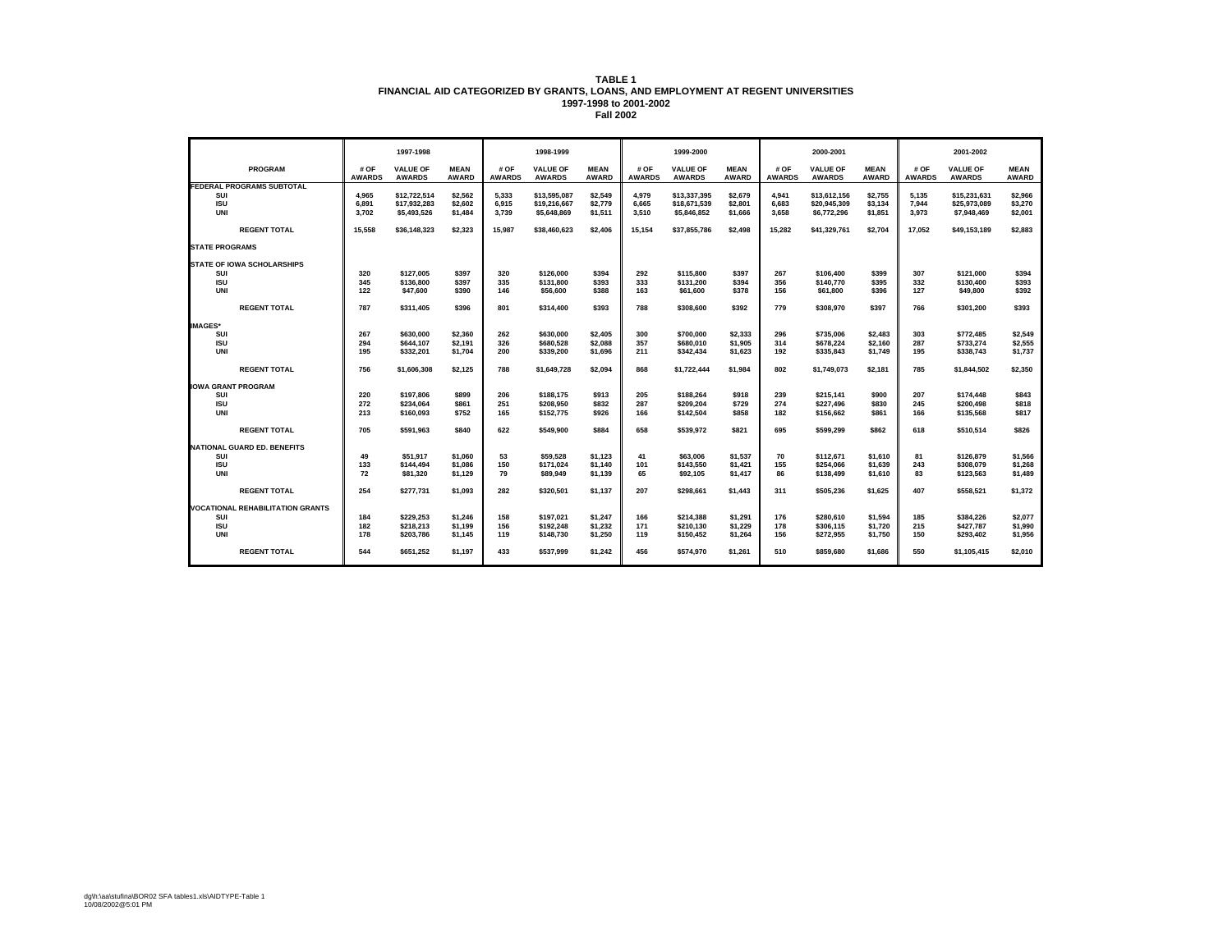**TABLE 1**
**FINANCIAL AID CATEGORIZED BY GRANTS, LOANS, AND EMPLOYMENT AT REGENT UNIVERSITIES**
**1997-1998 to 2001-2002**
**Fall 2002**

| | 1997-1998 | | | 1998-1999 | | | 1999-2000 | | | 2000-2001 | | | 2001-2002 | | |
|---|---|---|---|---|---|---|---|---|---|---|---|---|---|---|---|
| PROGRAM | # OF AWARDS | VALUE OF AWARDS | MEAN AWARD | # OF AWARDS | VALUE OF AWARDS | MEAN AWARD | # OF AWARDS | VALUE OF AWARDS | MEAN AWARD | # OF AWARDS | VALUE OF AWARDS | MEAN AWARD | # OF AWARDS | VALUE OF AWARDS | MEAN AWARD |
| **FEDERAL PROGRAMS SUBTOTAL** | | | | | | | | | | | | | | | |
| SUI | 4,965 | $12,722,514 | $2,562 | 5,333 | $13,595,087 | $2,549 | 4,979 | $13,337,395 | $2,679 | 4,941 | $13,612,156 | $2,755 | 5,135 | $15,231,631 | $2,966 |
| ISU | 6,891 | $17,932,283 | $2,602 | 6,915 | $19,216,667 | $2,779 | 6,665 | $18,671,539 | $2,801 | 6,683 | $20,945,309 | $3,134 | 7,944 | $25,973,089 | $3,270 |
| UNI | 3,702 | $5,493,526 | $1,484 | 3,739 | $5,648,869 | $1,511 | 3,510 | $5,846,852 | $1,666 | 3,658 | $6,772,296 | $1,851 | 3,973 | $7,948,469 | $2,001 |
| REGENT TOTAL | 15,558 | $36,148,323 | $2,323 | 15,987 | $38,460,623 | $2,406 | 15,154 | $37,855,786 | $2,498 | 15,282 | $41,329,761 | $2,704 | 17,052 | $49,153,189 | $2,883 |
| **STATE PROGRAMS** | | | | | | | | | | | | | | | |
| **STATE OF IOWA SCHOLARSHIPS** | | | | | | | | | | | | | | | |
| SUI | 320 | $127,005 | $397 | 320 | $126,000 | $394 | 292 | $115,800 | $397 | 267 | $106,400 | $399 | 307 | $121,000 | $394 |
| ISU | 345 | $136,800 | $397 | 335 | $131,800 | $393 | 333 | $131,200 | $394 | 356 | $140,770 | $395 | 332 | $130,400 | $393 |
| UNI | 122 | $47,600 | $390 | 146 | $56,600 | $388 | 163 | $61,600 | $378 | 156 | $61,800 | $396 | 127 | $49,800 | $392 |
| REGENT TOTAL | 787 | $311,405 | $396 | 801 | $314,400 | $393 | 788 | $308,600 | $392 | 779 | $308,970 | $397 | 766 | $301,200 | $393 |
| **IMAGES*** | | | | | | | | | | | | | | | |
| SUI | 267 | $630,000 | $2,360 | 262 | $630,000 | $2,405 | 300 | $700,000 | $2,333 | 296 | $735,006 | $2,483 | 303 | $772,485 | $2,549 |
| ISU | 294 | $644,107 | $2,191 | 326 | $680,528 | $2,088 | 357 | $680,010 | $1,905 | 314 | $678,224 | $2,160 | 287 | $733,274 | $2,555 |
| UNI | 195 | $332,201 | $1,704 | 200 | $339,200 | $1,696 | 211 | $342,434 | $1,623 | 192 | $335,843 | $1,749 | 195 | $338,743 | $1,737 |
| REGENT TOTAL | 756 | $1,606,308 | $2,125 | 788 | $1,649,728 | $2,094 | 868 | $1,722,444 | $1,984 | 802 | $1,749,073 | $2,181 | 785 | $1,844,502 | $2,350 |
| **IOWA GRANT PROGRAM** | | | | | | | | | | | | | | | |
| SUI | 220 | $197,806 | $899 | 206 | $188,175 | $913 | 205 | $188,264 | $918 | 239 | $215,141 | $900 | 207 | $174,448 | $843 |
| ISU | 272 | $234,064 | $861 | 251 | $208,950 | $832 | 287 | $209,204 | $729 | 274 | $227,496 | $830 | 245 | $200,498 | $818 |
| UNI | 213 | $160,093 | $752 | 165 | $152,775 | $926 | 166 | $142,504 | $858 | 182 | $156,662 | $861 | 166 | $135,568 | $817 |
| REGENT TOTAL | 705 | $591,963 | $840 | 622 | $549,900 | $884 | 658 | $539,972 | $821 | 695 | $599,299 | $862 | 618 | $510,514 | $826 |
| **NATIONAL GUARD ED. BENEFITS** | | | | | | | | | | | | | | | |
| SUI | 49 | $51,917 | $1,060 | 53 | $59,528 | $1,123 | 41 | $63,006 | $1,537 | 70 | $112,671 | $1,610 | 81 | $126,879 | $1,566 |
| ISU | 133 | $144,494 | $1,086 | 150 | $171,024 | $1,140 | 101 | $143,550 | $1,421 | 155 | $254,066 | $1,639 | 243 | $308,079 | $1,268 |
| UNI | 72 | $81,320 | $1,129 | 79 | $89,949 | $1,139 | 65 | $92,105 | $1,417 | 86 | $138,499 | $1,610 | 83 | $123,563 | $1,489 |
| REGENT TOTAL | 254 | $277,731 | $1,093 | 282 | $320,501 | $1,137 | 207 | $298,661 | $1,443 | 311 | $505,236 | $1,625 | 407 | $558,521 | $1,372 |
| **VOCATIONAL REHABILITATION GRANTS** | | | | | | | | | | | | | | | |
| SUI | 184 | $229,253 | $1,246 | 158 | $197,021 | $1,247 | 166 | $214,388 | $1,291 | 176 | $280,610 | $1,594 | 185 | $384,226 | $2,077 |
| ISU | 182 | $218,213 | $1,199 | 156 | $192,248 | $1,232 | 171 | $210,130 | $1,229 | 178 | $306,115 | $1,720 | 215 | $427,787 | $1,990 |
| UNI | 178 | $203,786 | $1,145 | 119 | $148,730 | $1,250 | 119 | $150,452 | $1,264 | 156 | $272,955 | $1,750 | 150 | $293,402 | $1,956 |
| REGENT TOTAL | 544 | $651,252 | $1,197 | 433 | $537,999 | $1,242 | 456 | $574,970 | $1,261 | 510 | $859,680 | $1,686 | 550 | $1,105,415 | $2,010 |

dg\h:\aa\stufina\BOR02 SFA tables1.xls\AIDTYPE-Table 1
10/08/2002@5:01 PM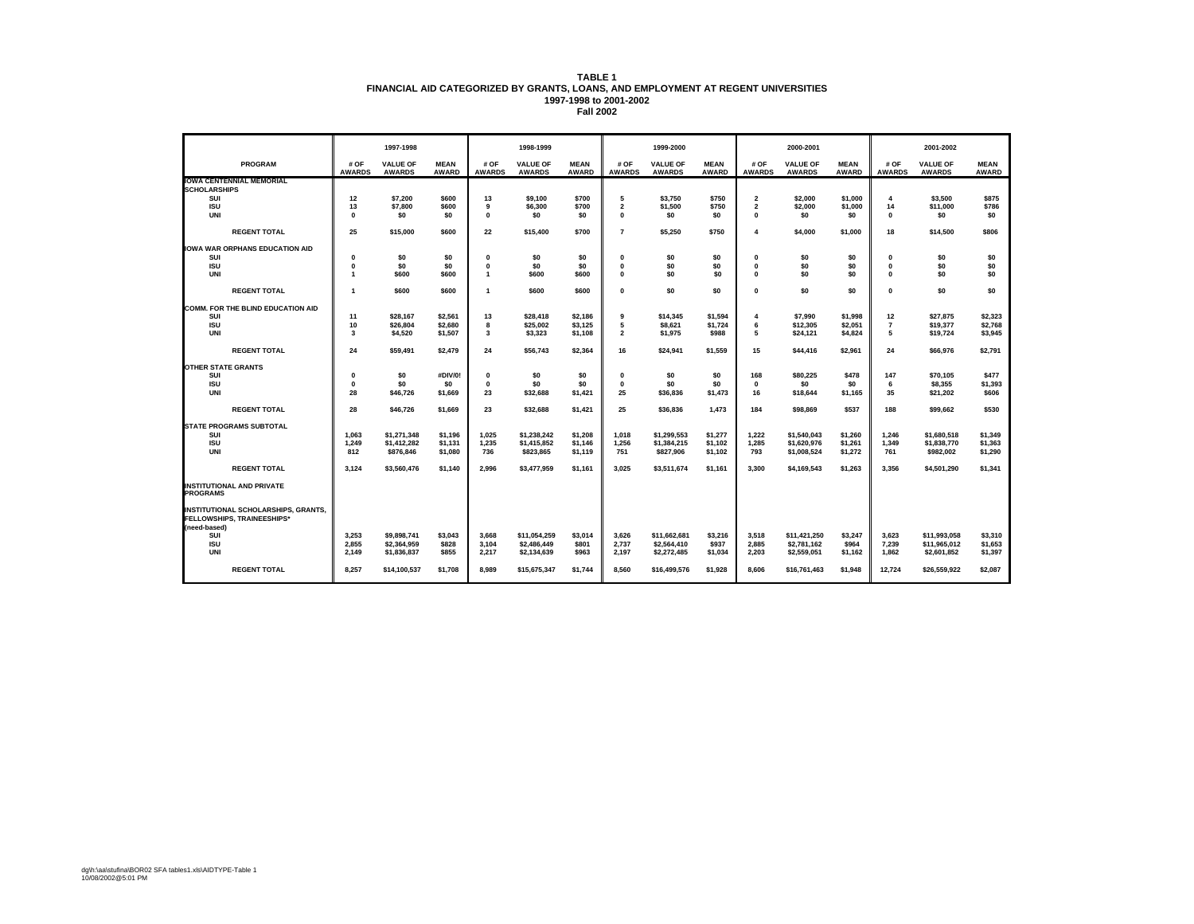**TABLE 1**
**FINANCIAL AID CATEGORIZED BY GRANTS, LOANS, AND EMPLOYMENT AT REGENT UNIVERSITIES**
**1997-1998 to 2001-2002**
**Fall 2002**

| PROGRAM | 1997-1998 # OF AWARDS | 1997-1998 VALUE OF AWARDS | 1997-1998 MEAN AWARD | 1998-1999 # OF AWARDS | 1998-1999 VALUE OF AWARDS | 1998-1999 MEAN AWARD | 1999-2000 # OF AWARDS | 1999-2000 VALUE OF AWARDS | 1999-2000 MEAN AWARD | 2000-2001 # OF AWARDS | 2000-2001 VALUE OF AWARDS | 2000-2001 MEAN AWARD | 2001-2002 # OF AWARDS | 2001-2002 VALUE OF AWARDS | 2001-2002 MEAN AWARD |
|---|---|---|---|---|---|---|---|---|---|---|---|---|---|---|---|
| **IOWA CENTENNIAL MEMORIAL SCHOLARSHIPS** | | | | | | | | | | | | | | | |
| SUI | 12 | $7,200 | $600 | 13 | $9,100 | $700 | 5 | $3,750 | $750 | 2 | $2,000 | $1,000 | 4 | $3,500 | $875 |
| ISU | 13 | $7,800 | $600 | 9 | $6,300 | $700 | 2 | $1,500 | $750 | 2 | $2,000 | $1,000 | 14 | $11,000 | $786 |
| UNI | 0 | $0 | $0 | 0 | $0 | $0 | 0 | $0 | $0 | 0 | $0 | $0 | 0 | $0 | $0 |
| REGENT TOTAL | 25 | $15,000 | $600 | 22 | $15,400 | $700 | 7 | $5,250 | $750 | 4 | $4,000 | $1,000 | 18 | $14,500 | $806 |
| **IOWA WAR ORPHANS EDUCATION AID** | | | | | | | | | | | | | | | |
| SUI | 0 | $0 | $0 | 0 | $0 | $0 | 0 | $0 | $0 | 0 | $0 | $0 | 0 | $0 | $0 |
| ISU | 0 | $0 | $0 | 0 | $0 | $0 | 0 | $0 | $0 | 0 | $0 | $0 | 0 | $0 | $0 |
| UNI | 1 | $600 | $600 | 1 | $600 | $600 | 0 | $0 | $0 | 0 | $0 | $0 | 0 | $0 | $0 |
| REGENT TOTAL | 1 | $600 | $600 | 1 | $600 | $600 | 0 | $0 | $0 | 0 | $0 | $0 | 0 | $0 | $0 |
| **COMM. FOR THE BLIND EDUCATION AID** | | | | | | | | | | | | | | | |
| SUI | 11 | $28,167 | $2,561 | 13 | $28,418 | $2,186 | 9 | $14,345 | $1,594 | 4 | $7,990 | $1,998 | 12 | $27,875 | $2,323 |
| ISU | 10 | $26,804 | $2,680 | 8 | $25,002 | $3,125 | 5 | $8,621 | $1,724 | 6 | $12,305 | $2,051 | 7 | $19,377 | $2,768 |
| UNI | 3 | $4,520 | $1,507 | 3 | $3,323 | $1,108 | 2 | $1,975 | $988 | 5 | $24,121 | $4,824 | 5 | $19,724 | $3,945 |
| REGENT TOTAL | 24 | $59,491 | $2,479 | 24 | $56,743 | $2,364 | 16 | $24,941 | $1,559 | 15 | $44,416 | $2,961 | 24 | $66,976 | $2,791 |
| **OTHER STATE GRANTS** | | | | | | | | | | | | | | | |
| SUI | 0 | $0 | #DIV/0! | 0 | $0 | $0 | 0 | $0 | $0 | 168 | $80,225 | $478 | 147 | $70,105 | $477 |
| ISU | 0 | $0 | $0 | 0 | $0 | $0 | 0 | $0 | $0 | 0 | $0 | $0 | 6 | $8,355 | $1,393 |
| UNI | 28 | $46,726 | $1,669 | 23 | $32,688 | $1,421 | 25 | $36,836 | $1,473 | 16 | $18,644 | $1,165 | 35 | $21,202 | $606 |
| REGENT TOTAL | 28 | $46,726 | $1,669 | 23 | $32,688 | $1,421 | 25 | $36,836 | 1,473 | 184 | $98,869 | $537 | 188 | $99,662 | $530 |
| **STATE PROGRAMS SUBTOTAL** | | | | | | | | | | | | | | | |
| SUI | 1,063 | $1,271,348 | $1,196 | 1,025 | $1,238,242 | $1,208 | 1,018 | $1,299,553 | $1,277 | 1,222 | $1,540,043 | $1,260 | 1,246 | $1,680,518 | $1,349 |
| ISU | 1,249 | $1,412,282 | $1,131 | 1,235 | $1,415,852 | $1,146 | 1,256 | $1,384,215 | $1,102 | 1,285 | $1,620,976 | $1,261 | 1,349 | $1,838,770 | $1,363 |
| UNI | 812 | $876,846 | $1,080 | 736 | $823,865 | $1,119 | 751 | $827,906 | $1,102 | 793 | $1,008,524 | $1,272 | 761 | $982,002 | $1,290 |
| REGENT TOTAL | 3,124 | $3,560,476 | $1,140 | 2,996 | $3,477,959 | $1,161 | 3,025 | $3,511,674 | $1,161 | 3,300 | $4,169,543 | $1,263 | 3,356 | $4,501,290 | $1,341 |
| **INSTITUTIONAL AND PRIVATE PROGRAMS** | | | | | | | | | | | | | | | |
| **INSTITUTIONAL SCHOLARSHIPS, GRANTS, FELLOWSHIPS, TRAINEESHIPS* (need-based)** | | | | | | | | | | | | | | | |
| SUI | 3,253 | $9,898,741 | $3,043 | 3,668 | $11,054,259 | $3,014 | 3,626 | $11,662,681 | $3,216 | 3,518 | $11,421,250 | $3,247 | 3,623 | $11,993,058 | $3,310 |
| ISU | 2,855 | $2,364,959 | $828 | 3,104 | $2,486,449 | $801 | 2,737 | $2,564,410 | $937 | 2,885 | $2,781,162 | $964 | 7,239 | $11,965,012 | $1,653 |
| UNI | 2,149 | $1,836,837 | $855 | 2,217 | $2,134,639 | $963 | 2,197 | $2,272,485 | $1,034 | 2,203 | $2,559,051 | $1,162 | 1,862 | $2,601,852 | $1,397 |
| REGENT TOTAL | 8,257 | $14,100,537 | $1,708 | 8,989 | $15,675,347 | $1,744 | 8,560 | $16,499,576 | $1,928 | 8,606 | $16,761,463 | $1,948 | 12,724 | $26,559,922 | $2,087 |

dg\h:\aa\stufina\BOR02 SFA tables1.xls\AIDTYPE-Table 1
10/08/2002@5:01 PM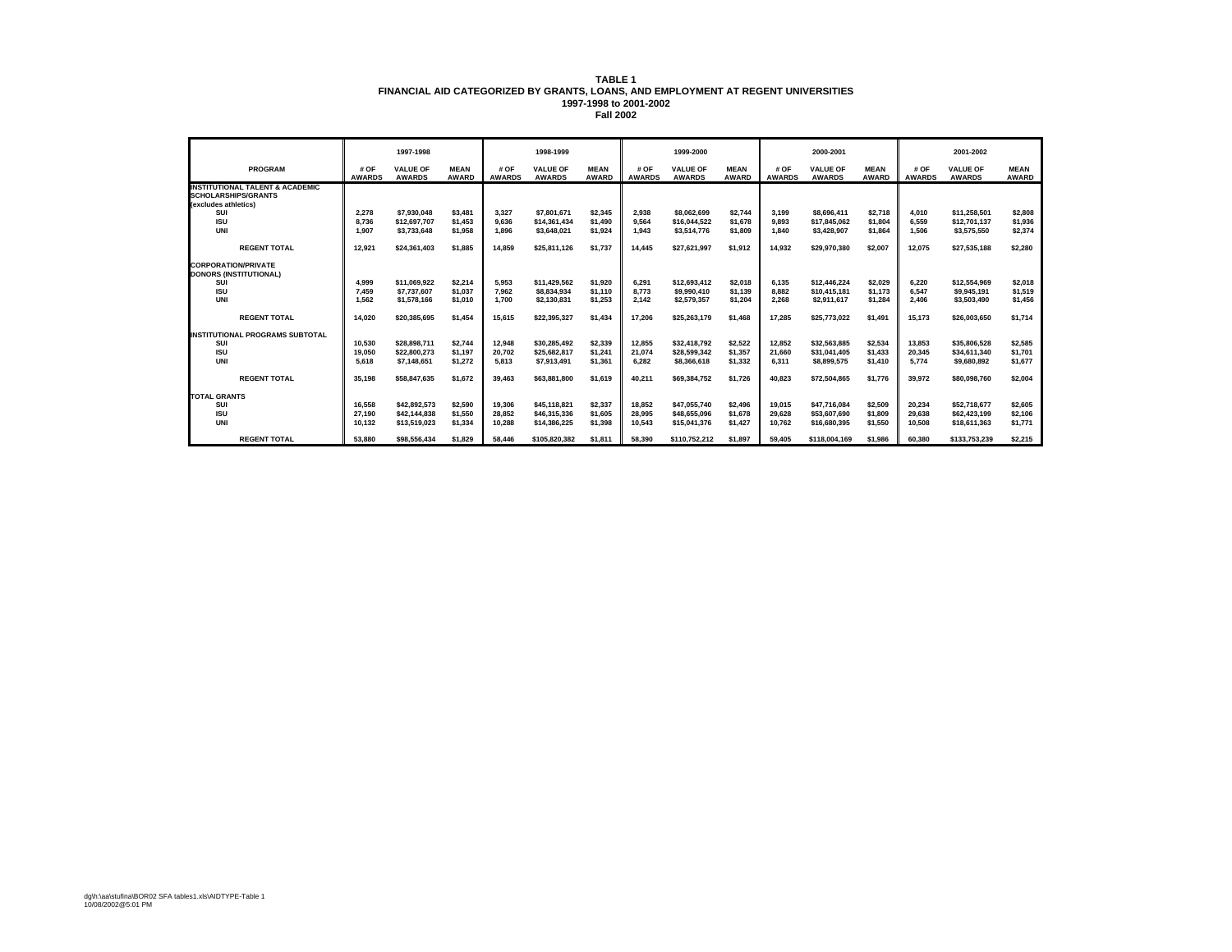# TABLE 1
## FINANCIAL AID CATEGORIZED BY GRANTS, LOANS, AND EMPLOYMENT AT REGENT UNIVERSITIES
### 1997-1998 to 2001-2002
### Fall 2002

| PROGRAM | 1997-1998 | | | 1998-1999 | | | 1999-2000 | | | 2000-2001 | | | 2001-2002 | | |
|---|---|---|---|---|---|---|---|---|---|---|---|---|---|---|---|
| | # OF AWARDS | VALUE OF AWARDS | MEAN AWARD | # OF AWARDS | VALUE OF AWARDS | MEAN AWARD | # OF AWARDS | VALUE OF AWARDS | MEAN AWARD | # OF AWARDS | VALUE OF AWARDS | MEAN AWARD | # OF AWARDS | VALUE OF AWARDS | MEAN AWARD |
| **INSTITUTIONAL TALENT & ACADEMIC SCHOLARSHIPS/GRANTS (excludes athletics)** | | | | | | | | | | | | | | | |
| SUI | 2,278 | $7,930,048 | $3,481 | 3,327 | $7,801,671 | $2,345 | 2,938 | $8,062,699 | $2,744 | 3,199 | $8,696,411 | $2,718 | 4,010 | $11,258,501 | $2,808 |
| ISU | 8,736 | $12,697,707 | $1,453 | 9,636 | $14,361,434 | $1,490 | 9,564 | $16,044,522 | $1,678 | 9,893 | $17,845,062 | $1,804 | 6,559 | $12,701,137 | $1,936 |
| UNI | 1,907 | $3,733,648 | $1,958 | 1,896 | $3,648,021 | $1,924 | 1,943 | $3,514,776 | $1,809 | 1,840 | $3,428,907 | $1,864 | 1,506 | $3,575,550 | $2,374 |
| REGENT TOTAL | 12,921 | $24,361,403 | $1,885 | 14,859 | $25,811,126 | $1,737 | 14,445 | $27,621,997 | $1,912 | 14,932 | $29,970,380 | $2,007 | 12,075 | $27,535,188 | $2,280 |
| **CORPORATION/PRIVATE DONORS (INSTITUTIONAL)** | | | | | | | | | | | | | | | |
| SUI | 4,999 | $11,069,922 | $2,214 | 5,953 | $11,429,562 | $1,920 | 6,291 | $12,693,412 | $2,018 | 6,135 | $12,446,224 | $2,029 | 6,220 | $12,554,969 | $2,018 |
| ISU | 7,459 | $7,737,607 | $1,037 | 7,962 | $8,834,934 | $1,110 | 8,773 | $9,990,410 | $1,139 | 8,882 | $10,415,181 | $1,173 | 6,547 | $9,945,191 | $1,519 |
| UNI | 1,562 | $1,578,166 | $1,010 | 1,700 | $2,130,831 | $1,253 | 2,142 | $2,579,357 | $1,204 | 2,268 | $2,911,617 | $1,284 | 2,406 | $3,503,490 | $1,456 |
| REGENT TOTAL | 14,020 | $20,385,695 | $1,454 | 15,615 | $22,395,327 | $1,434 | 17,206 | $25,263,179 | $1,468 | 17,285 | $25,773,022 | $1,491 | 15,173 | $26,003,650 | $1,714 |
| **INSTITUTIONAL PROGRAMS SUBTOTAL** | | | | | | | | | | | | | | | |
| SUI | 10,530 | $28,898,711 | $2,744 | 12,948 | $30,285,492 | $2,339 | 12,855 | $32,418,792 | $2,522 | 12,852 | $32,563,885 | $2,534 | 13,853 | $35,806,528 | $2,585 |
| ISU | 19,050 | $22,800,273 | $1,197 | 20,702 | $25,682,817 | $1,241 | 21,074 | $28,599,342 | $1,357 | 21,660 | $31,041,405 | $1,433 | 20,345 | $34,611,340 | $1,701 |
| UNI | 5,618 | $7,148,651 | $1,272 | 5,813 | $7,913,491 | $1,361 | 6,282 | $8,366,618 | $1,332 | 6,311 | $8,899,575 | $1,410 | 5,774 | $9,680,892 | $1,677 |
| REGENT TOTAL | 35,198 | $58,847,635 | $1,672 | 39,463 | $63,881,800 | $1,619 | 40,211 | $69,384,752 | $1,726 | 40,823 | $72,504,865 | $1,776 | 39,972 | $80,098,760 | $2,004 |
| **TOTAL GRANTS** | | | | | | | | | | | | | | | |
| SUI | 16,558 | $42,892,573 | $2,590 | 19,306 | $45,118,821 | $2,337 | 18,852 | $47,055,740 | $2,496 | 19,015 | $47,716,084 | $2,509 | 20,234 | $52,718,677 | $2,605 |
| ISU | 27,190 | $42,144,838 | $1,550 | 28,852 | $46,315,336 | $1,605 | 28,995 | $48,655,096 | $1,678 | 29,628 | $53,607,690 | $1,809 | 29,638 | $62,423,199 | $2,106 |
| UNI | 10,132 | $13,519,023 | $1,334 | 10,288 | $14,386,225 | $1,398 | 10,543 | $15,041,376 | $1,427 | 10,762 | $16,680,395 | $1,550 | 10,508 | $18,611,363 | $1,771 |
| REGENT TOTAL | 53,880 | $98,556,434 | $1,829 | 58,446 | $105,820,382 | $1,811 | 58,390 | $110,752,212 | $1,897 | 59,405 | $118,004,169 | $1,986 | 60,380 | $133,753,239 | $2,215 |

dg\h:\aa\stufina\BOR02 SFA tables1.xls\AIDTYPE-Table 1
10/08/2002@5:01 PM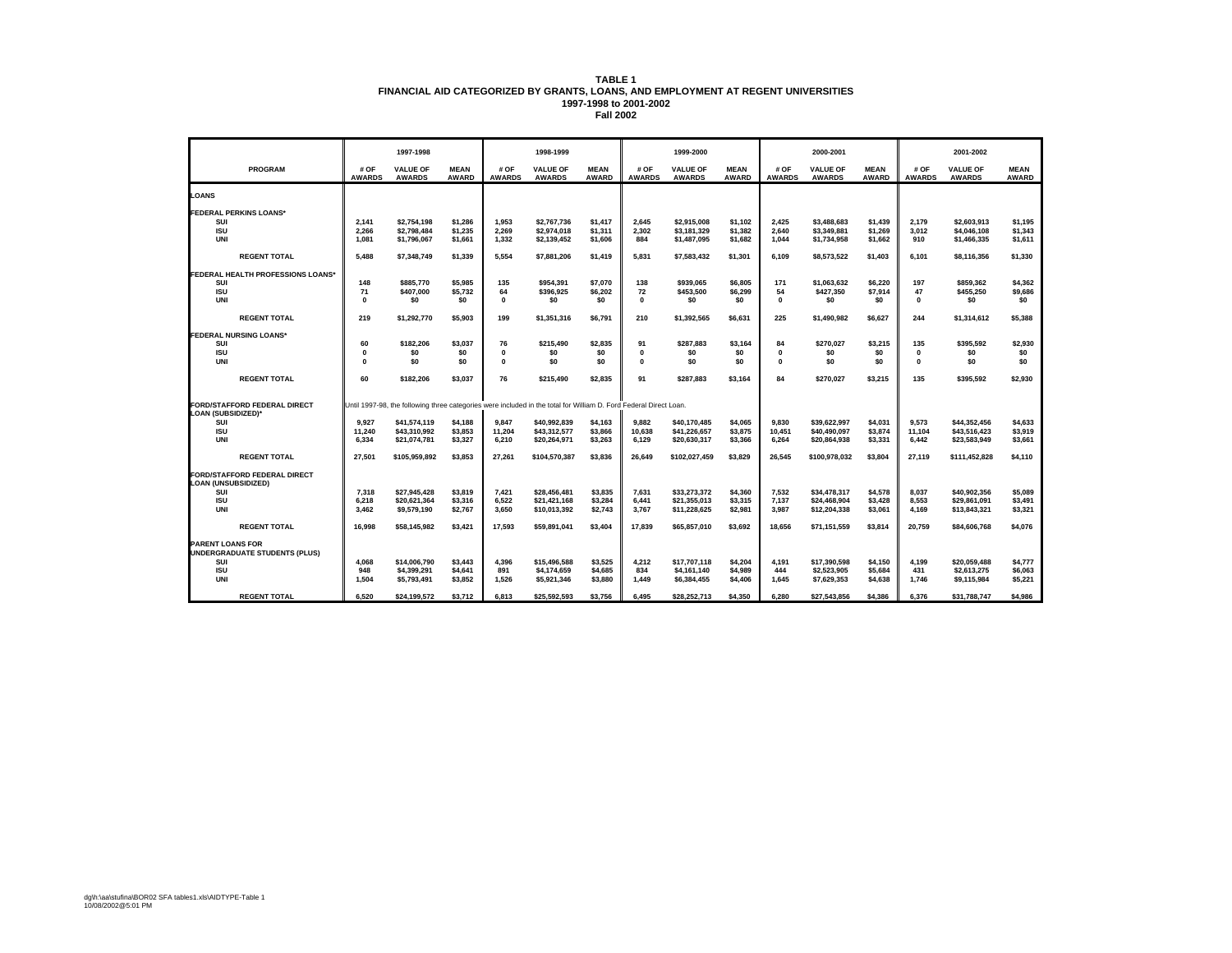**TABLE 1**
**FINANCIAL AID CATEGORIZED BY GRANTS, LOANS, AND EMPLOYMENT AT REGENT UNIVERSITIES**
**1997-1998 to 2001-2002**
**Fall 2002**

| | 1997-1998 | | | 1998-1999 | | | 1999-2000 | | | 2000-2001 | | | 2001-2002 | | |
|---|---|---|---|---|---|---|---|---|---|---|---|---|---|---|---|
| **PROGRAM** | **# OF AWARDS** | **VALUE OF AWARDS** | **MEAN AWARD** | **# OF AWARDS** | **VALUE OF AWARDS** | **MEAN AWARD** | **# OF AWARDS** | **VALUE OF AWARDS** | **MEAN AWARD** | **# OF AWARDS** | **VALUE OF AWARDS** | **MEAN AWARD** | **# OF AWARDS** | **VALUE OF AWARDS** | **MEAN AWARD** |
| **LOANS** | | | | | | | | | | | | | | | |
| **FEDERAL PERKINS LOANS*** | | | | | | | | | | | | | | | |
| SUI | 2,141 | $2,754,198 | $1,286 | 1,953 | $2,767,736 | $1,417 | 2,645 | $2,915,008 | $1,102 | 2,425 | $3,488,683 | $1,439 | 2,179 | $2,603,913 | $1,195 |
| ISU | 2,266 | $2,798,484 | $1,235 | 2,269 | $2,974,018 | $1,311 | 2,302 | $3,181,329 | $1,382 | 2,640 | $3,349,881 | $1,269 | 3,012 | $4,046,108 | $1,343 |
| UNI | 1,081 | $1,796,067 | $1,661 | 1,332 | $2,139,452 | $1,606 | 884 | $1,487,095 | $1,682 | 1,044 | $1,734,958 | $1,662 | 910 | $1,466,335 | $1,611 |
| **REGENT TOTAL** | 5,488 | $7,348,749 | $1,339 | 5,554 | $7,881,206 | $1,419 | 5,831 | $7,583,432 | $1,301 | 6,109 | $8,573,522 | $1,403 | 6,101 | $8,116,356 | $1,330 |
| **FEDERAL HEALTH PROFESSIONS LOANS*** | | | | | | | | | | | | | | | |
| SUI | 148 | $885,770 | $5,985 | 135 | $954,391 | $7,070 | 138 | $939,065 | $6,805 | 171 | $1,063,632 | $6,220 | 197 | $859,362 | $4,362 |
| ISU | 71 | $407,000 | $5,732 | 64 | $396,925 | $6,202 | 72 | $453,500 | $6,299 | 54 | $427,350 | $7,914 | 47 | $455,250 | $9,686 |
| UNI | 0 | $0 | $0 | 0 | $0 | $0 | 0 | $0 | $0 | 0 | $0 | $0 | 0 | $0 | $0 |
| **REGENT TOTAL** | 219 | $1,292,770 | $5,903 | 199 | $1,351,316 | $6,791 | 210 | $1,392,565 | $6,631 | 225 | $1,490,982 | $6,627 | 244 | $1,314,612 | $5,388 |
| **FEDERAL NURSING LOANS*** | | | | | | | | | | | | | | | |
| SUI | 60 | $182,206 | $3,037 | 76 | $215,490 | $2,835 | 91 | $287,883 | $3,164 | 84 | $270,027 | $3,215 | 135 | $395,592 | $2,930 |
| ISU | 0 | $0 | $0 | 0 | $0 | $0 | 0 | $0 | $0 | 0 | $0 | $0 | 0 | $0 | $0 |
| UNI | 0 | $0 | $0 | 0 | $0 | $0 | 0 | $0 | $0 | 0 | $0 | $0 | 0 | $0 | $0 |
| **REGENT TOTAL** | 60 | $182,206 | $3,037 | 76 | $215,490 | $2,835 | 91 | $287,883 | $3,164 | 84 | $270,027 | $3,215 | 135 | $395,592 | $2,930 |
| **FORD/STAFFORD FEDERAL DIRECT LOAN (SUBSIDIZED)*** | Until 1997-98, the following three categories were included in the total for William D. Ford Federal Direct Loan. | | | | | | | | | | | | | | |
| SUI | 9,927 | $41,574,119 | $4,188 | 9,847 | $40,992,839 | $4,163 | 9,882 | $40,170,485 | $4,065 | 9,830 | $39,622,997 | $4,031 | 9,573 | $44,352,456 | $4,633 |
| ISU | 11,240 | $43,310,992 | $3,853 | 11,204 | $43,312,577 | $3,866 | 10,638 | $41,226,657 | $3,875 | 10,451 | $40,490,097 | $3,874 | 11,104 | $43,516,423 | $3,919 |
| UNI | 6,334 | $21,074,781 | $3,327 | 6,210 | $20,264,971 | $3,263 | 6,129 | $20,630,317 | $3,366 | 6,264 | $20,864,938 | $3,331 | 6,442 | $23,583,949 | $3,661 |
| **REGENT TOTAL** | 27,501 | $105,959,892 | $3,853 | 27,261 | $104,570,387 | $3,836 | 26,649 | $102,027,459 | $3,829 | 26,545 | $100,978,032 | $3,804 | 27,119 | $111,452,828 | $4,110 |
| **FORD/STAFFORD FEDERAL DIRECT LOAN (UNSUBSIDIZED)** | | | | | | | | | | | | | | | |
| SUI | 7,318 | $27,945,428 | $3,819 | 7,421 | $28,456,481 | $3,835 | 7,631 | $33,273,372 | $4,360 | 7,532 | $34,478,317 | $4,578 | 8,037 | $40,902,356 | $5,089 |
| ISU | 6,218 | $20,621,364 | $3,316 | 6,522 | $21,421,168 | $3,284 | 6,441 | $21,355,013 | $3,315 | 7,137 | $24,468,904 | $3,428 | 8,553 | $29,861,091 | $3,491 |
| UNI | 3,462 | $9,579,190 | $2,767 | 3,650 | $10,013,392 | $2,743 | 3,767 | $11,228,625 | $2,981 | 3,987 | $12,204,338 | $3,061 | 4,169 | $13,843,321 | $3,321 |
| **REGENT TOTAL** | 16,998 | $58,145,982 | $3,421 | 17,593 | $59,891,041 | $3,404 | 17,839 | $65,857,010 | $3,692 | 18,656 | $71,151,559 | $3,814 | 20,759 | $84,606,768 | $4,076 |
| **PARENT LOANS FOR UNDERGRADUATE STUDENTS (PLUS)** | | | | | | | | | | | | | | | |
| SUI | 4,068 | $14,006,790 | $3,443 | 4,396 | $15,496,588 | $3,525 | 4,212 | $17,707,118 | $4,204 | 4,191 | $17,390,598 | $4,150 | 4,199 | $20,059,488 | $4,777 |
| ISU | 948 | $4,399,291 | $4,641 | 891 | $4,174,659 | $4,685 | 834 | $4,161,140 | $4,989 | 444 | $2,523,905 | $5,684 | 431 | $2,613,275 | $6,063 |
| UNI | 1,504 | $5,793,491 | $3,852 | 1,526 | $5,921,346 | $3,880 | 1,449 | $6,384,455 | $4,406 | 1,645 | $7,629,353 | $4,638 | 1,746 | $9,115,984 | $5,221 |
| **REGENT TOTAL** | 6,520 | $24,199,572 | $3,712 | 6,813 | $25,592,593 | $3,756 | 6,495 | $28,252,713 | $4,350 | 6,280 | $27,543,856 | $4,386 | 6,376 | $31,788,747 | $4,986 |

dg\h:\aa\stufina\BOR02 SFA tables1.xls\AIDTYPE-Table 1
10/08/2002@5:01 PM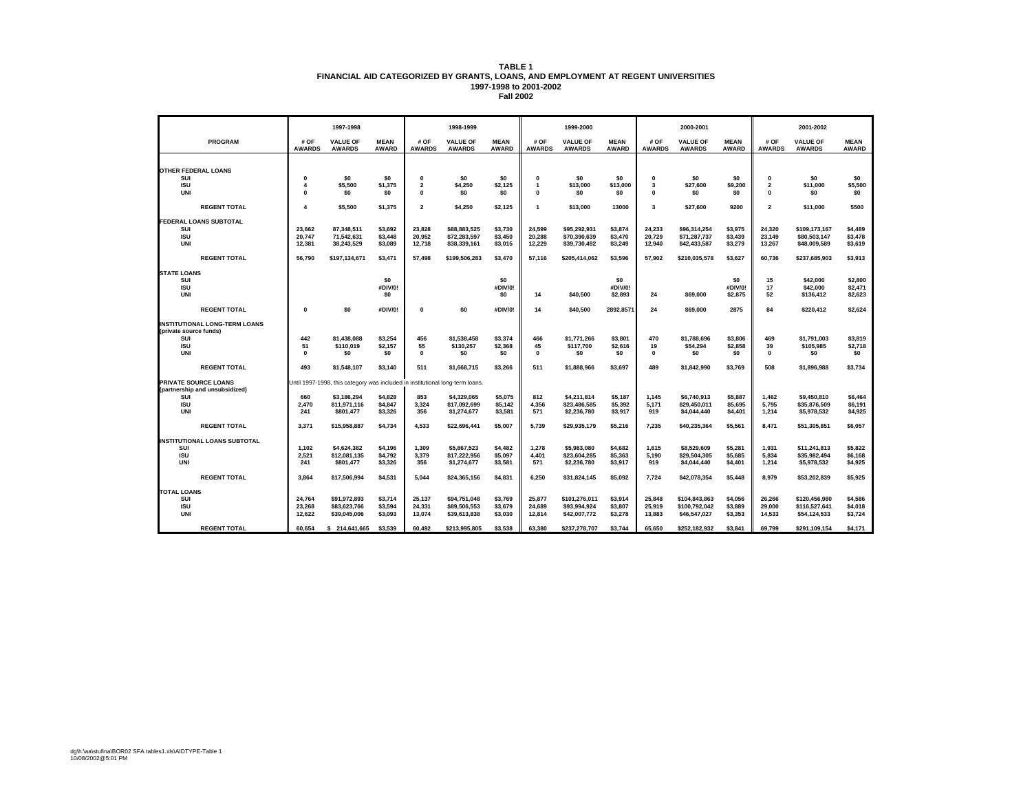**TABLE 1**
**FINANCIAL AID CATEGORIZED BY GRANTS, LOANS, AND EMPLOYMENT AT REGENT UNIVERSITIES**
**1997-1998 to 2001-2002**
**Fall 2002**

| PROGRAM | 1997-1998 # OF AWARDS | 1997-1998 VALUE OF AWARDS | 1997-1998 MEAN AWARD | 1998-1999 # OF AWARDS | 1998-1999 VALUE OF AWARDS | 1998-1999 MEAN AWARD | 1999-2000 # OF AWARDS | 1999-2000 VALUE OF AWARDS | 1999-2000 MEAN AWARD | 2000-2001 # OF AWARDS | 2000-2001 VALUE OF AWARDS | 2000-2001 MEAN AWARD | 2001-2002 # OF AWARDS | 2001-2002 VALUE OF AWARDS | 2001-2002 MEAN AWARD |
|---|---|---|---|---|---|---|---|---|---|---|---|---|---|---|---|
| **OTHER FEDERAL LOANS** | | | | | | | | | | | | | | | |
| SUI | 0 | $0 | $0 | 0 | $0 | $0 | 0 | $0 | $0 | 0 | $0 | $0 | 0 | $0 | $0 |
| ISU | 4 | $5,500 | $1,375 | 2 | $4,250 | $2,125 | 1 | $13,000 | $13,000 | 3 | $27,600 | $9,200 | 2 | $11,000 | $5,500 |
| UNI | 0 | $0 | $0 | 0 | $0 | $0 | 0 | $0 | $0 | 0 | $0 | $0 | 0 | $0 | $0 |
| REGENT TOTAL | 4 | $5,500 | $1,375 | 2 | $4,250 | $2,125 | 1 | $13,000 | 13000 | 3 | $27,600 | 9200 | 2 | $11,000 | 5500 |
| **FEDERAL LOANS SUBTOTAL** | | | | | | | | | | | | | | | |
| SUI | 23,662 | 87,348,511 | $3,692 | 23,828 | $88,883,525 | $3,730 | 24,599 | $95,292,931 | $3,874 | 24,233 | $96,314,254 | $3,975 | 24,320 | $109,173,167 | $4,489 |
| ISU | 20,747 | 71,542,631 | $3,448 | 20,952 | $72,283,597 | $3,450 | 20,288 | $70,390,639 | $3,470 | 20,729 | $71,287,737 | $3,439 | 23,149 | $80,503,147 | $3,478 |
| UNI | 12,381 | 38,243,529 | $3,089 | 12,718 | $38,339,161 | $3,015 | 12,229 | $39,730,492 | $3,249 | 12,940 | $42,433,587 | $3,279 | 13,267 | $48,009,589 | $3,619 |
| REGENT TOTAL | 56,790 | $197,134,671 | $3,471 | 57,498 | $199,506,283 | $3,470 | 57,116 | $205,414,062 | $3,596 | 57,902 | $210,035,578 | $3,627 | 60,736 | $237,685,903 | $3,913 |
| **STATE LOANS** | | | | | | | | | | | | | | | |
| SUI | | | $0 | | | $0 | | | $0 | | | $0 | 15 | $42,000 | $2,800 |
| ISU | | | #DIV/0! | | | #DIV/0! | | | #DIV/0! | | | #DIV/0! | 17 | $42,000 | $2,471 |
| UNI | | | $0 | | | $0 | 14 | $40,500 | $2,893 | 24 | $69,000 | $2,875 | 52 | $136,412 | $2,623 |
| REGENT TOTAL | 0 | $0 | #DIV/0! | 0 | $0 | #DIV/0! | 14 | $40,500 | 2892.8571 | 24 | $69,000 | 2875 | 84 | $220,412 | $2,624 |
| **INSTITUTIONAL LONG-TERM LOANS (private source funds)** | | | | | | | | | | | | | | | |
| SUI | 442 | $1,438,088 | $3,254 | 456 | $1,538,458 | $3,374 | 466 | $1,771,266 | $3,801 | 470 | $1,788,696 | $3,806 | 469 | $1,791,003 | $3,819 |
| ISU | 51 | $110,019 | $2,157 | 55 | $130,257 | $2,368 | 45 | $117,700 | $2,616 | 19 | $54,294 | $2,858 | 39 | $105,985 | $2,718 |
| UNI | 0 | $0 | $0 | 0 | $0 | $0 | 0 | $0 | $0 | 0 | $0 | $0 | 0 | $0 | $0 |
| REGENT TOTAL | 493 | $1,548,107 | $3,140 | 511 | $1,668,715 | $3,266 | 511 | $1,888,966 | $3,697 | 489 | $1,842,990 | $3,769 | 508 | $1,896,988 | $3,734 |
| **PRIVATE SOURCE LOANS (partnership and unsubsidized)** | Until 1997-1998, this category was included in institutional long-term loans. | | | | | | | | | | | | | | |
| SUI | 660 | $3,186,294 | $4,828 | 853 | $4,329,065 | $5,075 | 812 | $4,211,814 | $5,187 | 1,145 | $6,740,913 | $5,887 | 1,462 | $9,450,810 | $6,464 |
| ISU | 2,470 | $11,971,116 | $4,847 | 3,324 | $17,092,699 | $5,142 | 4,356 | $23,486,585 | $5,392 | 5,171 | $29,450,011 | $5,695 | 5,795 | $35,876,509 | $6,191 |
| UNI | 241 | $801,477 | $3,326 | 356 | $1,274,677 | $3,581 | 571 | $2,236,780 | $3,917 | 919 | $4,044,440 | $4,401 | 1,214 | $5,978,532 | $4,925 |
| REGENT TOTAL | 3,371 | $15,958,887 | $4,734 | 4,533 | $22,696,441 | $5,007 | 5,739 | $29,935,179 | $5,216 | 7,235 | $40,235,364 | $5,561 | 8,471 | $51,305,851 | $6,057 |
| **INSTITUTIONAL LOANS SUBTOTAL** | | | | | | | | | | | | | | | |
| SUI | 1,102 | $4,624,382 | $4,196 | 1,309 | $5,867,523 | $4,482 | 1,278 | $5,983,080 | $4,682 | 1,615 | $8,529,609 | $5,281 | 1,931 | $11,241,813 | $5,822 |
| ISU | 2,521 | $12,081,135 | $4,792 | 3,379 | $17,222,956 | $5,097 | 4,401 | $23,604,285 | $5,363 | 5,190 | $29,504,305 | $5,685 | 5,834 | $35,982,494 | $6,168 |
| UNI | 241 | $801,477 | $3,326 | 356 | $1,274,677 | $3,581 | 571 | $2,236,780 | $3,917 | 919 | $4,044,440 | $4,401 | 1,214 | $5,978,532 | $4,925 |
| REGENT TOTAL | 3,864 | $17,506,994 | $4,531 | 5,044 | $24,365,156 | $4,831 | 6,250 | $31,824,145 | $5,092 | 7,724 | $42,078,354 | $5,448 | 8,979 | $53,202,839 | $5,925 |
| **TOTAL LOANS** | | | | | | | | | | | | | | | |
| SUI | 24,764 | $91,972,893 | $3,714 | 25,137 | $94,751,048 | $3,769 | 25,877 | $101,276,011 | $3,914 | 25,848 | $104,843,863 | $4,056 | 26,266 | $120,456,980 | $4,586 |
| ISU | 23,268 | $83,623,766 | $3,594 | 24,331 | $89,506,553 | $3,679 | 24,689 | $93,994,924 | $3,807 | 25,919 | $100,792,042 | $3,889 | 29,000 | $116,527,641 | $4,018 |
| UNI | 12,622 | $39,045,006 | $3,093 | 13,074 | $39,613,838 | $3,030 | 12,814 | $42,007,772 | $3,278 | 13,883 | $46,547,027 | $3,353 | 14,533 | $54,124,533 | $3,724 |
| REGENT TOTAL | 60,654 | $ 214,641,665 | $3,539 | 60,492 | $213,995,805 | $3,538 | 63,380 | $237,278,707 | $3,744 | 65,650 | $252,182,932 | $3,841 | 69,799 | $291,109,154 | $4,171 |

dg\h:\aa\stufina\BOR02 SFA tables1.xls\AIDTYPE-Table 1
10/08/2002@5:01 PM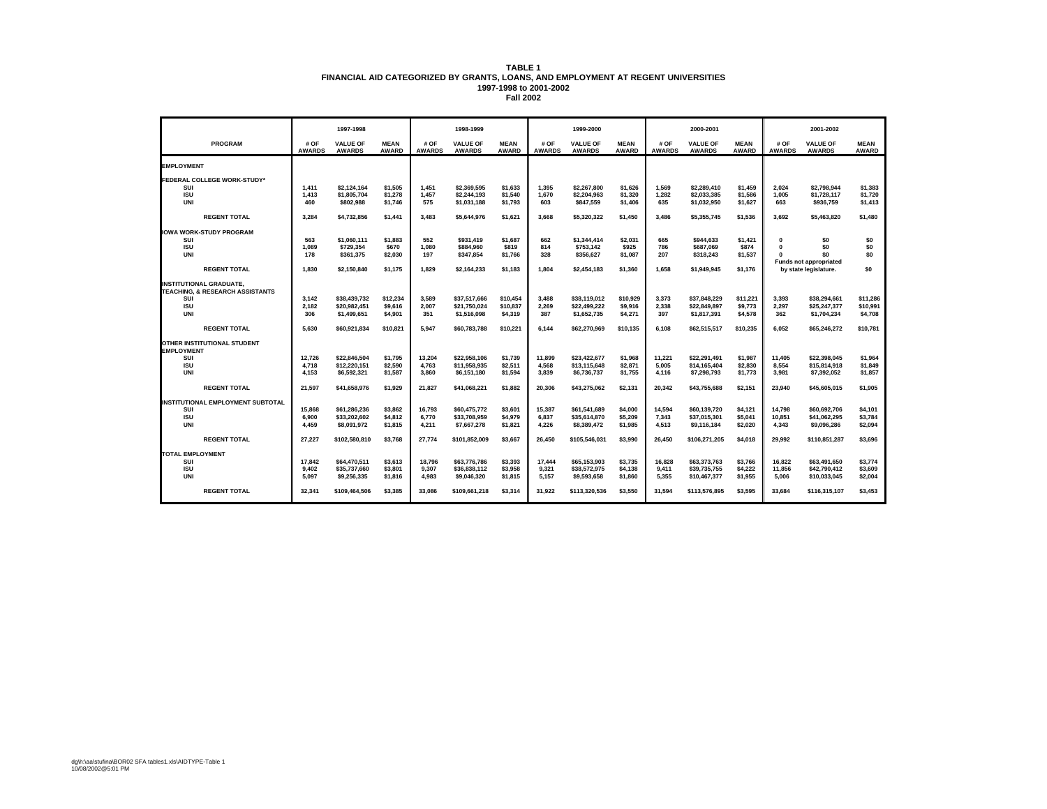**TABLE 1**
**FINANCIAL AID CATEGORIZED BY GRANTS, LOANS, AND EMPLOYMENT AT REGENT UNIVERSITIES**
**1997-1998 to 2001-2002**
**Fall 2002**

| PROGRAM | 1997-1998 # OF AWARDS | 1997-1998 VALUE OF AWARDS | 1997-1998 MEAN AWARD | 1998-1999 # OF AWARDS | 1998-1999 VALUE OF AWARDS | 1998-1999 MEAN AWARD | 1999-2000 # OF AWARDS | 1999-2000 VALUE OF AWARDS | 1999-2000 MEAN AWARD | 2000-2001 # OF AWARDS | 2000-2001 VALUE OF AWARDS | 2000-2001 MEAN AWARD | 2001-2002 # OF AWARDS | 2001-2002 VALUE OF AWARDS | 2001-2002 MEAN AWARD |
|---|---|---|---|---|---|---|---|---|---|---|---|---|---|---|---|
| **EMPLOYMENT** | | | | | | | | | | | | | | | |
| **FEDERAL COLLEGE WORK-STUDY*** | | | | | | | | | | | | | | | |
| SUI | 1,411 | $2,124,164 | $1,505 | 1,451 | $2,369,595 | $1,633 | 1,395 | $2,267,800 | $1,626 | 1,569 | $2,289,410 | $1,459 | 2,024 | $2,798,944 | $1,383 |
| ISU | 1,413 | $1,805,704 | $1,278 | 1,457 | $2,244,193 | $1,540 | 1,670 | $2,204,963 | $1,320 | 1,282 | $2,033,385 | $1,586 | 1,005 | $1,728,117 | $1,720 |
| UNI | 460 | $802,988 | $1,746 | 575 | $1,031,188 | $1,793 | 603 | $847,559 | $1,406 | 635 | $1,032,950 | $1,627 | 663 | $936,759 | $1,413 |
| REGENT TOTAL | 3,284 | $4,732,856 | $1,441 | 3,483 | $5,644,976 | $1,621 | 3,668 | $5,320,322 | $1,450 | 3,486 | $5,355,745 | $1,536 | 3,692 | $5,463,820 | $1,480 |
| **IOWA WORK-STUDY PROGRAM** | | | | | | | | | | | | | | | |
| SUI | 563 | $1,060,111 | $1,883 | 552 | $931,419 | $1,687 | 662 | $1,344,414 | $2,031 | 665 | $944,633 | $1,421 | 0 | $0 | $0 |
| ISU | 1,089 | $729,354 | $670 | 1,080 | $884,960 | $819 | 814 | $753,142 | $925 | 786 | $687,069 | $874 | 0 | $0 | $0 |
| UNI | 178 | $361,375 | $2,030 | 197 | $347,854 | $1,766 | 328 | $356,627 | $1,087 | 207 | $318,243 | $1,537 | 0 | $0 | $0 |
| REGENT TOTAL | 1,830 | $2,150,840 | $1,175 | 1,829 | $2,164,233 | $1,183 | 1,804 | $2,454,183 | $1,360 | 1,658 | $1,949,945 | $1,176 | Funds not appropriated by state legislature. | | $0 |
| **INSTITUTIONAL GRADUATE, TEACHING, & RESEARCH ASSISTANTS** | | | | | | | | | | | | | | | |
| SUI | 3,142 | $38,439,732 | $12,234 | 3,589 | $37,517,666 | $10,454 | 3,488 | $38,119,012 | $10,929 | 3,373 | $37,848,229 | $11,221 | 3,393 | $38,294,661 | $11,286 |
| ISU | 2,182 | $20,982,451 | $9,616 | 2,007 | $21,750,024 | $10,837 | 2,269 | $22,499,222 | $9,916 | 2,338 | $22,849,897 | $9,773 | 2,297 | $25,247,377 | $10,991 |
| UNI | 306 | $1,499,651 | $4,901 | 351 | $1,516,098 | $4,319 | 387 | $1,652,735 | $4,271 | 397 | $1,817,391 | $4,578 | 362 | $1,704,234 | $4,708 |
| REGENT TOTAL | 5,630 | $60,921,834 | $10,821 | 5,947 | $60,783,788 | $10,221 | 6,144 | $62,270,969 | $10,135 | 6,108 | $62,515,517 | $10,235 | 6,052 | $65,246,272 | $10,781 |
| **OTHER INSTITUTIONAL STUDENT EMPLOYMENT** | | | | | | | | | | | | | | | |
| SUI | 12,726 | $22,846,504 | $1,795 | 13,204 | $22,958,106 | $1,739 | 11,899 | $23,422,677 | $1,968 | 11,221 | $22,291,491 | $1,987 | 11,405 | $22,398,045 | $1,964 |
| ISU | 4,718 | $12,220,151 | $2,590 | 4,763 | $11,958,935 | $2,511 | 4,568 | $13,115,648 | $2,871 | 5,005 | $14,165,404 | $2,830 | 8,554 | $15,814,918 | $1,849 |
| UNI | 4,153 | $6,592,321 | $1,587 | 3,860 | $6,151,180 | $1,594 | 3,839 | $6,736,737 | $1,755 | 4,116 | $7,298,793 | $1,773 | 3,981 | $7,392,052 | $1,857 |
| REGENT TOTAL | 21,597 | $41,658,976 | $1,929 | 21,827 | $41,068,221 | $1,882 | 20,306 | $43,275,062 | $2,131 | 20,342 | $43,755,688 | $2,151 | 23,940 | $45,605,015 | $1,905 |
| **INSTITUTIONAL EMPLOYMENT SUBTOTAL** | | | | | | | | | | | | | | | |
| SUI | 15,868 | $61,286,236 | $3,862 | 16,793 | $60,475,772 | $3,601 | 15,387 | $61,541,689 | $4,000 | 14,594 | $60,139,720 | $4,121 | 14,798 | $60,692,706 | $4,101 |
| ISU | 6,900 | $33,202,602 | $4,812 | 6,770 | $33,708,959 | $4,979 | 6,837 | $35,614,870 | $5,209 | 7,343 | $37,015,301 | $5,041 | 10,851 | $41,062,295 | $3,784 |
| UNI | 4,459 | $8,091,972 | $1,815 | 4,211 | $7,667,278 | $1,821 | 4,226 | $8,389,472 | $1,985 | 4,513 | $9,116,184 | $2,020 | 4,343 | $9,096,286 | $2,094 |
| REGENT TOTAL | 27,227 | $102,580,810 | $3,768 | 27,774 | $101,852,009 | $3,667 | 26,450 | $105,546,031 | $3,990 | 26,450 | $106,271,205 | $4,018 | 29,992 | $110,851,287 | $3,696 |
| **TOTAL EMPLOYMENT** | | | | | | | | | | | | | | | |
| SUI | 17,842 | $64,470,511 | $3,613 | 18,796 | $63,776,786 | $3,393 | 17,444 | $65,153,903 | $3,735 | 16,828 | $63,373,763 | $3,766 | 16,822 | $63,491,650 | $3,774 |
| ISU | 9,402 | $35,737,660 | $3,801 | 9,307 | $36,838,112 | $3,958 | 9,321 | $38,572,975 | $4,138 | 9,411 | $39,735,755 | $4,222 | 11,856 | $42,790,412 | $3,609 |
| UNI | 5,097 | $9,256,335 | $1,816 | 4,983 | $9,046,320 | $1,815 | 5,157 | $9,593,658 | $1,860 | 5,355 | $10,467,377 | $1,955 | 5,006 | $10,033,045 | $2,004 |
| REGENT TOTAL | 32,341 | $109,464,506 | $3,385 | 33,086 | $109,661,218 | $3,314 | 31,922 | $113,320,536 | $3,550 | 31,594 | $113,576,895 | $3,595 | 33,684 | $116,315,107 | $3,453 |

dg\h:\aa\stufina\BOR02 SFA tables1.xls\AIDTYPE-Table 1
10/08/2002@5:01 PM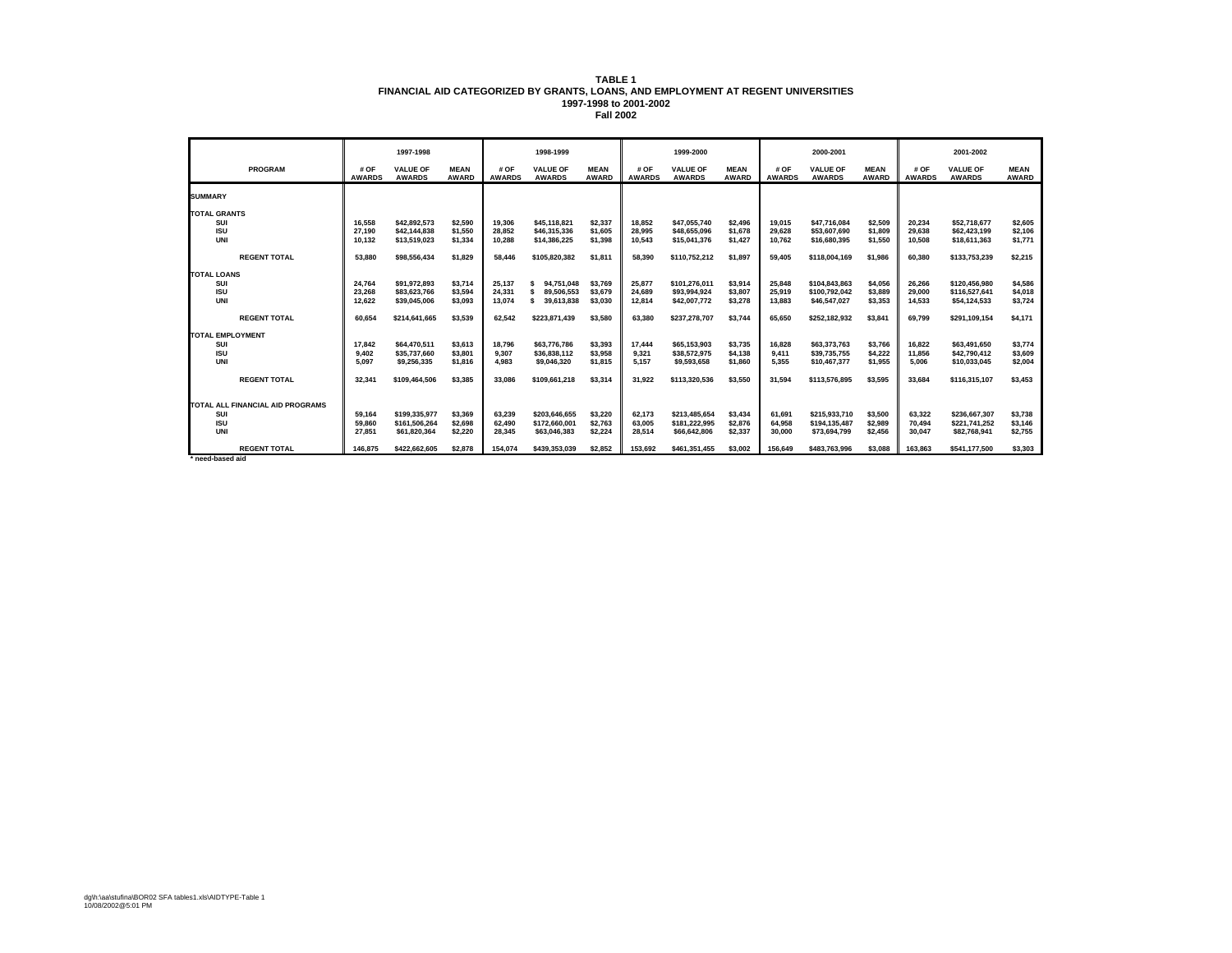**TABLE 1**
**FINANCIAL AID CATEGORIZED BY GRANTS, LOANS, AND EMPLOYMENT AT REGENT UNIVERSITIES**
**1997-1998 to 2001-2002**
**Fall 2002**

| PROGRAM | 1997-1998 | | | 1998-1999 | | | 1999-2000 | | | 2000-2001 | | | 2001-2002 | | |
|---|---|---|---|---|---|---|---|---|---|---|---|---|---|---|---|
| | # OF AWARDS | VALUE OF AWARDS | MEAN AWARD | # OF AWARDS | VALUE OF AWARDS | MEAN AWARD | # OF AWARDS | VALUE OF AWARDS | MEAN AWARD | # OF AWARDS | VALUE OF AWARDS | MEAN AWARD | # OF AWARDS | VALUE OF AWARDS | MEAN AWARD |
| **SUMMARY** | | | | | | | | | | | | | | | |
| **TOTAL GRANTS** | | | | | | | | | | | | | | | |
| SUI | 16,558 | $42,892,573 | $2,590 | 19,306 | $45,118,821 | $2,337 | 18,852 | $47,055,740 | $2,496 | 19,015 | $47,716,084 | $2,509 | 20,234 | $52,718,677 | $2,605 |
| ISU | 27,190 | $42,144,838 | $1,550 | 28,852 | $46,315,336 | $1,605 | 28,995 | $48,655,096 | $1,678 | 29,628 | $53,607,690 | $1,809 | 29,638 | $62,423,199 | $2,106 |
| UNI | 10,132 | $13,519,023 | $1,334 | 10,288 | $14,386,225 | $1,398 | 10,543 | $15,041,376 | $1,427 | 10,762 | $16,680,395 | $1,550 | 10,508 | $18,611,363 | $1,771 |
| REGENT TOTAL | 53,880 | $98,556,434 | $1,829 | 58,446 | $105,820,382 | $1,811 | 58,390 | $110,752,212 | $1,897 | 59,405 | $118,004,169 | $1,986 | 60,380 | $133,753,239 | $2,215 |
| **TOTAL LOANS** | | | | | | | | | | | | | | | |
| SUI | 24,764 | $91,972,893 | $3,714 | 25,137 | $ 94,751,048 | $3,769 | 25,877 | $101,276,011 | $3,914 | 25,848 | $104,843,863 | $4,056 | 26,266 | $120,456,980 | $4,586 |
| ISU | 23,268 | $83,623,766 | $3,594 | 24,331 | $ 89,506,553 | $3,679 | 24,689 | $93,994,924 | $3,807 | 25,919 | $100,792,042 | $3,889 | 29,000 | $116,527,641 | $4,018 |
| UNI | 12,622 | $39,045,006 | $3,093 | 13,074 | $ 39,613,838 | $3,030 | 12,814 | $42,007,772 | $3,278 | 13,883 | $46,547,027 | $3,353 | 14,533 | $54,124,533 | $3,724 |
| REGENT TOTAL | 60,654 | $214,641,665 | $3,539 | 62,542 | $223,871,439 | $3,580 | 63,380 | $237,278,707 | $3,744 | 65,650 | $252,182,932 | $3,841 | 69,799 | $291,109,154 | $4,171 |
| **TOTAL EMPLOYMENT** | | | | | | | | | | | | | | | |
| SUI | 17,842 | $64,470,511 | $3,613 | 18,796 | $63,776,786 | $3,393 | 17,444 | $65,153,903 | $3,735 | 16,828 | $63,373,763 | $3,766 | 16,822 | $63,491,650 | $3,774 |
| ISU | 9,402 | $35,737,660 | $3,801 | 9,307 | $36,838,112 | $3,958 | 9,321 | $38,572,975 | $4,138 | 9,411 | $39,735,755 | $4,222 | 11,856 | $42,790,412 | $3,609 |
| UNI | 5,097 | $9,256,335 | $1,816 | 4,983 | $9,046,320 | $1,815 | 5,157 | $9,593,658 | $1,860 | 5,355 | $10,467,377 | $1,955 | 5,006 | $10,033,045 | $2,004 |
| REGENT TOTAL | 32,341 | $109,464,506 | $3,385 | 33,086 | $109,661,218 | $3,314 | 31,922 | $113,320,536 | $3,550 | 31,594 | $113,576,895 | $3,595 | 33,684 | $116,315,107 | $3,453 |
| **TOTAL ALL FINANCIAL AID PROGRAMS** | | | | | | | | | | | | | | | |
| SUI | 59,164 | $199,335,977 | $3,369 | 63,239 | $203,646,655 | $3,220 | 62,173 | $213,485,654 | $3,434 | 61,691 | $215,933,710 | $3,500 | 63,322 | $236,667,307 | $3,738 |
| ISU | 59,860 | $161,506,264 | $2,698 | 62,490 | $172,660,001 | $2,763 | 63,005 | $181,222,995 | $2,876 | 64,958 | $194,135,487 | $2,989 | 70,494 | $221,741,252 | $3,146 |
| UNI | 27,851 | $61,820,364 | $2,220 | 28,345 | $63,046,383 | $2,224 | 28,514 | $66,642,806 | $2,337 | 30,000 | $73,694,799 | $2,456 | 30,047 | $82,768,941 | $2,755 |
| REGENT TOTAL | 146,875 | $422,662,605 | $2,878 | 154,074 | $439,353,039 | $2,852 | 153,692 | $461,351,455 | $3,002 | 156,649 | $483,763,996 | $3,088 | 163,863 | $541,177,500 | $3,303 |

* need-based aid

dg\h:\aa\stufina\BOR02 SFA tables1.xls\AIDTYPE-Table 1
10/08/2002@5:01 PM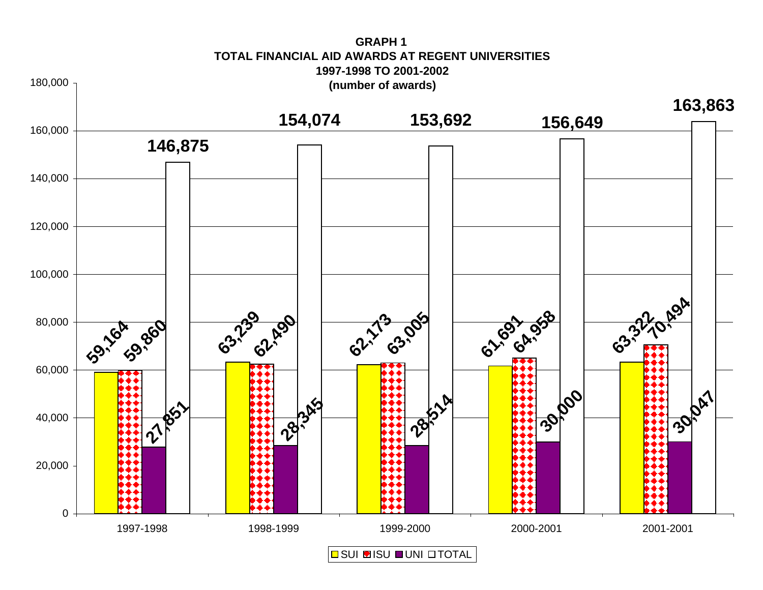**GRAPH 1**
**TOTAL FINANCIAL AID AWARDS AT REGENT UNIVERSITIES**
**1997-1998 TO 2001-2002**
**(number of awards)**

| Year | SUI | ISU | UNI | TOTAL |
|---|---|---|---|---|
| 1997-1998 | 59,164 | 59,860 | 27,851 | 146,875 |
| 1998-1999 | 63,239 | 62,490 | 28,345 | 154,074 |
| 1999-2000 | 62,173 | 63,005 | 28,514 | 153,692 |
| 2000-2001 | 61,691 | 64,958 | 30,000 | 156,649 |
| 2001-2001 | 63,322 | 70,494 | 30,047 | 163,863 |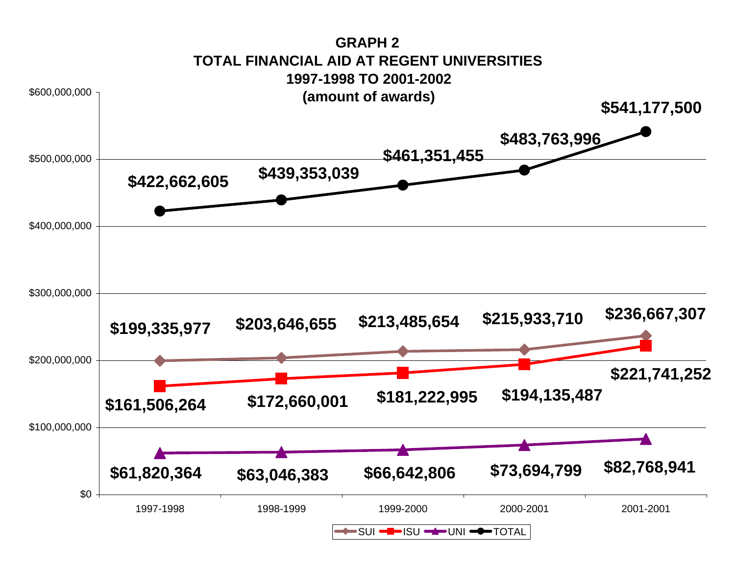# GRAPH 2
## TOTAL FINANCIAL AID AT REGENT UNIVERSITIES
## 1997-1998 TO 2001-2002
## (amount of awards)

| Year | SUI | ISU | UNI | TOTAL |
|---|---|---|---|---|
| 1997-1998 | $199,335,977 | $161,506,264 | $61,820,364 | $422,662,605 |
| 1998-1999 | $203,646,655 | $172,660,001 | $63,046,383 | $439,353,039 |
| 1999-2000 | $213,485,654 | $181,222,995 | $66,642,806 | $461,351,455 |
| 2000-2001 | $215,933,710 | $194,135,487 | $73,694,799 | $483,763,996 |
| 2001-2001 | $236,667,307 | $221,741,252 | $82,768,941 | $541,177,500 |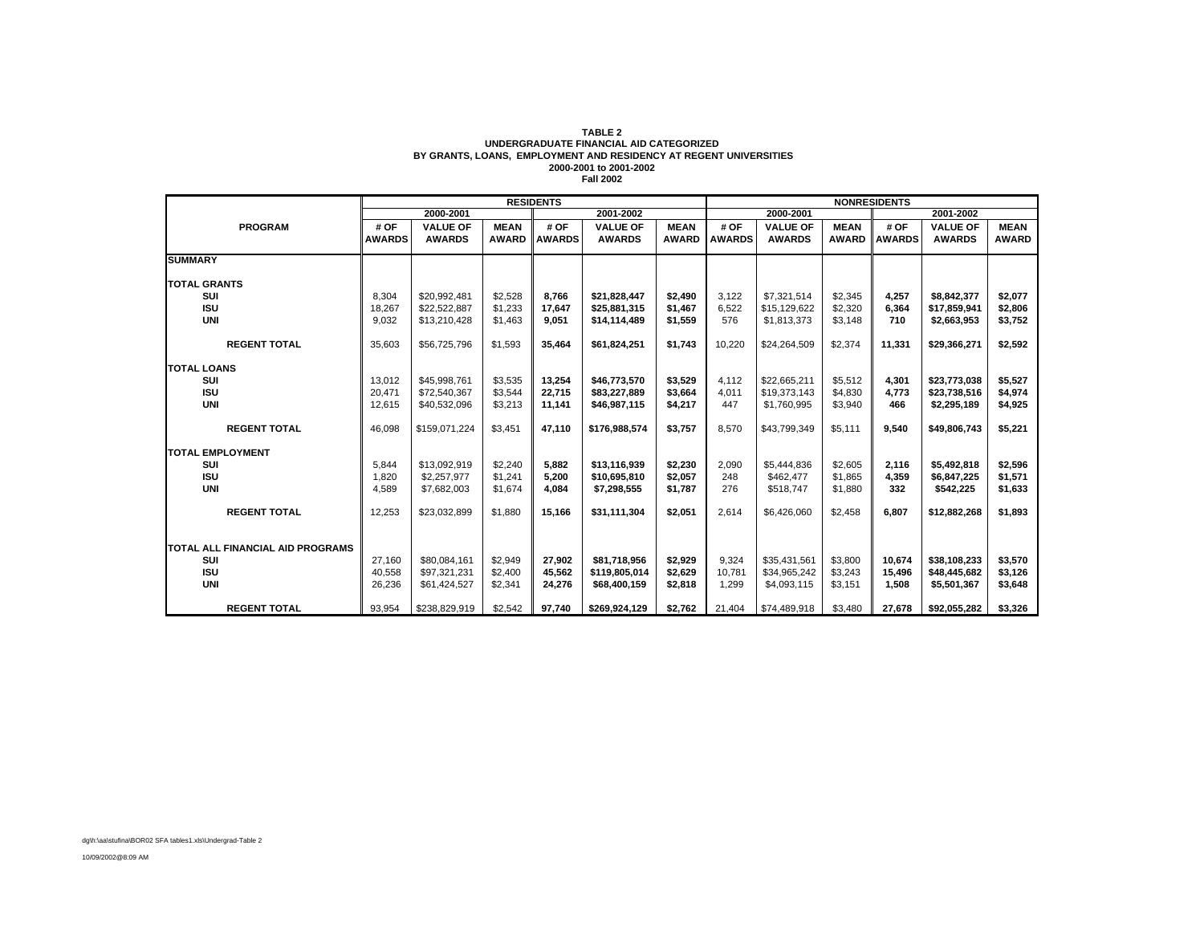**TABLE 2**
**UNDERGRADUATE FINANCIAL AID CATEGORIZED**
**BY GRANTS, LOANS, EMPLOYMENT AND RESIDENCY AT REGENT UNIVERSITIES**
**2000-2001 to 2001-2002**
**Fall 2002**

| | RESIDENTS | | | | | | NONRESIDENTS | | | | | |
|---|---|---|---|---|---|---|---|---|---|---|---|---|
| | 2000-2001 | | | 2001-2002 | | | 2000-2001 | | | 2001-2002 | | |
| PROGRAM | # OF AWARDS | VALUE OF AWARDS | MEAN AWARD | # OF AWARDS | VALUE OF AWARDS | MEAN AWARD | # OF AWARDS | VALUE OF AWARDS | MEAN AWARD | # OF AWARDS | VALUE OF AWARDS | MEAN AWARD |
| **SUMMARY** | | | | | | | | | | | | |
| **TOTAL GRANTS** | | | | | | | | | | | | |
| SUI | 8,304 | $20,992,481 | $2,528 | 8,766 | $21,828,447 | $2,490 | 3,122 | $7,321,514 | $2,345 | 4,257 | $8,842,377 | $2,077 |
| ISU | 18,267 | $22,522,887 | $1,233 | 17,647 | $25,881,315 | $1,467 | 6,522 | $15,129,622 | $2,320 | 6,364 | $17,859,941 | $2,806 |
| UNI | 9,032 | $13,210,428 | $1,463 | 9,051 | $14,114,489 | $1,559 | 576 | $1,813,373 | $3,148 | 710 | $2,663,953 | $3,752 |
| REGENT TOTAL | 35,603 | $56,725,796 | $1,593 | 35,464 | $61,824,251 | $1,743 | 10,220 | $24,264,509 | $2,374 | 11,331 | $29,366,271 | $2,592 |
| **TOTAL LOANS** | | | | | | | | | | | | |
| SUI | 13,012 | $45,998,761 | $3,535 | 13,254 | $46,773,570 | $3,529 | 4,112 | $22,665,211 | $5,512 | 4,301 | $23,773,038 | $5,527 |
| ISU | 20,471 | $72,540,367 | $3,544 | 22,715 | $83,227,889 | $3,664 | 4,011 | $19,373,143 | $4,830 | 4,773 | $23,738,516 | $4,974 |
| UNI | 12,615 | $40,532,096 | $3,213 | 11,141 | $46,987,115 | $4,217 | 447 | $1,760,995 | $3,940 | 466 | $2,295,189 | $4,925 |
| REGENT TOTAL | 46,098 | $159,071,224 | $3,451 | 47,110 | $176,988,574 | $3,757 | 8,570 | $43,799,349 | $5,111 | 9,540 | $49,806,743 | $5,221 |
| **TOTAL EMPLOYMENT** | | | | | | | | | | | | |
| SUI | 5,844 | $13,092,919 | $2,240 | 5,882 | $13,116,939 | $2,230 | 2,090 | $5,444,836 | $2,605 | 2,116 | $5,492,818 | $2,596 |
| ISU | 1,820 | $2,257,977 | $1,241 | 5,200 | $10,695,810 | $2,057 | 248 | $462,477 | $1,865 | 4,359 | $6,847,225 | $1,571 |
| UNI | 4,589 | $7,682,003 | $1,674 | 4,084 | $7,298,555 | $1,787 | 276 | $518,747 | $1,880 | 332 | $542,225 | $1,633 |
| REGENT TOTAL | 12,253 | $23,032,899 | $1,880 | 15,166 | $31,111,304 | $2,051 | 2,614 | $6,426,060 | $2,458 | 6,807 | $12,882,268 | $1,893 |
| **TOTAL ALL FINANCIAL AID PROGRAMS** | | | | | | | | | | | | |
| SUI | 27,160 | $80,084,161 | $2,949 | 27,902 | $81,718,956 | $2,929 | 9,324 | $35,431,561 | $3,800 | 10,674 | $38,108,233 | $3,570 |
| ISU | 40,558 | $97,321,231 | $2,400 | 45,562 | $119,805,014 | $2,629 | 10,781 | $34,965,242 | $3,243 | 15,496 | $48,445,682 | $3,126 |
| UNI | 26,236 | $61,424,527 | $2,341 | 24,276 | $68,400,159 | $2,818 | 1,299 | $4,093,115 | $3,151 | 1,508 | $5,501,367 | $3,648 |
| REGENT TOTAL | 93,954 | $238,829,919 | $2,542 | 97,740 | $269,924,129 | $2,762 | 21,404 | $74,489,918 | $3,480 | 27,678 | $92,055,282 | $3,326 |

dg\h:\aa\stufina\BOR02 SFA tables1.xls\Undergrad-Table 2

10/09/2002@8:09 AM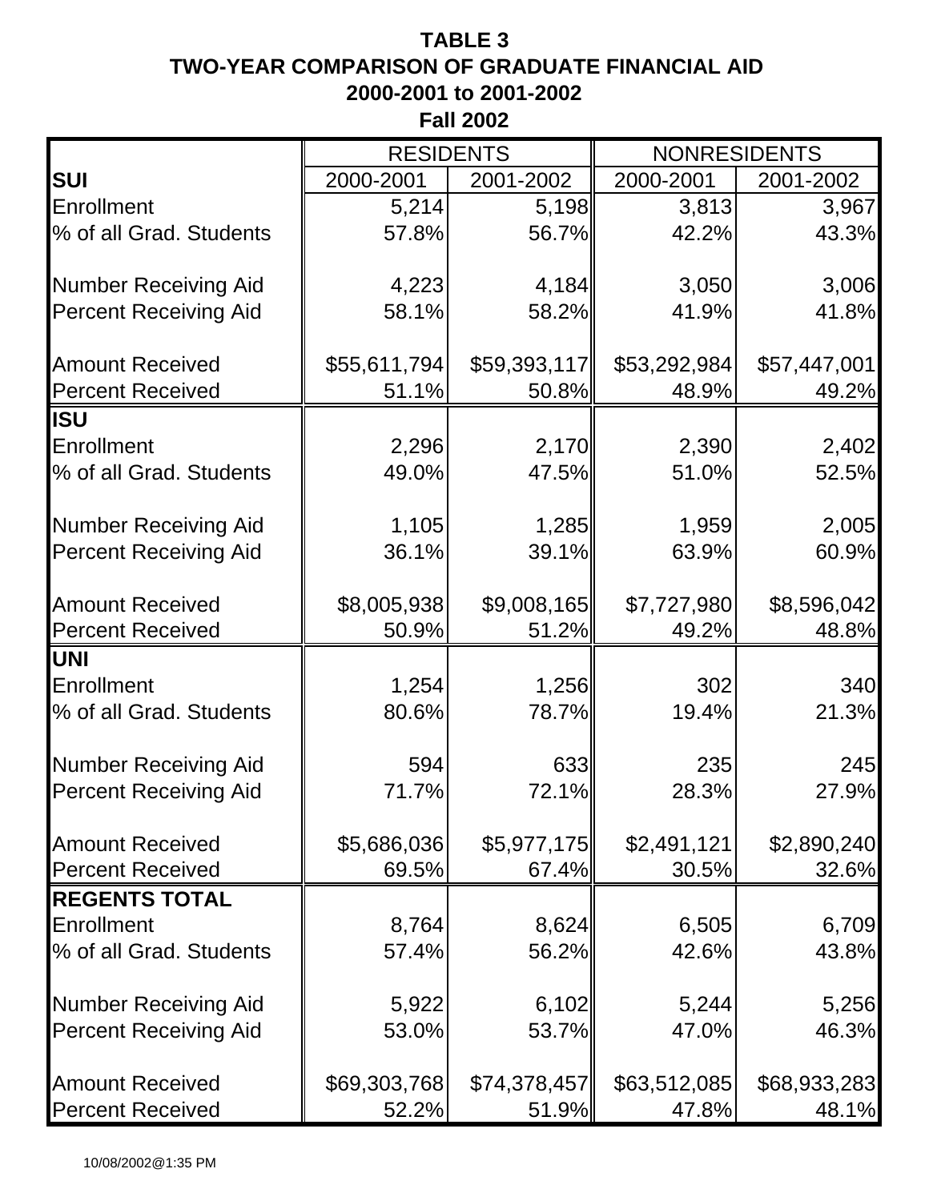**TABLE 3**
**TWO-YEAR COMPARISON OF GRADUATE FINANCIAL AID**
**2000-2001 to 2001-2002**
**Fall 2002**

| | RESIDENTS | | NONRESIDENTS | |
|---|---|---|---|---|
| **SUI** | 2000-2001 | 2001-2002 | 2000-2001 | 2001-2002 |
| Enrollment | 5,214 | 5,198 | 3,813 | 3,967 |
| % of all Grad. Students | 57.8% | 56.7% | 42.2% | 43.3% |
| Number Receiving Aid | 4,223 | 4,184 | 3,050 | 3,006 |
| Percent Receiving Aid | 58.1% | 58.2% | 41.9% | 41.8% |
| Amount Received | $55,611,794 | $59,393,117 | $53,292,984 | $57,447,001 |
| Percent Received | 51.1% | 50.8% | 48.9% | 49.2% |
| **ISU** | | | | |
| Enrollment | 2,296 | 2,170 | 2,390 | 2,402 |
| % of all Grad. Students | 49.0% | 47.5% | 51.0% | 52.5% |
| Number Receiving Aid | 1,105 | 1,285 | 1,959 | 2,005 |
| Percent Receiving Aid | 36.1% | 39.1% | 63.9% | 60.9% |
| Amount Received | $8,005,938 | $9,008,165 | $7,727,980 | $8,596,042 |
| Percent Received | 50.9% | 51.2% | 49.2% | 48.8% |
| **UNI** | | | | |
| Enrollment | 1,254 | 1,256 | 302 | 340 |
| % of all Grad. Students | 80.6% | 78.7% | 19.4% | 21.3% |
| Number Receiving Aid | 594 | 633 | 235 | 245 |
| Percent Receiving Aid | 71.7% | 72.1% | 28.3% | 27.9% |
| Amount Received | $5,686,036 | $5,977,175 | $2,491,121 | $2,890,240 |
| Percent Received | 69.5% | 67.4% | 30.5% | 32.6% |
| **REGENTS TOTAL** | | | | |
| Enrollment | 8,764 | 8,624 | 6,505 | 6,709 |
| % of all Grad. Students | 57.4% | 56.2% | 42.6% | 43.8% |
| Number Receiving Aid | 5,922 | 6,102 | 5,244 | 5,256 |
| Percent Receiving Aid | 53.0% | 53.7% | 47.0% | 46.3% |
| Amount Received | $69,303,768 | $74,378,457 | $63,512,085 | $68,933,283 |
| Percent Received | 52.2% | 51.9% | 47.8% | 48.1% |

10/08/2002@1:35 PM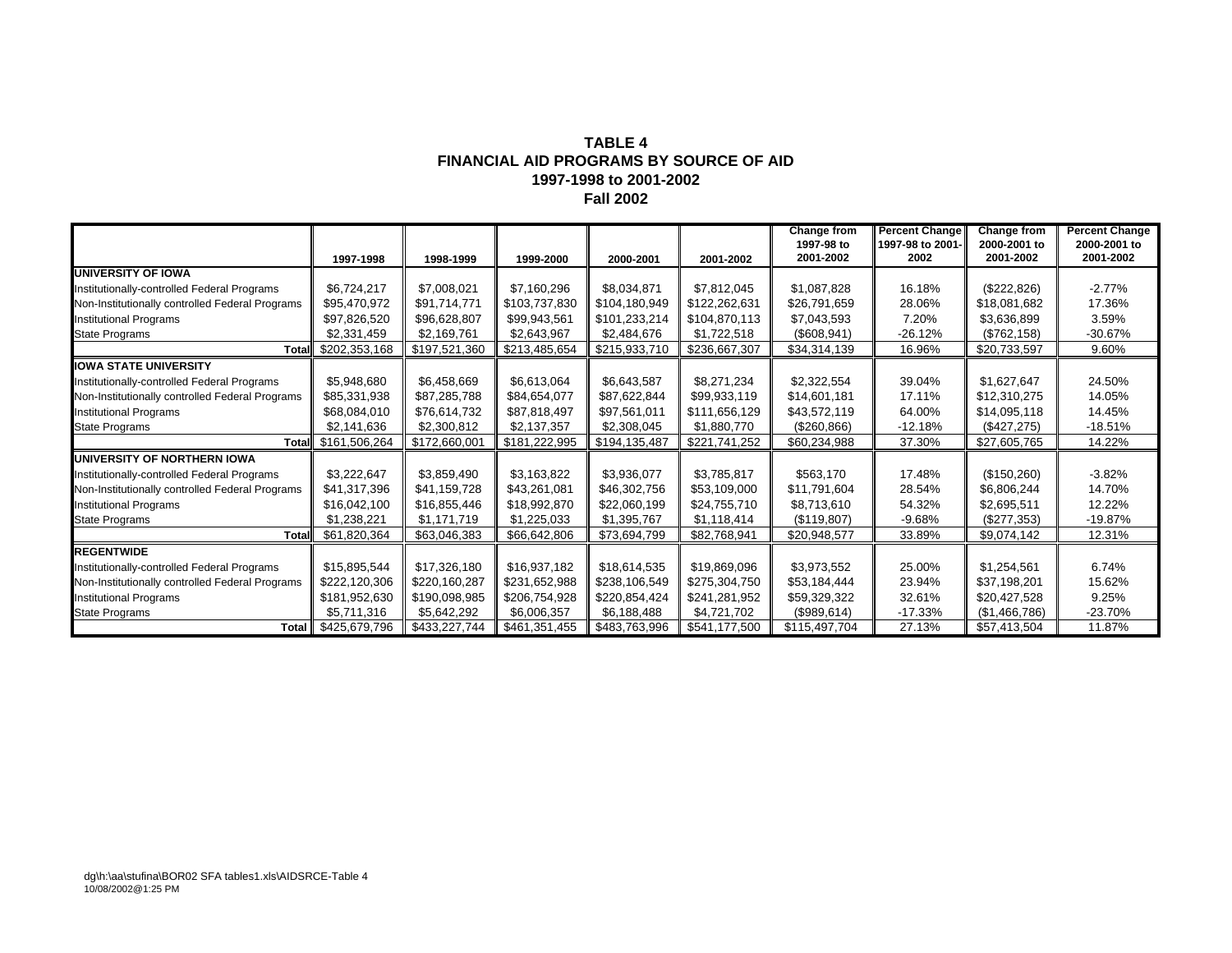**TABLE 4**
**FINANCIAL AID PROGRAMS BY SOURCE OF AID**
**1997-1998 to 2001-2002**
**Fall 2002**

| | 1997-1998 | 1998-1999 | 1999-2000 | 2000-2001 | 2001-2002 | Change from 1997-98 to 2001-2002 | Percent Change 1997-98 to 2001-2002 | Change from 2000-2001 to 2001-2002 | Percent Change 2000-2001 to 2001-2002 |
|---|---|---|---|---|---|---|---|---|---|
| **UNIVERSITY OF IOWA** | | | | | | | | | |
| Institutionally-controlled Federal Programs | $6,724,217 | $7,008,021 | $7,160,296 | $8,034,871 | $7,812,045 | $1,087,828 | 16.18% | ($222,826) | -2.77% |
| Non-Institutionally controlled Federal Programs | $95,470,972 | $91,714,771 | $103,737,830 | $104,180,949 | $122,262,631 | $26,791,659 | 28.06% | $18,081,682 | 17.36% |
| Institutional Programs | $97,826,520 | $96,628,807 | $99,943,561 | $101,233,214 | $104,870,113 | $7,043,593 | 7.20% | $3,636,899 | 3.59% |
| State Programs | $2,331,459 | $2,169,761 | $2,643,967 | $2,484,676 | $1,722,518 | ($608,941) | -26.12% | ($762,158) | -30.67% |
| Total | $202,353,168 | $197,521,360 | $213,485,654 | $215,933,710 | $236,667,307 | $34,314,139 | 16.96% | $20,733,597 | 9.60% |
| **IOWA STATE UNIVERSITY** | | | | | | | | | |
| Institutionally-controlled Federal Programs | $5,948,680 | $6,458,669 | $6,613,064 | $6,643,587 | $8,271,234 | $2,322,554 | 39.04% | $1,627,647 | 24.50% |
| Non-Institutionally controlled Federal Programs | $85,331,938 | $87,285,788 | $84,654,077 | $87,622,844 | $99,933,119 | $14,601,181 | 17.11% | $12,310,275 | 14.05% |
| Institutional Programs | $68,084,010 | $76,614,732 | $87,818,497 | $97,561,011 | $111,656,129 | $43,572,119 | 64.00% | $14,095,118 | 14.45% |
| State Programs | $2,141,636 | $2,300,812 | $2,137,357 | $2,308,045 | $1,880,770 | ($260,866) | -12.18% | ($427,275) | -18.51% |
| Total | $161,506,264 | $172,660,001 | $181,222,995 | $194,135,487 | $221,741,252 | $60,234,988 | 37.30% | $27,605,765 | 14.22% |
| **UNIVERSITY OF NORTHERN IOWA** | | | | | | | | | |
| Institutionally-controlled Federal Programs | $3,222,647 | $3,859,490 | $3,163,822 | $3,936,077 | $3,785,817 | $563,170 | 17.48% | ($150,260) | -3.82% |
| Non-Institutionally controlled Federal Programs | $41,317,396 | $41,159,728 | $43,261,081 | $46,302,756 | $53,109,000 | $11,791,604 | 28.54% | $6,806,244 | 14.70% |
| Institutional Programs | $16,042,100 | $16,855,446 | $18,992,870 | $22,060,199 | $24,755,710 | $8,713,610 | 54.32% | $2,695,511 | 12.22% |
| State Programs | $1,238,221 | $1,171,719 | $1,225,033 | $1,395,767 | $1,118,414 | ($119,807) | -9.68% | ($277,353) | -19.87% |
| Total | $61,820,364 | $63,046,383 | $66,642,806 | $73,694,799 | $82,768,941 | $20,948,577 | 33.89% | $9,074,142 | 12.31% |
| **REGENTWIDE** | | | | | | | | | |
| Institutionally-controlled Federal Programs | $15,895,544 | $17,326,180 | $16,937,182 | $18,614,535 | $19,869,096 | $3,973,552 | 25.00% | $1,254,561 | 6.74% |
| Non-Institutionally controlled Federal Programs | $222,120,306 | $220,160,287 | $231,652,988 | $238,106,549 | $275,304,750 | $53,184,444 | 23.94% | $37,198,201 | 15.62% |
| Institutional Programs | $181,952,630 | $190,098,985 | $206,754,928 | $220,854,424 | $241,281,952 | $59,329,322 | 32.61% | $20,427,528 | 9.25% |
| State Programs | $5,711,316 | $5,642,292 | $6,006,357 | $6,188,488 | $4,721,702 | ($989,614) | -17.33% | ($1,466,786) | -23.70% |
| Total | $425,679,796 | $433,227,744 | $461,351,455 | $483,763,996 | $541,177,500 | $115,497,704 | 27.13% | $57,413,504 | 11.87% |

dg\h:\aa\stufina\BOR02 SFA tables1.xls\AIDSRCE-Table 4
10/08/2002@1:25 PM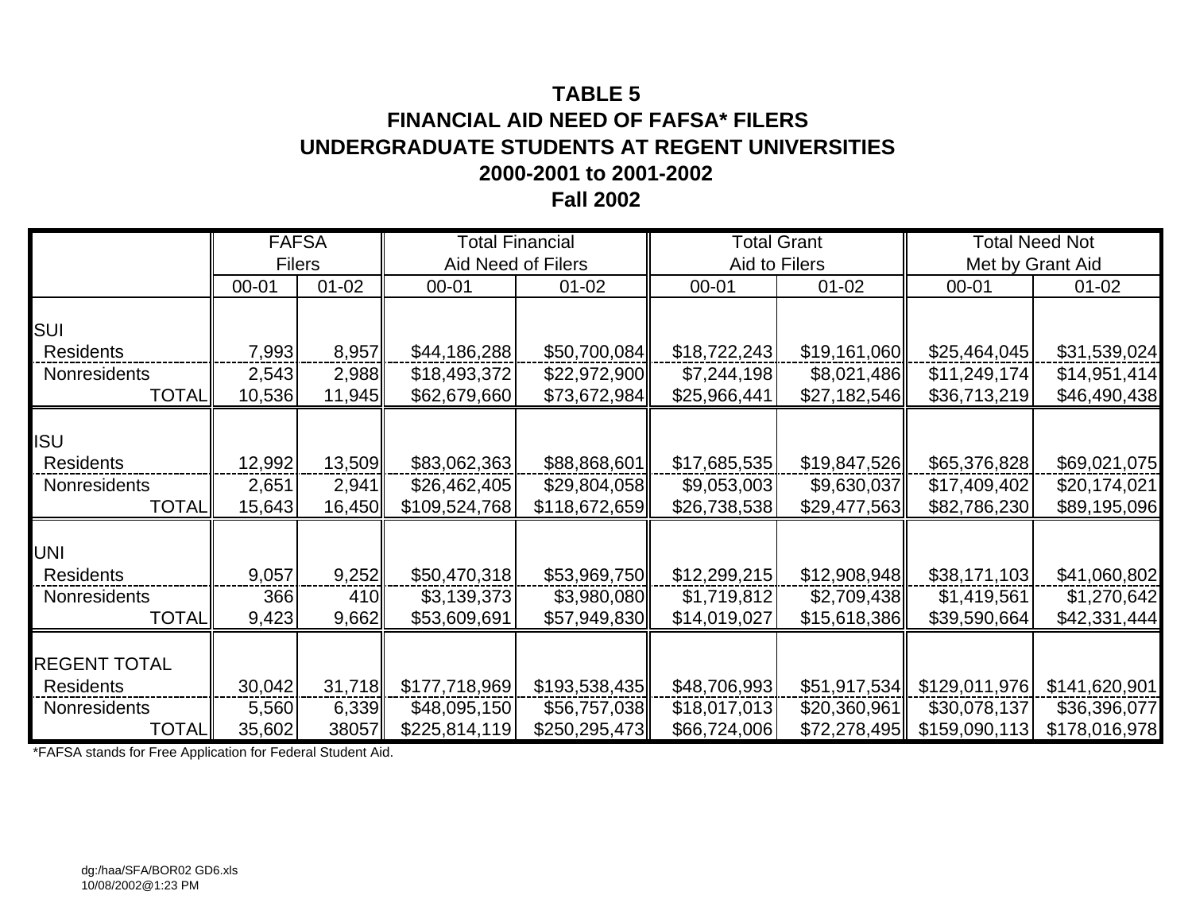**TABLE 5**
**FINANCIAL AID NEED OF FAFSA* FILERS**
**UNDERGRADUATE STUDENTS AT REGENT UNIVERSITIES**
**2000-2001 to 2001-2002**
**Fall 2002**

| | FAFSA Filers | | Total Financial Aid Need of Filers | | Total Grant Aid to Filers | | Total Need Not Met by Grant Aid | |
|---|---|---|---|---|---|---|---|---|
| | 00-01 | 01-02 | 00-01 | 01-02 | 00-01 | 01-02 | 00-01 | 01-02 |
| **SUI** | | | | | | | | |
| Residents | 7,993 | 8,957 | $44,186,288 | $50,700,084 | $18,722,243 | $19,161,060 | $25,464,045 | $31,539,024 |
| Nonresidents | 2,543 | 2,988 | $18,493,372 | $22,972,900 | $7,244,198 | $8,021,486 | $11,249,174 | $14,951,414 |
| TOTAL | 10,536 | 11,945 | $62,679,660 | $73,672,984 | $25,966,441 | $27,182,546 | $36,713,219 | $46,490,438 |
| **ISU** | | | | | | | | |
| Residents | 12,992 | 13,509 | $83,062,363 | $88,868,601 | $17,685,535 | $19,847,526 | $65,376,828 | $69,021,075 |
| Nonresidents | 2,651 | 2,941 | $26,462,405 | $29,804,058 | $9,053,003 | $9,630,037 | $17,409,402 | $20,174,021 |
| TOTAL | 15,643 | 16,450 | $109,524,768 | $118,672,659 | $26,738,538 | $29,477,563 | $82,786,230 | $89,195,096 |
| **UNI** | | | | | | | | |
| Residents | 9,057 | 9,252 | $50,470,318 | $53,969,750 | $12,299,215 | $12,908,948 | $38,171,103 | $41,060,802 |
| Nonresidents | 366 | 410 | $3,139,373 | $3,980,080 | $1,719,812 | $2,709,438 | $1,419,561 | $1,270,642 |
| TOTAL | 9,423 | 9,662 | $53,609,691 | $57,949,830 | $14,019,027 | $15,618,386 | $39,590,664 | $42,331,444 |
| **REGENT TOTAL** | | | | | | | | |
| Residents | 30,042 | 31,718 | $177,718,969 | $193,538,435 | $48,706,993 | $51,917,534 | $129,011,976 | $141,620,901 |
| Nonresidents | 5,560 | 6,339 | $48,095,150 | $56,757,038 | $18,017,013 | $20,360,961 | $30,078,137 | $36,396,077 |
| TOTAL | 35,602 | 38057 | $225,814,119 | $250,295,473 | $66,724,006 | $72,278,495 | $159,090,113 | $178,016,978 |

*FAFSA stands for Free Application for Federal Student Aid.

dg:/haa/SFA/BOR02 GD6.xls
10/08/2002@1:23 PM